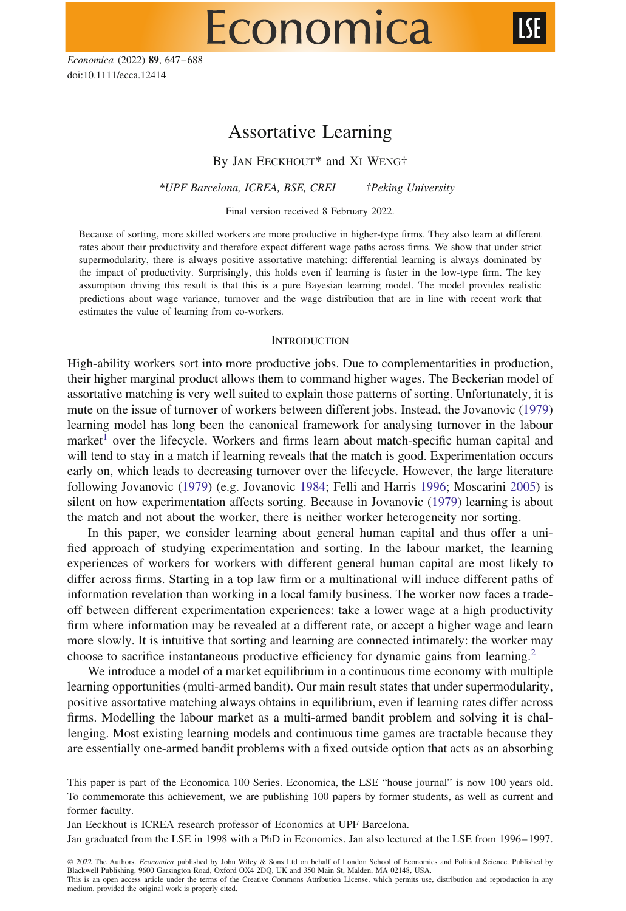# Assortative Learning

By Jan Eeckhout* and Xi Weng†

*UPF Barcelona, ICREA, BSE, CREI †Peking University

Final version received 8 February 2022.

Because of sorting, more skilled workers are more productive in higher-type firms. They also learn at different rates about their productivity and therefore expect different wage paths across firms. We show that under strict supermodularity, there is always positive assortative matching: differential learning is always dominated by the impact of productivity. Surprisingly, this holds even if learning is faster in the low-type firm. The key assumption driving this result is that this is a pure Bayesian learning model. The model provides realistic predictions about wage variance, turnover and the wage distribution that are in line with recent work that estimates the value of learning from co-workers.

## Introduction

High-ability workers sort into more productive jobs. Due to complementarities in production, their higher marginal product allows them to command higher wages. The Beckerian model of assortative matching is very well suited to explain those patterns of sorting. Unfortunately, it is mute on the issue of turnover of workers between different jobs. Instead, the Jovanovic (1979) learning model has long been the canonical framework for analysing turnover in the labour market[1] over the lifecycle. Workers and firms learn about match-specific human capital and will tend to stay in a match if learning reveals that the match is good. Experimentation occurs early on, which leads to decreasing turnover over the lifecycle. However, the large literature following Jovanovic (1979) (e.g. Jovanovic 1984; Felli and Harris 1996; Moscarini 2005) is silent on how experimentation affects sorting. Because in Jovanovic (1979) learning is about the match and not about the worker, there is neither worker heterogeneity nor sorting.

In this paper, we consider learning about general human capital and thus offer a unified approach of studying experimentation and sorting. In the labour market, the learning experiences of workers for workers with different general human capital are most likely to differ across firms. Starting in a top law firm or a multinational will induce different paths of information revelation than working in a local family business. The worker now faces a trade-off between different experimentation experiences: take a lower wage at a high productivity firm where information may be revealed at a different rate, or accept a higher wage and learn more slowly. It is intuitive that sorting and learning are connected intimately: the worker may choose to sacrifice instantaneous productive efficiency for dynamic gains from learning.[2]

We introduce a model of a market equilibrium in a continuous time economy with multiple learning opportunities (multi-armed bandit). Our main result states that under supermodularity, positive assortative matching always obtains in equilibrium, even if learning rates differ across firms. Modelling the labour market as a multi-armed bandit problem and solving it is challenging. Most existing learning models and continuous time games are tractable because they are essentially one-armed bandit problems with a fixed outside option that acts as an absorbing

This paper is part of the Economica 100 Series. Economica, the LSE "house journal" is now 100 years old. To commemorate this achievement, we are publishing 100 papers by former students, as well as current and former faculty.

Jan Eeckhout is ICREA research professor of Economics at UPF Barcelona.

Jan graduated from the LSE in 1998 with a PhD in Economics. Jan also lectured at the LSE from 1996–1997.

© 2022 The Authors. *Economica* published by John Wiley & Sons Ltd on behalf of London School of Economics and Political Science. Published by Blackwell Publishing, 9600 Garsington Road, Oxford OX4 2DQ, UK and 350 Main St, Malden, MA 02148, USA.
This is an open access article under the terms of the Creative Commons Attribution License, which permits use, distribution and reproduction in any medium, provided the original work is properly cited.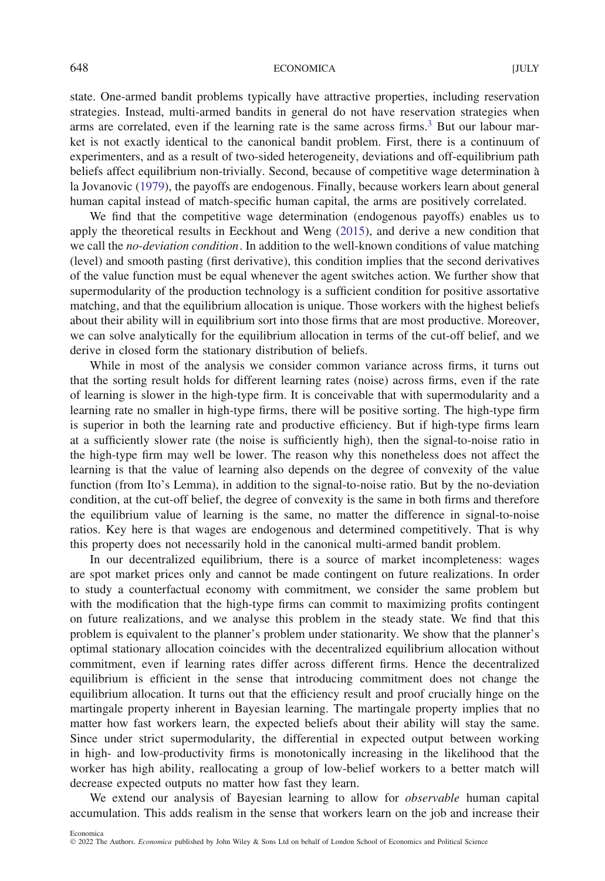state. One-armed bandit problems typically have attractive properties, including reservation strategies. Instead, multi-armed bandits in general do not have reservation strategies when arms are correlated, even if the learning rate is the same across firms.[3] But our labour market is not exactly identical to the canonical bandit problem. First, there is a continuum of experimenters, and as a result of two-sided heterogeneity, deviations and off-equilibrium path beliefs affect equilibrium non-trivially. Second, because of competitive wage determination à la Jovanovic (1979), the payoffs are endogenous. Finally, because workers learn about general human capital instead of match-specific human capital, the arms are positively correlated.

We find that the competitive wage determination (endogenous payoffs) enables us to apply the theoretical results in Eeckhout and Weng (2015), and derive a new condition that we call the *no-deviation condition*. In addition to the well-known conditions of value matching (level) and smooth pasting (first derivative), this condition implies that the second derivatives of the value function must be equal whenever the agent switches action. We further show that supermodularity of the production technology is a sufficient condition for positive assortative matching, and that the equilibrium allocation is unique. Those workers with the highest beliefs about their ability will in equilibrium sort into those firms that are most productive. Moreover, we can solve analytically for the equilibrium allocation in terms of the cut-off belief, and we derive in closed form the stationary distribution of beliefs.

While in most of the analysis we consider common variance across firms, it turns out that the sorting result holds for different learning rates (noise) across firms, even if the rate of learning is slower in the high-type firm. It is conceivable that with supermodularity and a learning rate no smaller in high-type firms, there will be positive sorting. The high-type firm is superior in both the learning rate and productive efficiency. But if high-type firms learn at a sufficiently slower rate (the noise is sufficiently high), then the signal-to-noise ratio in the high-type firm may well be lower. The reason why this nonetheless does not affect the learning is that the value of learning also depends on the degree of convexity of the value function (from Ito's Lemma), in addition to the signal-to-noise ratio. But by the no-deviation condition, at the cut-off belief, the degree of convexity is the same in both firms and therefore the equilibrium value of learning is the same, no matter the difference in signal-to-noise ratios. Key here is that wages are endogenous and determined competitively. That is why this property does not necessarily hold in the canonical multi-armed bandit problem.

In our decentralized equilibrium, there is a source of market incompleteness: wages are spot market prices only and cannot be made contingent on future realizations. In order to study a counterfactual economy with commitment, we consider the same problem but with the modification that the high-type firms can commit to maximizing profits contingent on future realizations, and we analyse this problem in the steady state. We find that this problem is equivalent to the planner's problem under stationarity. We show that the planner's optimal stationary allocation coincides with the decentralized equilibrium allocation without commitment, even if learning rates differ across different firms. Hence the decentralized equilibrium is efficient in the sense that introducing commitment does not change the equilibrium allocation. It turns out that the efficiency result and proof crucially hinge on the martingale property inherent in Bayesian learning. The martingale property implies that no matter how fast workers learn, the expected beliefs about their ability will stay the same. Since under strict supermodularity, the differential in expected output between working in high- and low-productivity firms is monotonically increasing in the likelihood that the worker has high ability, reallocating a group of low-belief workers to a better match will decrease expected outputs no matter how fast they learn.

We extend our analysis of Bayesian learning to allow for *observable* human capital accumulation. This adds realism in the sense that workers learn on the job and increase their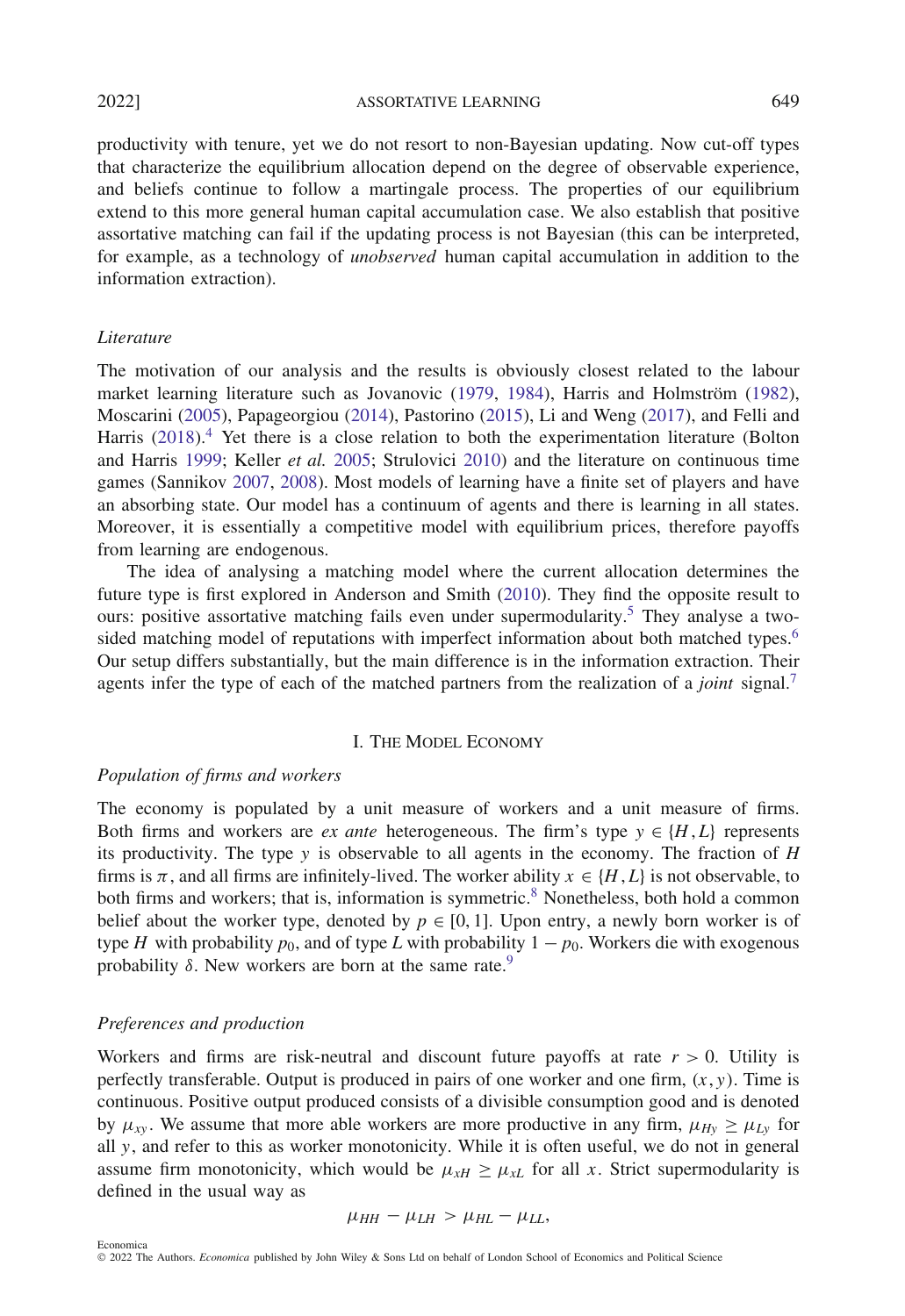productivity with tenure, yet we do not resort to non-Bayesian updating. Now cut-off types that characterize the equilibrium allocation depend on the degree of observable experience, and beliefs continue to follow a martingale process. The properties of our equilibrium extend to this more general human capital accumulation case. We also establish that positive assortative matching can fail if the updating process is not Bayesian (this can be interpreted, for example, as a technology of *unobserved* human capital accumulation in addition to the information extraction).

### *Literature*

The motivation of our analysis and the results is obviously closest related to the labour market learning literature such as Jovanovic (1979, 1984), Harris and Holmström (1982), Moscarini (2005), Papageorgiou (2014), Pastorino (2015), Li and Weng (2017), and Felli and Harris (2018).[4] Yet there is a close relation to both the experimentation literature (Bolton and Harris 1999; Keller *et al.* 2005; Strulovici 2010) and the literature on continuous time games (Sannikov 2007, 2008). Most models of learning have a finite set of players and have an absorbing state. Our model has a continuum of agents and there is learning in all states. Moreover, it is essentially a competitive model with equilibrium prices, therefore payoffs from learning are endogenous.

The idea of analysing a matching model where the current allocation determines the future type is first explored in Anderson and Smith (2010). They find the opposite result to ours: positive assortative matching fails even under supermodularity.[5] They analyse a two-sided matching model of reputations with imperfect information about both matched types.[6] Our setup differs substantially, but the main difference is in the information extraction. Their agents infer the type of each of the matched partners from the realization of a *joint* signal.[7]

## I. The Model Economy

### *Population of firms and workers*

The economy is populated by a unit measure of workers and a unit measure of firms. Both firms and workers are *ex ante* heterogeneous. The firm's type $y \in \{H, L\}$ represents its productivity. The type $y$ is observable to all agents in the economy. The fraction of $H$ firms is $\pi$, and all firms are infinitely-lived. The worker ability $x \in \{H, L\}$ is not observable, to both firms and workers; that is, information is symmetric.[8] Nonetheless, both hold a common belief about the worker type, denoted by $p \in [0, 1]$. Upon entry, a newly born worker is of type $H$ with probability $p_0$, and of type $L$ with probability $1 - p_0$. Workers die with exogenous probability $\delta$. New workers are born at the same rate.[9]

### *Preferences and production*

Workers and firms are risk-neutral and discount future payoffs at rate $r > 0$. Utility is perfectly transferable. Output is produced in pairs of one worker and one firm, $(x, y)$. Time is continuous. Positive output produced consists of a divisible consumption good and is denoted by $\mu_{xy}$. We assume that more able workers are more productive in any firm, $\mu_{Hy} \geq \mu_{Ly}$ for all $y$, and refer to this as worker monotonicity. While it is often useful, we do not in general assume firm monotonicity, which would be $\mu_{xH} \geq \mu_{xL}$ for all $x$. Strict supermodularity is defined in the usual way as

$$\mu_{HH} - \mu_{LH} > \mu_{HL} - \mu_{LL},$$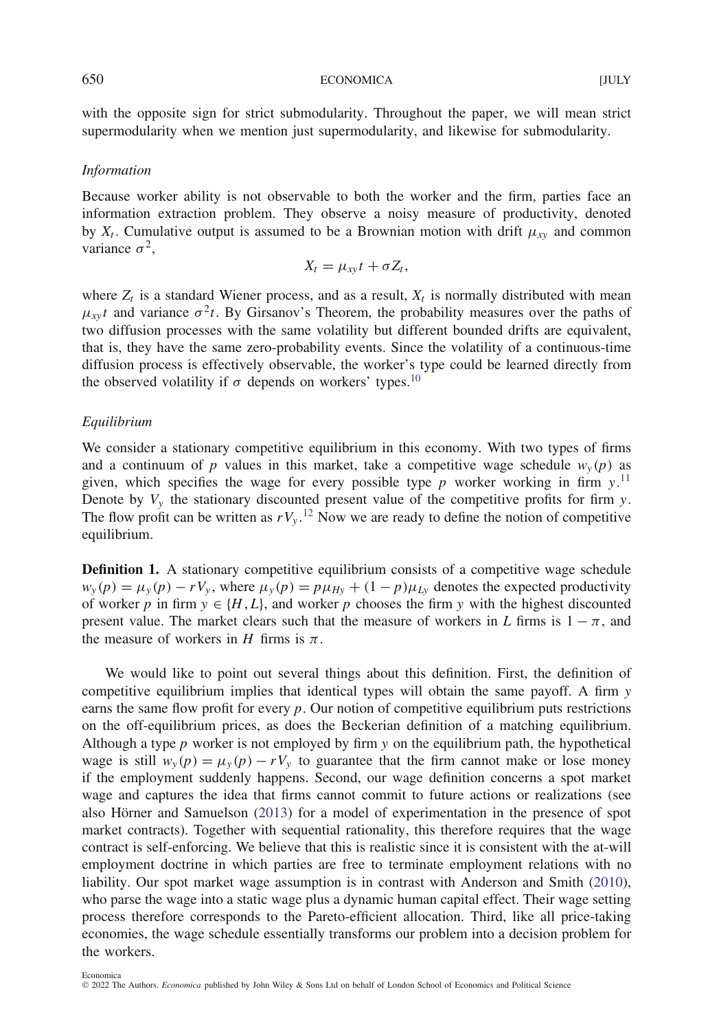with the opposite sign for strict submodularity. Throughout the paper, we will mean strict supermodularity when we mention just supermodularity, and likewise for submodularity.

### *Information*

Because worker ability is not observable to both the worker and the firm, parties face an information extraction problem. They observe a noisy measure of productivity, denoted by $X_t$. Cumulative output is assumed to be a Brownian motion with drift $\mu_{xy}$ and common variance $\sigma^2$,

$$X_t = \mu_{xy} t + \sigma Z_t,$$

where $Z_t$ is a standard Wiener process, and as a result, $X_t$ is normally distributed with mean $\mu_{xy} t$ and variance $\sigma^2 t$. By Girsanov's Theorem, the probability measures over the paths of two diffusion processes with the same volatility but different bounded drifts are equivalent, that is, they have the same zero-probability events. Since the volatility of a continuous-time diffusion process is effectively observable, the worker's type could be learned directly from the observed volatility if $\sigma$ depends on workers' types.[10]

### *Equilibrium*

We consider a stationary competitive equilibrium in this economy. With two types of firms and a continuum of $p$ values in this market, take a competitive wage schedule $w_y(p)$ as given, which specifies the wage for every possible type $p$ worker working in firm $y$.[11] Denote by $V_y$ the stationary discounted present value of the competitive profits for firm $y$. The flow profit can be written as $rV_y$.[12] Now we are ready to define the notion of competitive equilibrium.

**Definition 1.** A stationary competitive equilibrium consists of a competitive wage schedule $w_y(p) = \mu_y(p) - rV_y$, where $\mu_y(p) = p\mu_{Hy} + (1-p)\mu_{Ly}$ denotes the expected productivity of worker $p$ in firm $y \in \{H, L\}$, and worker $p$ chooses the firm $y$ with the highest discounted present value. The market clears such that the measure of workers in $L$ firms is $1 - \pi$, and the measure of workers in $H$ firms is $\pi$.

We would like to point out several things about this definition. First, the definition of competitive equilibrium implies that identical types will obtain the same payoff. A firm $y$ earns the same flow profit for every $p$. Our notion of competitive equilibrium puts restrictions on the off-equilibrium prices, as does the Beckerian definition of a matching equilibrium. Although a type $p$ worker is not employed by firm $y$ on the equilibrium path, the hypothetical wage is still $w_y(p) = \mu_y(p) - rV_y$ to guarantee that the firm cannot make or lose money if the employment suddenly happens. Second, our wage definition concerns a spot market wage and captures the idea that firms cannot commit to future actions or realizations (see also Hörner and Samuelson (2013) for a model of experimentation in the presence of spot market contracts). Together with sequential rationality, this therefore requires that the wage contract is self-enforcing. We believe that this is realistic since it is consistent with the at-will employment doctrine in which parties are free to terminate employment relations with no liability. Our spot market wage assumption is in contrast with Anderson and Smith (2010), who parse the wage into a static wage plus a dynamic human capital effect. Their wage setting process therefore corresponds to the Pareto-efficient allocation. Third, like all price-taking economies, the wage schedule essentially transforms our problem into a decision problem for the workers.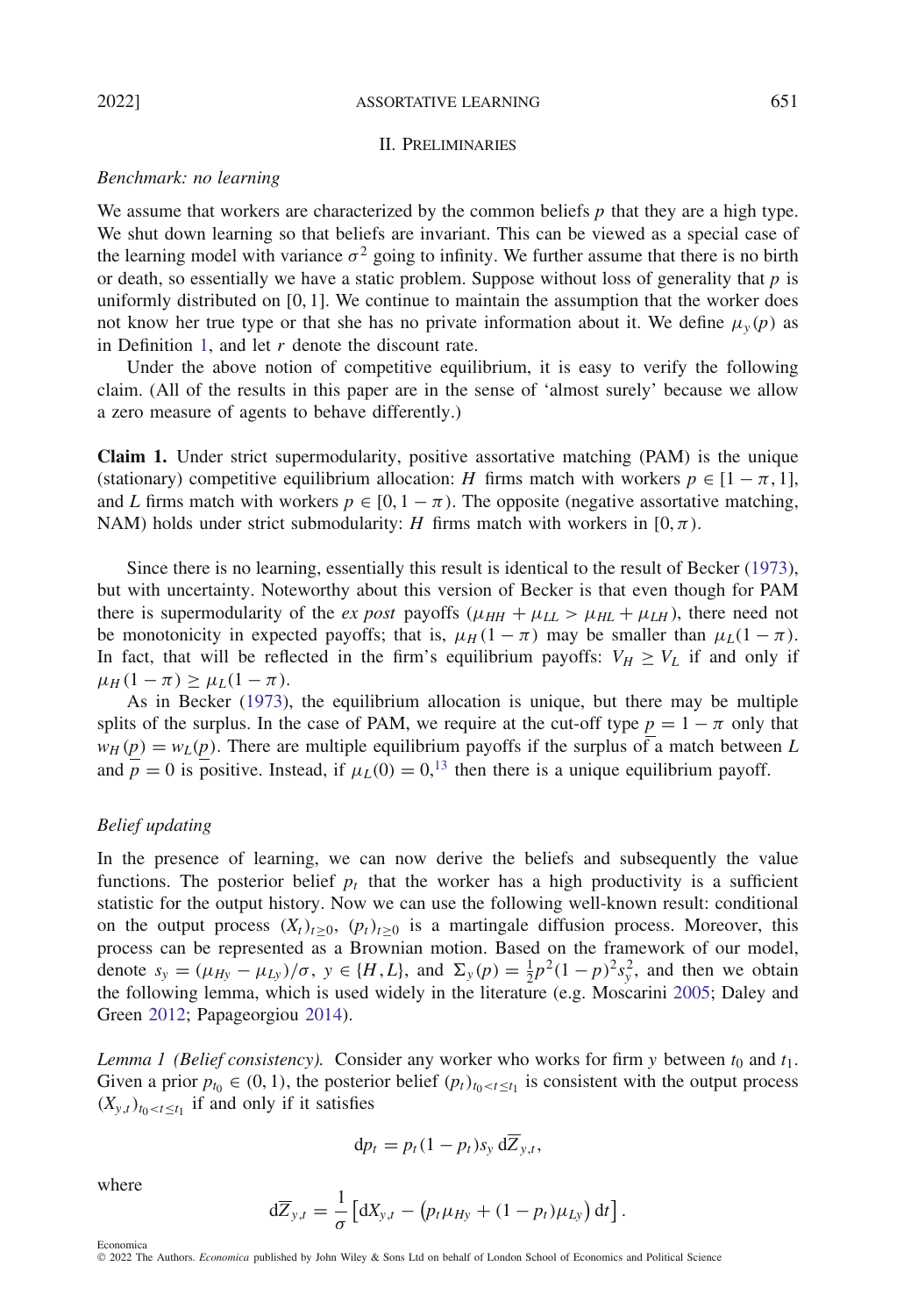## II. Preliminaries

*Benchmark: no learning*

We assume that workers are characterized by the common beliefs $p$ that they are a high type. We shut down learning so that beliefs are invariant. This can be viewed as a special case of the learning model with variance $\sigma^2$ going to infinity. We further assume that there is no birth or death, so essentially we have a static problem. Suppose without loss of generality that $p$ is uniformly distributed on $[0, 1]$. We continue to maintain the assumption that the worker does not know her true type or that she has no private information about it. We define $\mu_y(p)$ as in Definition 1, and let $r$ denote the discount rate.

Under the above notion of competitive equilibrium, it is easy to verify the following claim. (All of the results in this paper are in the sense of 'almost surely' because we allow a zero measure of agents to behave differently.)

**Claim 1.** Under strict supermodularity, positive assortative matching (PAM) is the unique (stationary) competitive equilibrium allocation: $H$ firms match with workers $p \in [1-\pi, 1]$, and $L$ firms match with workers $p \in [0, 1-\pi)$. The opposite (negative assortative matching, NAM) holds under strict submodularity: $H$ firms match with workers in $[0, \pi)$.

Since there is no learning, essentially this result is identical to the result of Becker (1973), but with uncertainty. Noteworthy about this version of Becker is that even though for PAM there is supermodularity of the *ex post* payoffs ($\mu_{HH} + \mu_{LL} > \mu_{HL} + \mu_{LH}$), there need not be monotonicity in expected payoffs; that is, $\mu_H(1-\pi)$ may be smaller than $\mu_L(1-\pi)$. In fact, that will be reflected in the firm's equilibrium payoffs: $V_H \geq V_L$ if and only if $\mu_H(1-\pi) \geq \mu_L(1-\pi)$.

As in Becker (1973), the equilibrium allocation is unique, but there may be multiple splits of the surplus. In the case of PAM, we require at the cut-off type $\underline{p} = 1-\pi$ only that $w_H(\underline{p}) = w_L(\underline{p})$. There are multiple equilibrium payoffs if the surplus of a match between $L$ and $\underline{p} = 0$ is positive. Instead, if $\mu_L(0) = 0$,[13] then there is a unique equilibrium payoff.

*Belief updating*

In the presence of learning, we can now derive the beliefs and subsequently the value functions. The posterior belief $p_t$ that the worker has a high productivity is a sufficient statistic for the output history. Now we can use the following well-known result: conditional on the output process $(X_t)_{t \geq 0}$, $(p_t)_{t \geq 0}$ is a martingale diffusion process. Moreover, this process can be represented as a Brownian motion. Based on the framework of our model, denote $s_y = (\mu_{Hy} - \mu_{Ly})/\sigma$, $y \in \{H, L\}$, and $\Sigma_y(p) = \frac{1}{2}p^2(1-p)^2 s_y^2$, and then we obtain the following lemma, which is used widely in the literature (e.g. Moscarini 2005; Daley and Green 2012; Papageorgiou 2014).

*Lemma 1 (Belief consistency).* Consider any worker who works for firm $y$ between $t_0$ and $t_1$. Given a prior $p_{t_0} \in (0, 1)$, the posterior belief $(p_t)_{t_0 < t \leq t_1}$ is consistent with the output process $(X_{y,t})_{t_0 < t \leq t_1}$ if and only if it satisfies

$$dp_t = p_t(1-p_t)s_y \, d\overline{Z}_{y,t},$$

where

$$d\overline{Z}_{y,t} = \frac{1}{\sigma}\left[dX_{y,t} - \left(p_t \mu_{Hy} + (1-p_t)\mu_{Ly}\right)dt\right].$$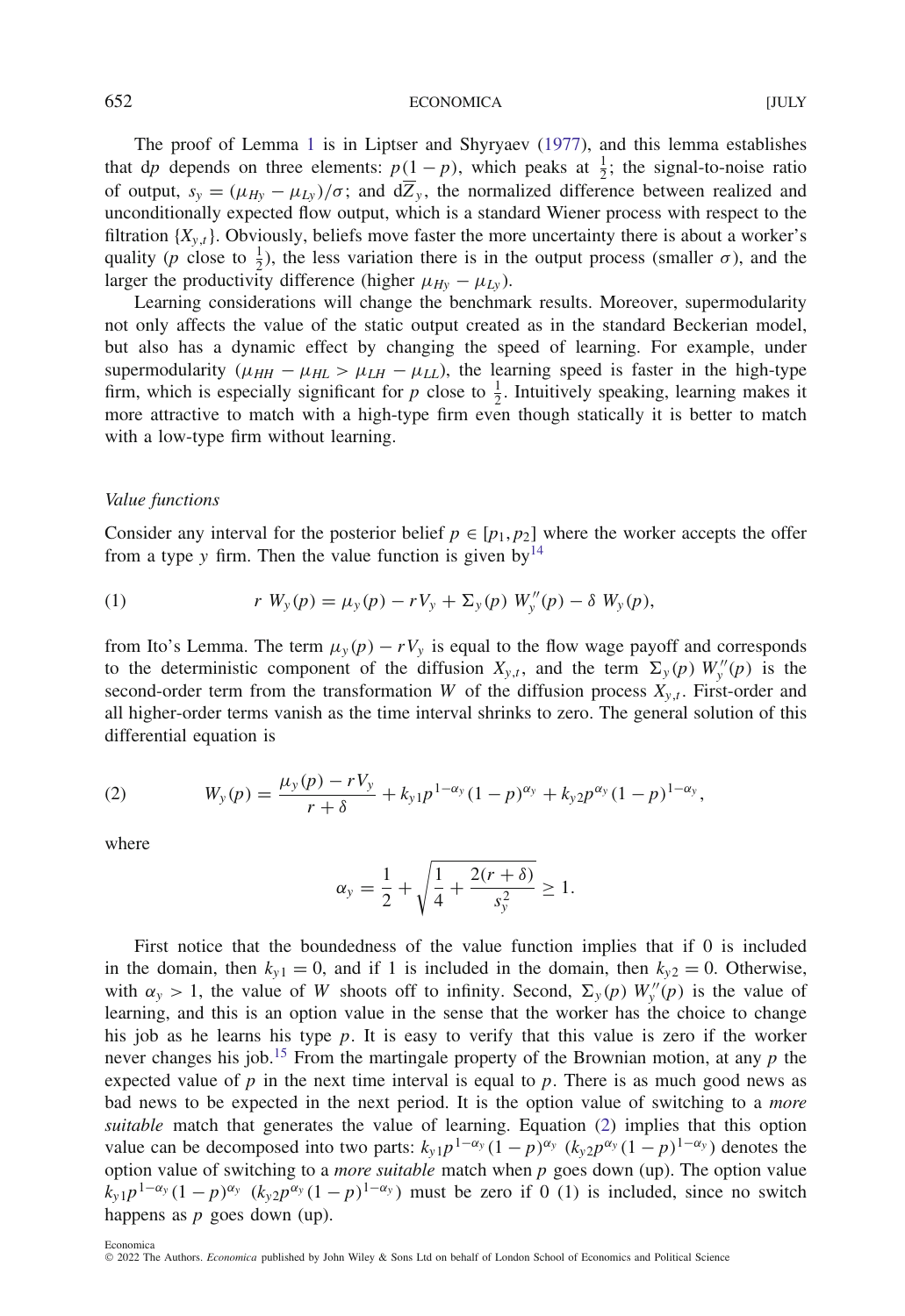The proof of Lemma 1 is in Liptser and Shyryaev (1977), and this lemma establishes that $dp$ depends on three elements: $p(1-p)$, which peaks at $\frac{1}{2}$; the signal-to-noise ratio of output, $s_y = (\mu_{Hy} - \mu_{Ly})/\sigma$; and $d\overline{Z}_y$, the normalized difference between realized and unconditionally expected flow output, which is a standard Wiener process with respect to the filtration $\{X_{y,t}\}$. Obviously, beliefs move faster the more uncertainty there is about a worker's quality ($p$ close to $\frac{1}{2}$), the less variation there is in the output process (smaller $\sigma$), and the larger the productivity difference (higher $\mu_{Hy} - \mu_{Ly}$).

Learning considerations will change the benchmark results. Moreover, supermodularity not only affects the value of the static output created as in the standard Beckerian model, but also has a dynamic effect by changing the speed of learning. For example, under supermodularity ($\mu_{HH} - \mu_{HL} > \mu_{LH} - \mu_{LL}$), the learning speed is faster in the high-type firm, which is especially significant for $p$ close to $\frac{1}{2}$. Intuitively speaking, learning makes it more attractive to match with a high-type firm even though statically it is better to match with a low-type firm without learning.

### *Value functions*

Consider any interval for the posterior belief $p \in [p_1, p_2]$ where the worker accepts the offer from a type $y$ firm. Then the value function is given by[14]

$$r\ W_y(p) = \mu_y(p) - rV_y + \Sigma_y(p)\ W_y''(p) - \delta\ W_y(p), \tag{1}$$

from Ito's Lemma. The term $\mu_y(p) - rV_y$ is equal to the flow wage payoff and corresponds to the deterministic component of the diffusion $X_{y,t}$, and the term $\Sigma_y(p)\ W_y''(p)$ is the second-order term from the transformation $W$ of the diffusion process $X_{y,t}$. First-order and all higher-order terms vanish as the time interval shrinks to zero. The general solution of this differential equation is

$$W_y(p) = \frac{\mu_y(p) - rV_y}{r+\delta} + k_{y1}p^{1-\alpha_y}(1-p)^{\alpha_y} + k_{y2}p^{\alpha_y}(1-p)^{1-\alpha_y}, \tag{2}$$

where

$$\alpha_y = \frac{1}{2} + \sqrt{\frac{1}{4} + \frac{2(r+\delta)}{s_y^2}} \geq 1.$$

First notice that the boundedness of the value function implies that if 0 is included in the domain, then $k_{y1} = 0$, and if 1 is included in the domain, then $k_{y2} = 0$. Otherwise, with $\alpha_y > 1$, the value of $W$ shoots off to infinity. Second, $\Sigma_y(p)\ W_y''(p)$ is the value of learning, and this is an option value in the sense that the worker has the choice to change his job as he learns his type $p$. It is easy to verify that this value is zero if the worker never changes his job.[15] From the martingale property of the Brownian motion, at any $p$ the expected value of $p$ in the next time interval is equal to $p$. There is as much good news as bad news to be expected in the next period. It is the option value of switching to a *more suitable* match that generates the value of learning. Equation (2) implies that this option value can be decomposed into two parts: $k_{y1}p^{1-\alpha_y}(1-p)^{\alpha_y}$ ($k_{y2}p^{\alpha_y}(1-p)^{1-\alpha_y}$) denotes the option value of switching to a *more suitable* match when $p$ goes down (up). The option value $k_{y1}p^{1-\alpha_y}(1-p)^{\alpha_y}$ ($k_{y2}p^{\alpha_y}(1-p)^{1-\alpha_y}$) must be zero if 0 (1) is included, since no switch happens as $p$ goes down (up).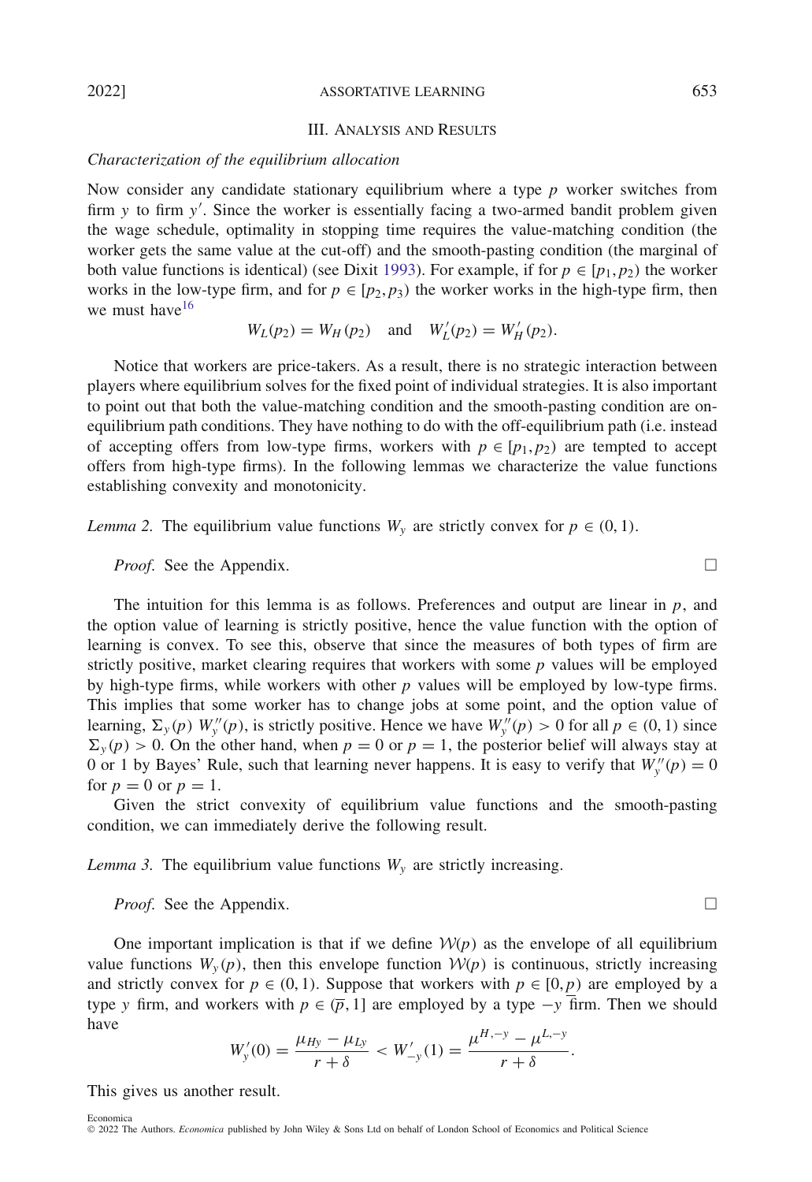## III. Analysis and Results

### *Characterization of the equilibrium allocation*

Now consider any candidate stationary equilibrium where a type $p$ worker switches from firm $y$ to firm $y'$. Since the worker is essentially facing a two-armed bandit problem given the wage schedule, optimality in stopping time requires the value-matching condition (the worker gets the same value at the cut-off) and the smooth-pasting condition (the marginal of both value functions is identical) (see Dixit 1993). For example, if for $p \in [p_1, p_2)$ the worker works in the low-type firm, and for $p \in [p_2, p_3)$ the worker works in the high-type firm, then we must have[16]

$$W_L(p_2) = W_H(p_2) \quad \text{and} \quad W_L'(p_2) = W_H'(p_2).$$

Notice that workers are price-takers. As a result, there is no strategic interaction between players where equilibrium solves for the fixed point of individual strategies. It is also important to point out that both the value-matching condition and the smooth-pasting condition are on-equilibrium path conditions. They have nothing to do with the off-equilibrium path (i.e. instead of accepting offers from low-type firms, workers with $p \in [p_1, p_2)$ are tempted to accept offers from high-type firms). In the following lemmas we characterize the value functions establishing convexity and monotonicity.

*Lemma 2.* The equilibrium value functions $W_y$ are strictly convex for $p \in (0, 1)$.

*Proof.* See the Appendix. □

The intuition for this lemma is as follows. Preferences and output are linear in $p$, and the option value of learning is strictly positive, hence the value function with the option of learning is convex. To see this, observe that since the measures of both types of firm are strictly positive, market clearing requires that workers with some $p$ values will be employed by high-type firms, while workers with other $p$ values will be employed by low-type firms. This implies that some worker has to change jobs at some point, and the option value of learning, $\Sigma_y(p)\, W_y''(p)$, is strictly positive. Hence we have $W_y''(p) > 0$ for all $p \in (0, 1)$ since $\Sigma_y(p) > 0$. On the other hand, when $p = 0$ or $p = 1$, the posterior belief will always stay at 0 or 1 by Bayes' Rule, such that learning never happens. It is easy to verify that $W_y''(p) = 0$ for $p = 0$ or $p = 1$.

Given the strict convexity of equilibrium value functions and the smooth-pasting condition, we can immediately derive the following result.

*Lemma 3.* The equilibrium value functions $W_y$ are strictly increasing.

*Proof.* See the Appendix. □

One important implication is that if we define $\mathcal{W}(p)$ as the envelope of all equilibrium value functions $W_y(p)$, then this envelope function $\mathcal{W}(p)$ is continuous, strictly increasing and strictly convex for $p \in (0, 1)$. Suppose that workers with $p \in [0, \underline{p})$ are employed by a type $y$ firm, and workers with $p \in (\overline{p}, 1]$ are employed by a type $-y$ firm. Then we should have

$$W_y'(0) = \frac{\mu_{Hy} - \mu_{Ly}}{r + \delta} < W_{-y}'(1) = \frac{\mu^{H,-y} - \mu^{L,-y}}{r + \delta}.$$

This gives us another result.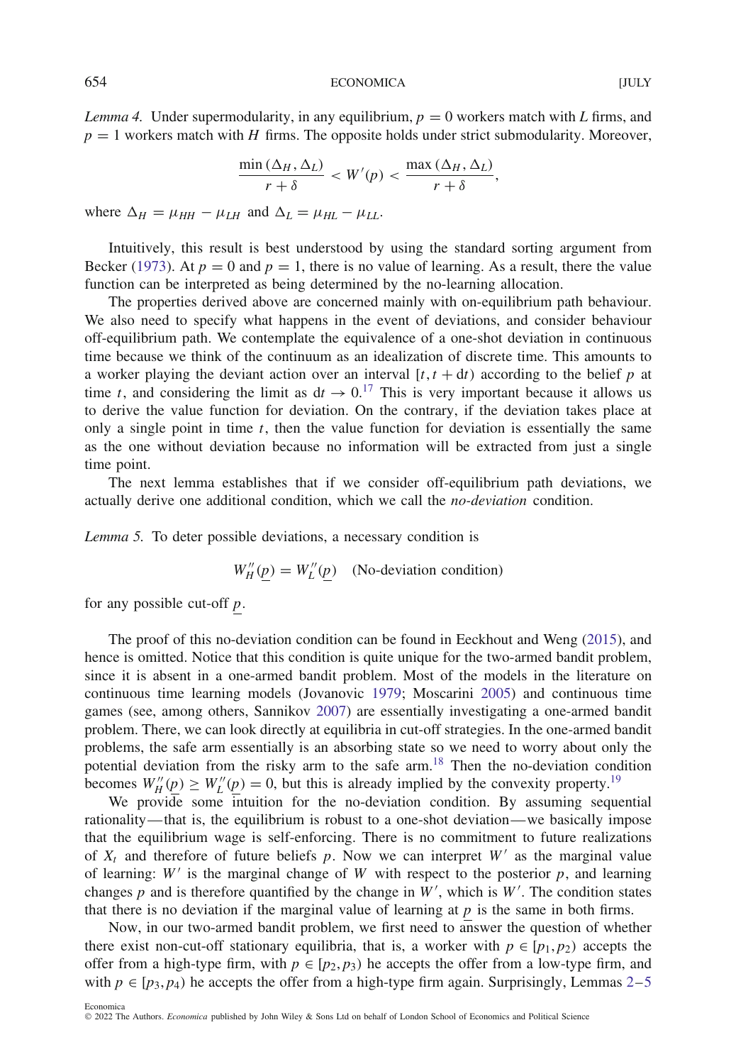*Lemma 4.* Under supermodularity, in any equilibrium, $p = 0$ workers match with $L$ firms, and $p = 1$ workers match with $H$ firms. The opposite holds under strict submodularity. Moreover,

$$\frac{\min(\Delta_H, \Delta_L)}{r+\delta} < W'(p) < \frac{\max(\Delta_H, \Delta_L)}{r+\delta},$$

where $\Delta_H = \mu_{HH} - \mu_{LH}$ and $\Delta_L = \mu_{HL} - \mu_{LL}$.

Intuitively, this result is best understood by using the standard sorting argument from Becker (1973). At $p = 0$ and $p = 1$, there is no value of learning. As a result, there the value function can be interpreted as being determined by the no-learning allocation.

The properties derived above are concerned mainly with on-equilibrium path behaviour. We also need to specify what happens in the event of deviations, and consider behaviour off-equilibrium path. We contemplate the equivalence of a one-shot deviation in continuous time because we think of the continuum as an idealization of discrete time. This amounts to a worker playing the deviant action over an interval $[t, t + \mathrm{d}t)$ according to the belief $p$ at time $t$, and considering the limit as $\mathrm{d}t \to 0$.[17] This is very important because it allows us to derive the value function for deviation. On the contrary, if the deviation takes place at only a single point in time $t$, then the value function for deviation is essentially the same as the one without deviation because no information will be extracted from just a single time point.

The next lemma establishes that if we consider off-equilibrium path deviations, we actually derive one additional condition, which we call the *no-deviation* condition.

*Lemma 5.* To deter possible deviations, a necessary condition is

$$W_H''(\underline{p}) = W_L''(\underline{p}) \quad \text{(No-deviation condition)}$$

for any possible cut-off $\underline{p}$.

The proof of this no-deviation condition can be found in Eeckhout and Weng (2015), and hence is omitted. Notice that this condition is quite unique for the two-armed bandit problem, since it is absent in a one-armed bandit problem. Most of the models in the literature on continuous time learning models (Jovanovic 1979; Moscarini 2005) and continuous time games (see, among others, Sannikov 2007) are essentially investigating a one-armed bandit problem. There, we can look directly at equilibria in cut-off strategies. In the one-armed bandit problems, the safe arm essentially is an absorbing state so we need to worry about only the potential deviation from the risky arm to the safe arm.[18] Then the no-deviation condition becomes $W_H''(\underline{p}) \geq W_L''(\underline{p}) = 0$, but this is already implied by the convexity property.[19]

We provide some intuition for the no-deviation condition. By assuming sequential rationality—that is, the equilibrium is robust to a one-shot deviation—we basically impose that the equilibrium wage is self-enforcing. There is no commitment to future realizations of $X_t$ and therefore of future beliefs $p$. Now we can interpret $W'$ as the marginal value of learning: $W'$ is the marginal change of $W$ with respect to the posterior $p$, and learning changes $p$ and is therefore quantified by the change in $W'$, which is $W'$. The condition states that there is no deviation if the marginal value of learning at $\underline{p}$ is the same in both firms.

Now, in our two-armed bandit problem, we first need to answer the question of whether there exist non-cut-off stationary equilibria, that is, a worker with $p \in [p_1, p_2)$ accepts the offer from a high-type firm, with $p \in [p_2, p_3)$ he accepts the offer from a low-type firm, and with $p \in [p_3, p_4)$ he accepts the offer from a high-type firm again. Surprisingly, Lemmas 2–5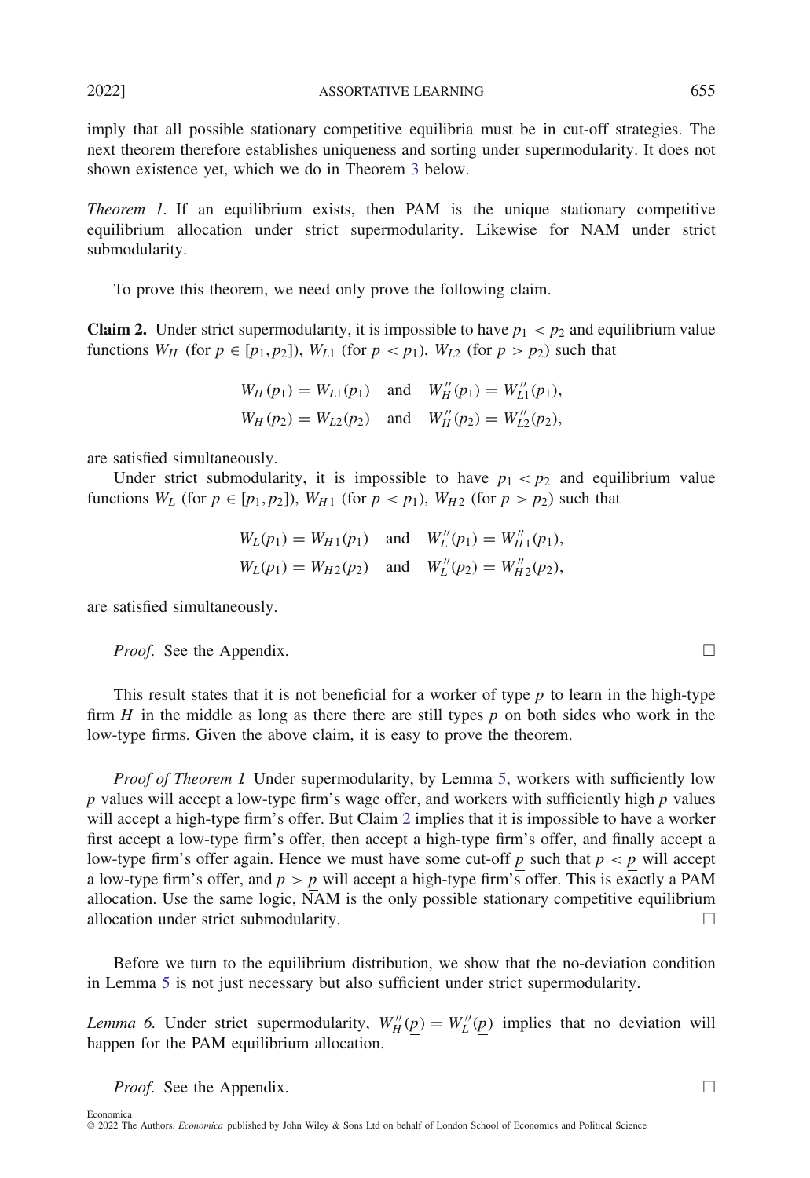imply that all possible stationary competitive equilibria must be in cut-off strategies. The next theorem therefore establishes uniqueness and sorting under supermodularity. It does not shown existence yet, which we do in Theorem 3 below.

*Theorem 1*. If an equilibrium exists, then PAM is the unique stationary competitive equilibrium allocation under strict supermodularity. Likewise for NAM under strict submodularity.

To prove this theorem, we need only prove the following claim.

**Claim 2.** Under strict supermodularity, it is impossible to have $p_1 < p_2$ and equilibrium value functions $W_H$ (for $p \in [p_1, p_2]$), $W_{L1}$ (for $p < p_1$), $W_{L2}$ (for $p > p_2$) such that

$$W_H(p_1) = W_{L1}(p_1) \quad \text{and} \quad W_H''(p_1) = W_{L1}''(p_1),$$
$$W_H(p_2) = W_{L2}(p_2) \quad \text{and} \quad W_H''(p_2) = W_{L2}''(p_2),$$

are satisfied simultaneously.

Under strict submodularity, it is impossible to have $p_1 < p_2$ and equilibrium value functions $W_L$ (for $p \in [p_1, p_2]$), $W_{H1}$ (for $p < p_1$), $W_{H2}$ (for $p > p_2$) such that

$$W_L(p_1) = W_{H1}(p_1) \quad \text{and} \quad W_L''(p_1) = W_{H1}''(p_1),$$
$$W_L(p_1) = W_{H2}(p_2) \quad \text{and} \quad W_L''(p_2) = W_{H2}''(p_2),$$

are satisfied simultaneously.

*Proof.* See the Appendix. □

This result states that it is not beneficial for a worker of type $p$ to learn in the high-type firm $H$ in the middle as long as there there are still types $p$ on both sides who work in the low-type firms. Given the above claim, it is easy to prove the theorem.

*Proof of Theorem 1* Under supermodularity, by Lemma 5, workers with sufficiently low $p$ values will accept a low-type firm's wage offer, and workers with sufficiently high $p$ values will accept a high-type firm's offer. But Claim 2 implies that it is impossible to have a worker first accept a low-type firm's offer, then accept a high-type firm's offer, and finally accept a low-type firm's offer again. Hence we must have some cut-off $\underline{p}$ such that $p < \underline{p}$ will accept a low-type firm's offer, and $p > \underline{p}$ will accept a high-type firm's offer. This is exactly a PAM allocation. Use the same logic, NAM is the only possible stationary competitive equilibrium allocation under strict submodularity. □

Before we turn to the equilibrium distribution, we show that the no-deviation condition in Lemma 5 is not just necessary but also sufficient under strict supermodularity.

*Lemma 6*. Under strict supermodularity, $W_H''(\underline{p}) = W_L''(\underline{p})$ implies that no deviation will happen for the PAM equilibrium allocation.

*Proof.* See the Appendix. □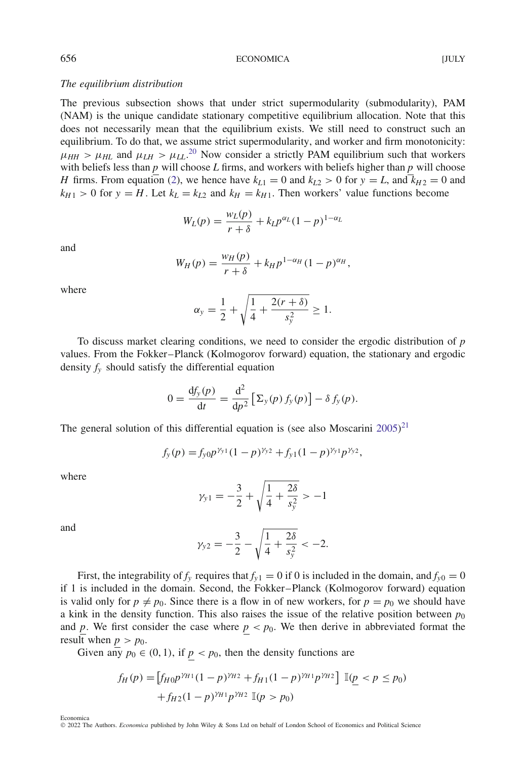*The equilibrium distribution*

The previous subsection shows that under strict supermodularity (submodularity), PAM (NAM) is the unique candidate stationary competitive equilibrium allocation. Note that this does not necessarily mean that the equilibrium exists. We still need to construct such an equilibrium. To do that, we assume strict supermodularity, and worker and firm monotonicity: $\mu_{HH} > \mu_{HL}$ and $\mu_{LH} > \mu_{LL}$.[20] Now consider a strictly PAM equilibrium such that workers with beliefs less than $\underline{p}$ will choose $L$ firms, and workers with beliefs higher than $\underline{p}$ will choose $H$ firms. From equation (2), we hence have $k_{L1} = 0$ and $k_{L2} > 0$ for $y = L$, and $k_{H2} = 0$ and $k_{H1} > 0$ for $y = H$. Let $k_L = k_{L2}$ and $k_H = k_{H1}$. Then workers' value functions become

$$W_L(p) = \frac{w_L(p)}{r+\delta} + k_L p^{\alpha_L}(1-p)^{1-\alpha_L}$$

and

$$W_H(p) = \frac{w_H(p)}{r+\delta} + k_H p^{1-\alpha_H}(1-p)^{\alpha_H},$$

where

$$\alpha_y = \frac{1}{2} + \sqrt{\frac{1}{4} + \frac{2(r+\delta)}{s_y^2}} \geq 1.$$

To discuss market clearing conditions, we need to consider the ergodic distribution of $p$ values. From the Fokker–Planck (Kolmogorov forward) equation, the stationary and ergodic density $f_y$ should satisfy the differential equation

$$0 = \frac{\mathrm{d}f_y(p)}{\mathrm{d}t} = \frac{\mathrm{d}^2}{\mathrm{d}p^2}\left[\Sigma_y(p)\, f_y(p)\right] - \delta\, f_y(p).$$

The general solution of this differential equation is (see also Moscarini 2005)[21]

$$f_y(p) = f_{y0} p^{\gamma_{y1}}(1-p)^{\gamma_{y2}} + f_{y1}(1-p)^{\gamma_{y1}} p^{\gamma_{y2}},$$

where

$$\gamma_{y1} = -\frac{3}{2} + \sqrt{\frac{1}{4} + \frac{2\delta}{s_y^2}} > -1$$

and

$$\gamma_{y2} = -\frac{3}{2} - \sqrt{\frac{1}{4} + \frac{2\delta}{s_y^2}} < -2.$$

First, the integrability of $f_y$ requires that $f_{y1} = 0$ if 0 is included in the domain, and $f_{y0} = 0$ if 1 is included in the domain. Second, the Fokker–Planck (Kolmogorov forward) equation is valid only for $p \neq p_0$. Since there is a flow in of new workers, for $p = p_0$ we should have a kink in the density function. This also raises the issue of the relative position between $p_0$ and $\underline{p}$. We first consider the case where $\underline{p} < p_0$. We then derive in abbreviated format the result when $\underline{p} > p_0$.

Given any $p_0 \in (0, 1)$, if $\underline{p} < p_0$, then the density functions are

$$\begin{aligned} f_H(p) = &\left[f_{H0} p^{\gamma_{H1}}(1-p)^{\gamma_{H2}} + f_{H1}(1-p)^{\gamma_{H1}} p^{\gamma_{H2}}\right] \mathbb{I}(\underline{p} < p \leq p_0) \\ &+ f_{H2}(1-p)^{\gamma_{H1}} p^{\gamma_{H2}}\, \mathbb{I}(p > p_0) \end{aligned}$$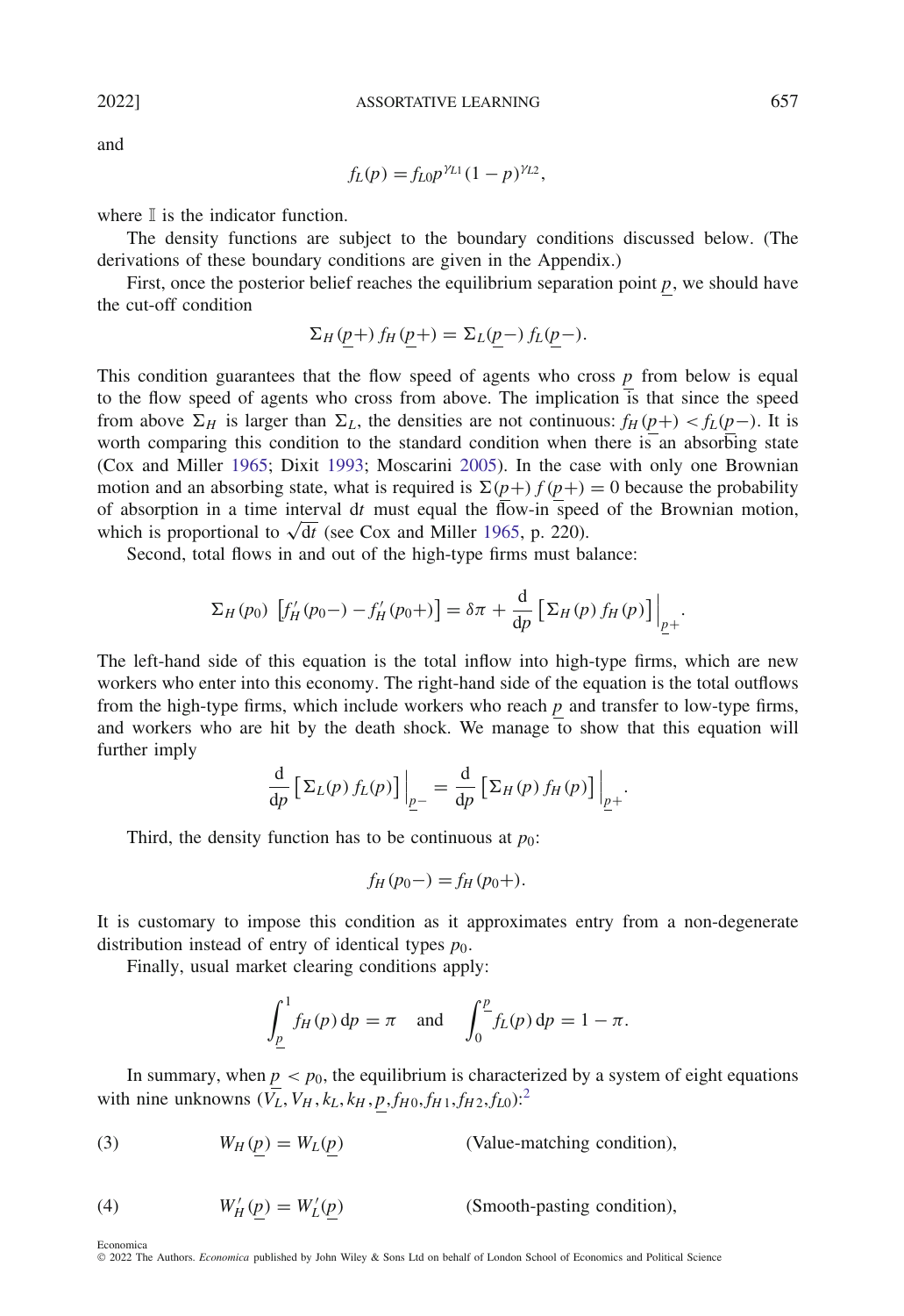and

$$f_L(p) = f_{L0} p^{\gamma_{L1}} (1-p)^{\gamma_{L2}},$$

where $\mathbb{I}$ is the indicator function.

The density functions are subject to the boundary conditions discussed below. (The derivations of these boundary conditions are given in the Appendix.)

First, once the posterior belief reaches the equilibrium separation point $\underline{p}$, we should have the cut-off condition

$$\Sigma_H(\underline{p}+)\, f_H(\underline{p}+) = \Sigma_L(\underline{p}-)\, f_L(\underline{p}-).$$

This condition guarantees that the flow speed of agents who cross $\underline{p}$ from below is equal to the flow speed of agents who cross from above. The implication is that since the speed from above $\Sigma_H$ is larger than $\Sigma_L$, the densities are not continuous: $f_H(\underline{p}+) < f_L(\underline{p}-)$. It is worth comparing this condition to the standard condition when there is an absorbing state (Cox and Miller 1965; Dixit 1993; Moscarini 2005). In the case with only one Brownian motion and an absorbing state, what is required is $\Sigma(\underline{p}+)\, f(\underline{p}+) = 0$ because the probability of absorption in a time interval $\mathrm{d}t$ must equal the flow-in speed of the Brownian motion, which is proportional to $\sqrt{\mathrm{d}t}$ (see Cox and Miller 1965, p. 220).

Second, total flows in and out of the high-type firms must balance:

$$\Sigma_H(p_0)\, \left[f_H'(p_0-) - f_H'(p_0+)\right] = \delta\pi + \frac{\mathrm{d}}{\mathrm{d}p}\left[\Sigma_H(p)\, f_H(p)\right]\Big|_{\underline{p}+}.$$

The left-hand side of this equation is the total inflow into high-type firms, which are new workers who enter into this economy. The right-hand side of the equation is the total outflows from the high-type firms, which include workers who reach $\underline{p}$ and transfer to low-type firms, and workers who are hit by the death shock. We manage to show that this equation will further imply

$$\frac{\mathrm{d}}{\mathrm{d}p}\left[\Sigma_L(p)\, f_L(p)\right]\Big|_{\underline{p}-} = \frac{\mathrm{d}}{\mathrm{d}p}\left[\Sigma_H(p)\, f_H(p)\right]\Big|_{\underline{p}+}.$$

Third, the density function has to be continuous at $p_0$:

$$f_H(p_0-) = f_H(p_0+).$$

It is customary to impose this condition as it approximates entry from a non-degenerate distribution instead of entry of identical types $p_0$.

Finally, usual market clearing conditions apply:

$$\int_{\underline{p}}^{1} f_H(p)\, \mathrm{d}p = \pi \quad \text{and} \quad \int_{0}^{\underline{p}} f_L(p)\, \mathrm{d}p = 1 - \pi.$$

In summary, when $\underline{p} < p_0$, the equilibrium is characterized by a system of eight equations with nine unknowns $(\overline{V_L}, V_H, k_L, k_H, \underline{p}, f_{H0}, f_{H1}, f_{H2}, f_{L0})$:[2]

$$W_H(\underline{p}) = W_L(\underline{p}) \qquad \text{(Value-matching condition)}, \tag{3}$$

$$W_H'(\underline{p}) = W_L'(\underline{p}) \qquad \text{(Smooth-pasting condition)}, \tag{4}$$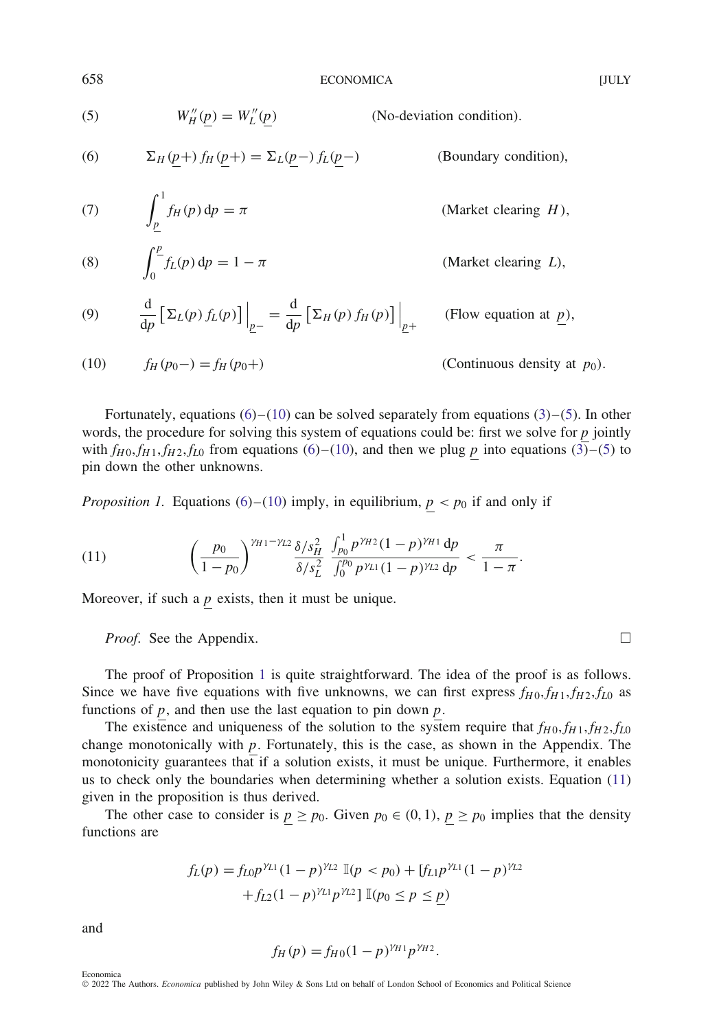$$W''_H(\underline{p}) = W''_L(\underline{p}) \qquad \text{(No-deviation condition).} \tag{5}$$

$$\Sigma_H(\underline{p}+)\, f_H(\underline{p}+) = \Sigma_L(\underline{p}-)\, f_L(\underline{p}-) \qquad \text{(Boundary condition),} \tag{6}$$

$$\int_{\underline{p}}^{1} f_H(p)\, \mathrm{d}p = \pi \qquad \text{(Market clearing } H\text{),} \tag{7}$$

$$\int_{0}^{\underline{p}} f_L(p)\, \mathrm{d}p = 1 - \pi \qquad \text{(Market clearing } L\text{),} \tag{8}$$

$$\frac{\mathrm{d}}{\mathrm{d}p}\big[\Sigma_L(p)\, f_L(p)\big]\Big|_{\underline{p}-} = \frac{\mathrm{d}}{\mathrm{d}p}\big[\Sigma_H(p)\, f_H(p)\big]\Big|_{\underline{p}+} \qquad \text{(Flow equation at } \underline{p}\text{),} \tag{9}$$

$$f_H(p_0-) = f_H(p_0+) \qquad \text{(Continuous density at } p_0\text{).} \tag{10}$$

Fortunately, equations (6)–(10) can be solved separately from equations (3)–(5). In other words, the procedure for solving this system of equations could be: first we solve for $\underline{p}$ jointly with $f_{H0}, f_{H1}, f_{H2}, f_{L0}$ from equations (6)–(10), and then we plug $\underline{p}$ into equations (3)–(5) to pin down the other unknowns.

*Proposition 1.* Equations (6)–(10) imply, in equilibrium, $\underline{p} < p_0$ if and only if

$$\left(\frac{p_0}{1-p_0}\right)^{\gamma_{H1}-\gamma_{L2}} \frac{\delta/s_H^2}{\delta/s_L^2}\, \frac{\int_{p_0}^{1} p^{\gamma_{H2}}(1-p)^{\gamma_{H1}}\, \mathrm{d}p}{\int_{0}^{p_0} p^{\gamma_{L1}}(1-p)^{\gamma_{L2}}\, \mathrm{d}p} < \frac{\pi}{1-\pi}. \tag{11}$$

Moreover, if such a $\underline{p}$ exists, then it must be unique.

*Proof.* See the Appendix. □

The proof of Proposition 1 is quite straightforward. The idea of the proof is as follows. Since we have five equations with five unknowns, we can first express $f_{H0}, f_{H1}, f_{H2}, f_{L0}$ as functions of $\underline{p}$, and then use the last equation to pin down $\underline{p}$.

The existence and uniqueness of the solution to the system require that $f_{H0}, f_{H1}, f_{H2}, f_{L0}$ change monotonically with $\underline{p}$. Fortunately, this is the case, as shown in the Appendix. The monotonicity guarantees that if a solution exists, it must be unique. Furthermore, it enables us to check only the boundaries when determining whether a solution exists. Equation (11) given in the proposition is thus derived.

The other case to consider is $\underline{p} \geq p_0$. Given $p_0 \in (0,1)$, $\underline{p} \geq p_0$ implies that the density functions are

$$f_L(p) = f_{L0}p^{\gamma_{L1}}(1-p)^{\gamma_{L2}}\, \mathbb{I}(p < p_0) + [f_{L1}p^{\gamma_{L1}}(1-p)^{\gamma_{L2}} + f_{L2}(1-p)^{\gamma_{L1}}p^{\gamma_{L2}}]\, \mathbb{I}(p_0 \leq p \leq \underline{p})$$

and

$$f_H(p) = f_{H0}(1-p)^{\gamma_{H1}}p^{\gamma_{H2}}.$$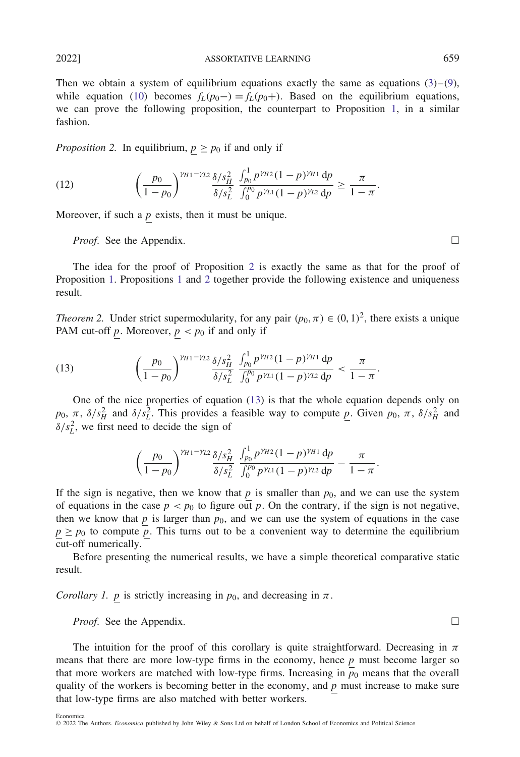Then we obtain a system of equilibrium equations exactly the same as equations (3)–(9), while equation (10) becomes $f_L(p_0-) = f_L(p_0+)$. Based on the equilibrium equations, we can prove the following proposition, the counterpart to Proposition 1, in a similar fashion.

*Proposition 2.* In equilibrium, $\underline{p} \geq p_0$ if and only if

$$\left(\frac{p_0}{1-p_0}\right)^{\gamma_{H1}-\gamma_{L2}} \frac{\delta/s_H^2}{\delta/s_L^2} \frac{\int_{p_0}^{1} p^{\gamma_{H2}}(1-p)^{\gamma_{H1}}\,\mathrm{d}p}{\int_0^{p_0} p^{\gamma_{L1}}(1-p)^{\gamma_{L2}}\,\mathrm{d}p} \geq \frac{\pi}{1-\pi}. \tag{12}$$

Moreover, if such a $\underline{p}$ exists, then it must be unique.

*Proof.* See the Appendix. □

The idea for the proof of Proposition 2 is exactly the same as that for the proof of Proposition 1. Propositions 1 and 2 together provide the following existence and uniqueness result.

*Theorem 2.* Under strict supermodularity, for any pair $(p_0, \pi) \in (0,1)^2$, there exists a unique PAM cut-off $\underline{p}$. Moreover, $\underline{p} < p_0$ if and only if

$$\left(\frac{p_0}{1-p_0}\right)^{\gamma_{H1}-\gamma_{L2}} \frac{\delta/s_H^2}{\delta/s_L^2} \frac{\int_{p_0}^{1} p^{\gamma_{H2}}(1-p)^{\gamma_{H1}}\,\mathrm{d}p}{\int_0^{p_0} p^{\gamma_{L1}}(1-p)^{\gamma_{L2}}\,\mathrm{d}p} < \frac{\pi}{1-\pi}. \tag{13}$$

One of the nice properties of equation (13) is that the whole equation depends only on $p_0$, $\pi$, $\delta/s_H^2$ and $\delta/s_L^2$. This provides a feasible way to compute $\underline{p}$. Given $p_0$, $\pi$, $\delta/s_H^2$ and $\delta/s_L^2$, we first need to decide the sign of

$$\left(\frac{p_0}{1-p_0}\right)^{\gamma_{H1}-\gamma_{L2}} \frac{\delta/s_H^2}{\delta/s_L^2} \frac{\int_{p_0}^{1} p^{\gamma_{H2}}(1-p)^{\gamma_{H1}}\,\mathrm{d}p}{\int_0^{p_0} p^{\gamma_{L1}}(1-p)^{\gamma_{L2}}\,\mathrm{d}p} - \frac{\pi}{1-\pi}.$$

If the sign is negative, then we know that $\underline{p}$ is smaller than $p_0$, and we can use the system of equations in the case $\underline{p} < p_0$ to figure out $\underline{p}$. On the contrary, if the sign is not negative, then we know that $\underline{p}$ is larger than $p_0$, and we can use the system of equations in the case $\underline{p} \geq p_0$ to compute $\underline{p}$. This turns out to be a convenient way to determine the equilibrium cut-off numerically.

Before presenting the numerical results, we have a simple theoretical comparative static result.

*Corollary 1.* $\underline{p}$ is strictly increasing in $p_0$, and decreasing in $\pi$.

*Proof.* See the Appendix. □

The intuition for the proof of this corollary is quite straightforward. Decreasing in $\pi$ means that there are more low-type firms in the economy, hence $\underline{p}$ must become larger so that more workers are matched with low-type firms. Increasing in $p_0$ means that the overall quality of the workers is becoming better in the economy, and $\underline{p}$ must increase to make sure that low-type firms are also matched with better workers.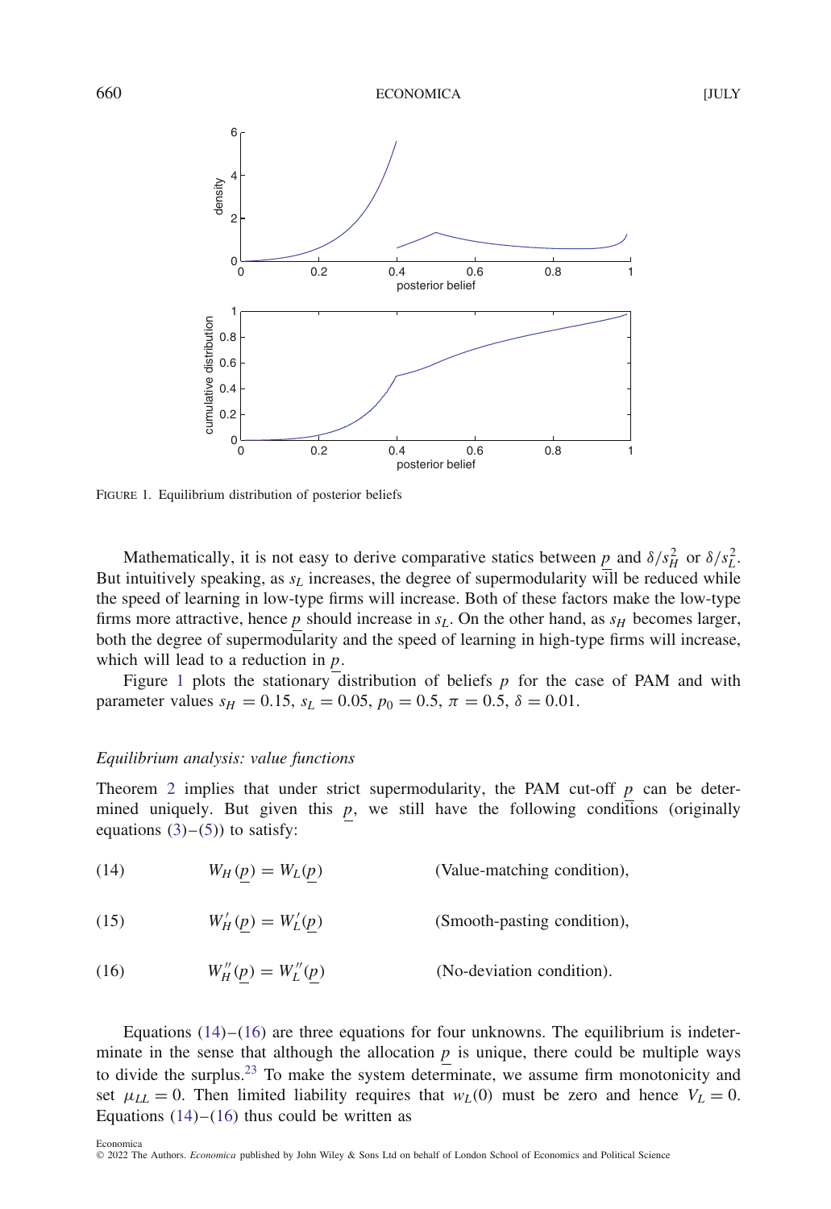FIGURE 1. Equilibrium distribution of posterior beliefs

Mathematically, it is not easy to derive comparative statics between $\underline{p}$ and $\delta/s_H^2$ or $\delta/s_L^2$. But intuitively speaking, as $s_L$ increases, the degree of supermodularity will be reduced while the speed of learning in low-type firms will increase. Both of these factors make the low-type firms more attractive, hence $\underline{p}$ should increase in $s_L$. On the other hand, as $s_H$ becomes larger, both the degree of supermodularity and the speed of learning in high-type firms will increase, which will lead to a reduction in $\underline{p}$.

Figure 1 plots the stationary distribution of beliefs $p$ for the case of PAM and with parameter values $s_H = 0.15$, $s_L = 0.05$, $p_0 = 0.5$, $\pi = 0.5$, $\delta = 0.01$.

*Equilibrium analysis: value functions*

Theorem 2 implies that under strict supermodularity, the PAM cut-off $\underline{p}$ can be determined uniquely. But given this $\underline{p}$, we still have the following conditions (originally equations (3)–(5)) to satisfy:

$$W_H(\underline{p}) = W_L(\underline{p}) \quad \text{(Value-matching condition)}, \tag{14}$$

$$W_H'(\underline{p}) = W_L'(\underline{p}) \quad \text{(Smooth-pasting condition)}, \tag{15}$$

$$W_H''(\underline{p}) = W_L''(\underline{p}) \quad \text{(No-deviation condition)}. \tag{16}$$

Equations (14)–(16) are three equations for four unknowns. The equilibrium is indeterminate in the sense that although the allocation $\underline{p}$ is unique, there could be multiple ways to divide the surplus.[23] To make the system determinate, we assume firm monotonicity and set $\mu_{LL} = 0$. Then limited liability requires that $w_L(0)$ must be zero and hence $V_L = 0$. Equations (14)–(16) thus could be written as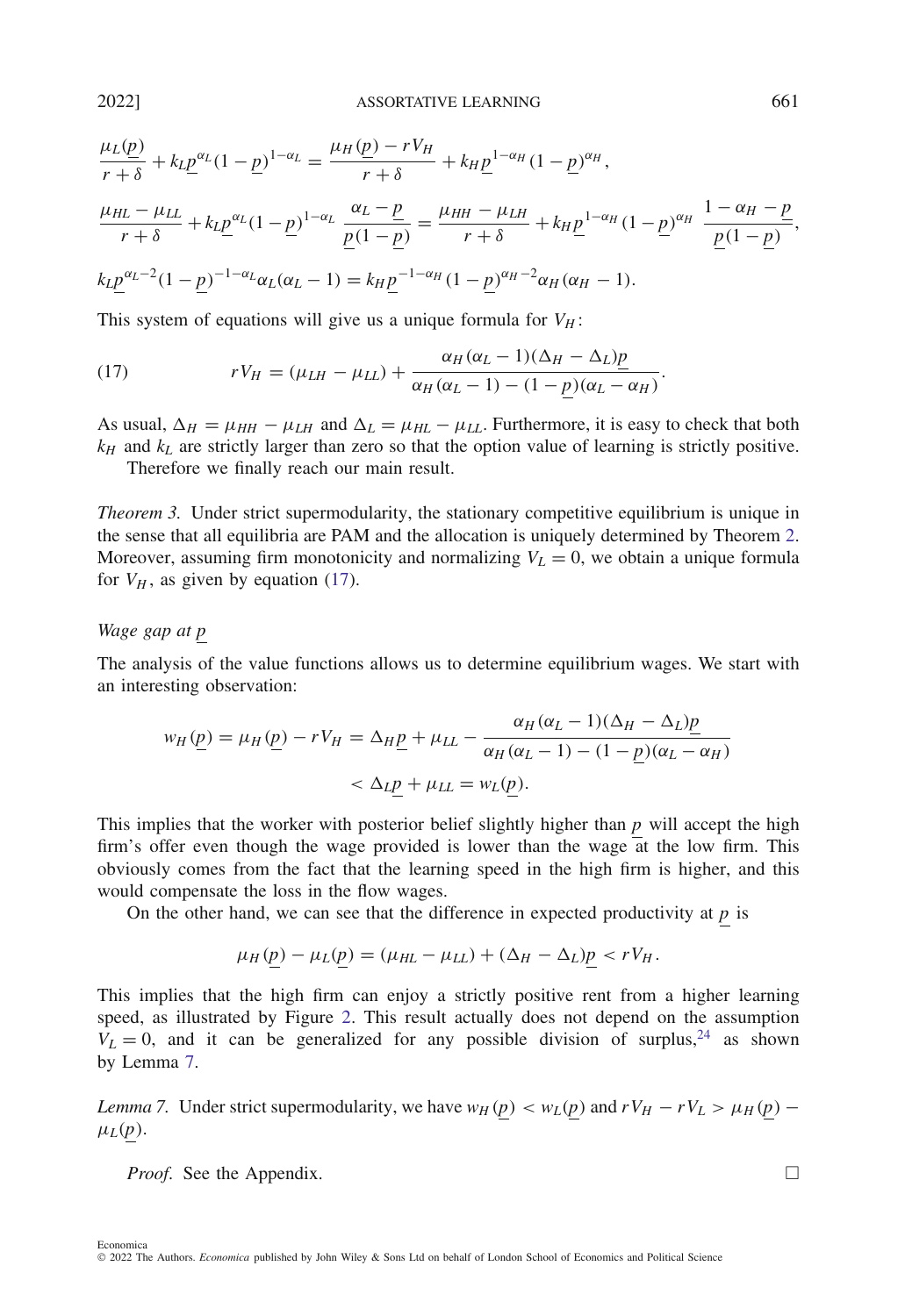$$\frac{\mu_L(\underline{p})}{r+\delta} + k_L \underline{p}^{\alpha_L}(1-\underline{p})^{1-\alpha_L} = \frac{\mu_H(\underline{p}) - rV_H}{r+\delta} + k_H \underline{p}^{1-\alpha_H}(1-\underline{p})^{\alpha_H},$$

$$\frac{\mu_{HL}-\mu_{LL}}{r+\delta} + k_L \underline{p}^{\alpha_L}(1-\underline{p})^{1-\alpha_L}\ \frac{\alpha_L - \underline{p}}{\underline{p}(1-\underline{p})} = \frac{\mu_{HH}-\mu_{LH}}{r+\delta} + k_H \underline{p}^{1-\alpha_H}(1-\underline{p})^{\alpha_H}\ \frac{1-\alpha_H-\underline{p}}{\underline{p}(1-\underline{p})},$$

$$k_L \underline{p}^{\alpha_L - 2}(1-\underline{p})^{-1-\alpha_L}\alpha_L(\alpha_L - 1) = k_H \underline{p}^{-1-\alpha_H}(1-\underline{p})^{\alpha_H - 2}\alpha_H(\alpha_H - 1).$$

This system of equations will give us a unique formula for $V_H$:

$$rV_H = (\mu_{LH} - \mu_{LL}) + \frac{\alpha_H(\alpha_L - 1)(\Delta_H - \Delta_L)\underline{p}}{\alpha_H(\alpha_L - 1) - (1-\underline{p})(\alpha_L - \alpha_H)}. \tag{17}$$

As usual, $\Delta_H = \mu_{HH} - \mu_{LH}$ and $\Delta_L = \mu_{HL} - \mu_{LL}$. Furthermore, it is easy to check that both $k_H$ and $k_L$ are strictly larger than zero so that the option value of learning is strictly positive.

Therefore we finally reach our main result.

*Theorem 3.* Under strict supermodularity, the stationary competitive equilibrium is unique in the sense that all equilibria are PAM and the allocation is uniquely determined by Theorem 2. Moreover, assuming firm monotonicity and normalizing $V_L = 0$, we obtain a unique formula for $V_H$, as given by equation (17).

*Wage gap at $\underline{p}$*

The analysis of the value functions allows us to determine equilibrium wages. We start with an interesting observation:

$$\begin{aligned} w_H(\underline{p}) = \mu_H(\underline{p}) - rV_H &= \Delta_H \underline{p} + \mu_{LL} - \frac{\alpha_H(\alpha_L - 1)(\Delta_H - \Delta_L)\underline{p}}{\alpha_H(\alpha_L - 1) - (1-\underline{p})(\alpha_L - \alpha_H)} \\ &< \Delta_L \underline{p} + \mu_{LL} = w_L(\underline{p}). \end{aligned}$$

This implies that the worker with posterior belief slightly higher than $\underline{p}$ will accept the high firm's offer even though the wage provided is lower than the wage at the low firm. This obviously comes from the fact that the learning speed in the high firm is higher, and this would compensate the loss in the flow wages.

On the other hand, we can see that the difference in expected productivity at $\underline{p}$ is

$$\mu_H(\underline{p}) - \mu_L(\underline{p}) = (\mu_{HL} - \mu_{LL}) + (\Delta_H - \Delta_L)\underline{p} < rV_H.$$

This implies that the high firm can enjoy a strictly positive rent from a higher learning speed, as illustrated by Figure 2. This result actually does not depend on the assumption $V_L = 0$, and it can be generalized for any possible division of surplus,[24] as shown by Lemma 7.

*Lemma 7.* Under strict supermodularity, we have $w_H(\underline{p}) < w_L(\underline{p})$ and $rV_H - rV_L > \mu_H(\underline{p}) - \mu_L(\underline{p})$.

*Proof.* See the Appendix. □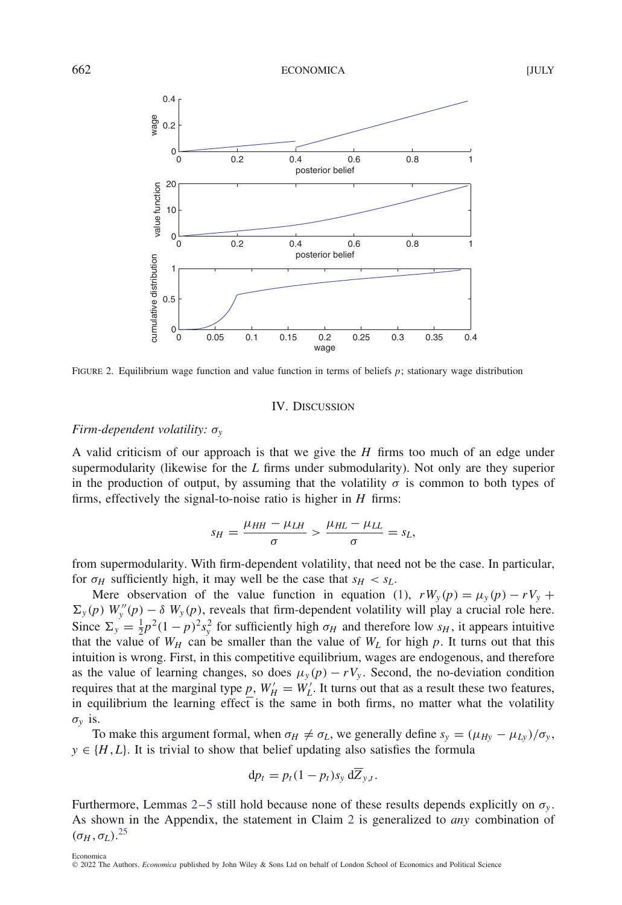FIGURE 2. Equilibrium wage function and value function in terms of beliefs $p$; stationary wage distribution

## IV. DISCUSSION

### *Firm-dependent volatility: $\sigma_y$*

A valid criticism of our approach is that we give the $H$ firms too much of an edge under supermodularity (likewise for the $L$ firms under submodularity). Not only are they superior in the production of output, by assuming that the volatility $\sigma$ is common to both types of firms, effectively the signal-to-noise ratio is higher in $H$ firms:

$$s_H = \frac{\mu_{HH} - \mu_{LH}}{\sigma} > \frac{\mu_{HL} - \mu_{LL}}{\sigma} = s_L,$$

from supermodularity. With firm-dependent volatility, that need not be the case. In particular, for $\sigma_H$ sufficiently high, it may well be the case that $s_H < s_L$.

Mere observation of the value function in equation (1), $rW_y(p) = \mu_y(p) - rV_y + \Sigma_y(p)\, W_y''(p) - \delta\, W_y(p)$, reveals that firm-dependent volatility will play a crucial role here. Since $\Sigma_y = \frac{1}{2}p^2(1-p)^2 s_y^2$ for sufficiently high $\sigma_H$ and therefore low $s_H$, it appears intuitive that the value of $W_H$ can be smaller than the value of $W_L$ for high $p$. It turns out that this intuition is wrong. First, in this competitive equilibrium, wages are endogenous, and therefore as the value of learning changes, so does $\mu_y(p) - rV_y$. Second, the no-deviation condition requires that at the marginal type $\underline{p}$, $W_H' = W_L'$. It turns out that as a result these two features, in equilibrium the learning effect is the same in both firms, no matter what the volatility $\sigma_y$ is.

To make this argument formal, when $\sigma_H \neq \sigma_L$, we generally define $s_y = (\mu_{Hy} - \mu_{Ly})/\sigma_y$, $y \in \{H, L\}$. It is trivial to show that belief updating also satisfies the formula

$$\mathrm{d}p_t = p_t(1-p_t)s_y\, \mathrm{d}\overline{Z}_{y,t}.$$

Furthermore, Lemmas 2–5 still hold because none of these results depends explicitly on $\sigma_y$. As shown in the Appendix, the statement in Claim 2 is generalized to *any* combination of $(\sigma_H, \sigma_L)$.[25]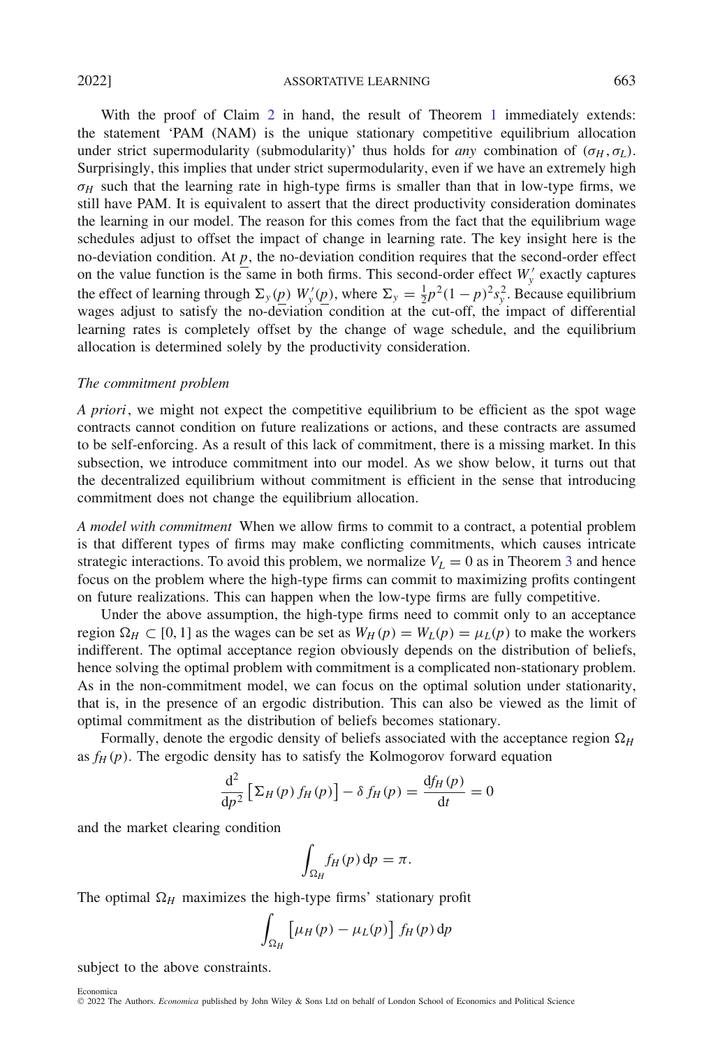With the proof of Claim 2 in hand, the result of Theorem 1 immediately extends: the statement 'PAM (NAM) is the unique stationary competitive equilibrium allocation under strict supermodularity (submodularity)' thus holds for *any* combination of $(\sigma_H, \sigma_L)$. Surprisingly, this implies that under strict supermodularity, even if we have an extremely high $\sigma_H$ such that the learning rate in high-type firms is smaller than that in low-type firms, we still have PAM. It is equivalent to assert that the direct productivity consideration dominates the learning in our model. The reason for this comes from the fact that the equilibrium wage schedules adjust to offset the impact of change in learning rate. The key insight here is the no-deviation condition. At $\underline{p}$, the no-deviation condition requires that the second-order effect on the value function is the same in both firms. This second-order effect $W_y'$ exactly captures the effect of learning through $\Sigma_y(\underline{p})\, W_y'(\underline{p})$, where $\Sigma_y = \frac{1}{2}p^2(1-p)^2 s_y^2$. Because equilibrium wages adjust to satisfy the no-deviation condition at the cut-off, the impact of differential learning rates is completely offset by the change of wage schedule, and the equilibrium allocation is determined solely by the productivity consideration.

*The commitment problem*

*A priori*, we might not expect the competitive equilibrium to be efficient as the spot wage contracts cannot condition on future realizations or actions, and these contracts are assumed to be self-enforcing. As a result of this lack of commitment, there is a missing market. In this subsection, we introduce commitment into our model. As we show below, it turns out that the decentralized equilibrium without commitment is efficient in the sense that introducing commitment does not change the equilibrium allocation.

*A model with commitment* When we allow firms to commit to a contract, a potential problem is that different types of firms may make conflicting commitments, which causes intricate strategic interactions. To avoid this problem, we normalize $V_L = 0$ as in Theorem 3 and hence focus on the problem where the high-type firms can commit to maximizing profits contingent on future realizations. This can happen when the low-type firms are fully competitive.

Under the above assumption, the high-type firms need to commit only to an acceptance region $\Omega_H \subset [0, 1]$ as the wages can be set as $W_H(p) = W_L(p) = \mu_L(p)$ to make the workers indifferent. The optimal acceptance region obviously depends on the distribution of beliefs, hence solving the optimal problem with commitment is a complicated non-stationary problem. As in the non-commitment model, we can focus on the optimal solution under stationarity, that is, in the presence of an ergodic distribution. This can also be viewed as the limit of optimal commitment as the distribution of beliefs becomes stationary.

Formally, denote the ergodic density of beliefs associated with the acceptance region $\Omega_H$ as $f_H(p)$. The ergodic density has to satisfy the Kolmogorov forward equation

$$\frac{\mathrm{d}^2}{\mathrm{d}p^2}\left[\Sigma_H(p)\, f_H(p)\right] - \delta\, f_H(p) = \frac{\mathrm{d}f_H(p)}{\mathrm{d}t} = 0$$

and the market clearing condition

$$\int_{\Omega_H} f_H(p)\,\mathrm{d}p = \pi.$$

The optimal $\Omega_H$ maximizes the high-type firms' stationary profit

$$\int_{\Omega_H} \left[\mu_H(p) - \mu_L(p)\right] f_H(p)\,\mathrm{d}p$$

subject to the above constraints.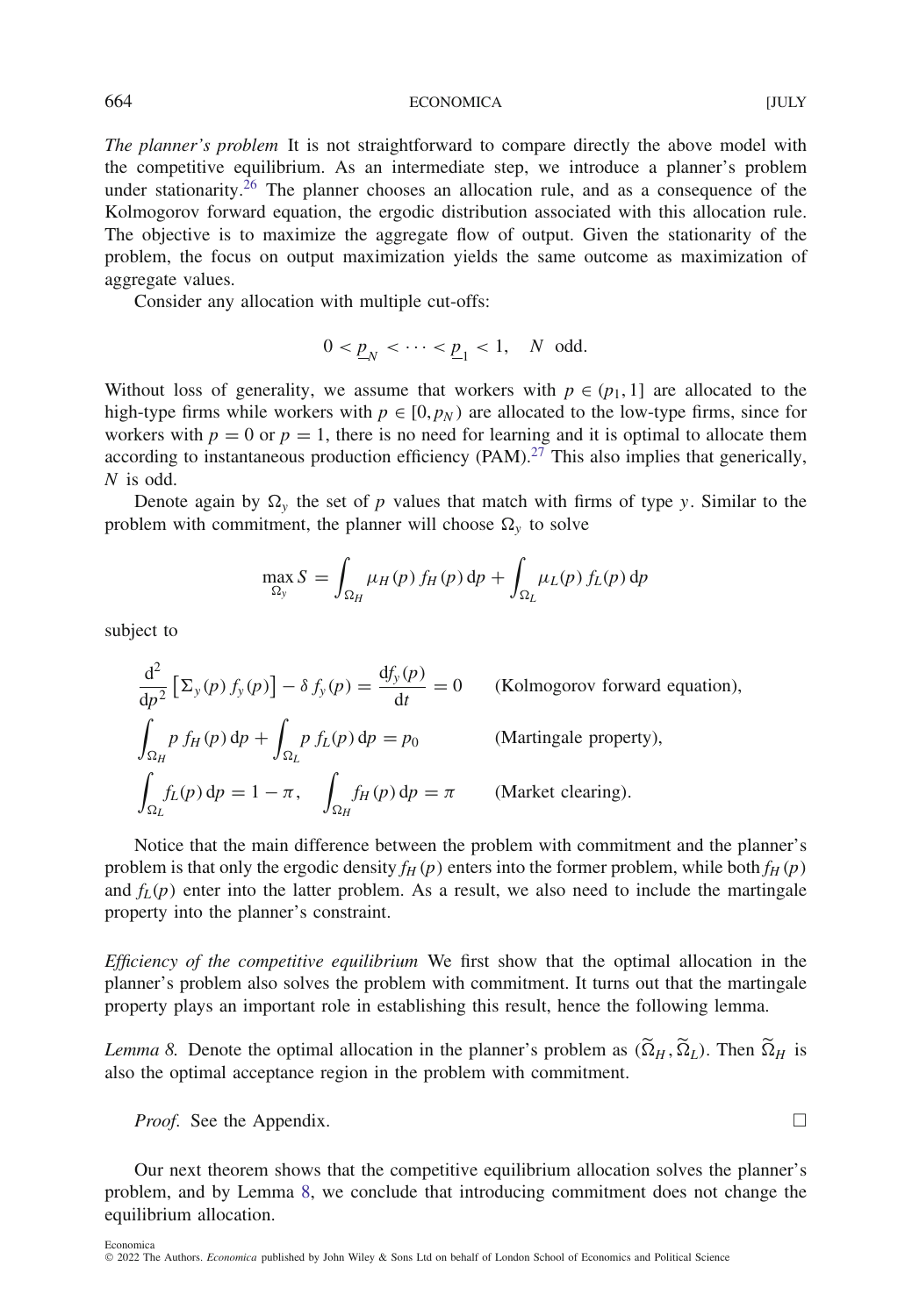*The planner's problem* It is not straightforward to compare directly the above model with the competitive equilibrium. As an intermediate step, we introduce a planner's problem under stationarity.[26] The planner chooses an allocation rule, and as a consequence of the Kolmogorov forward equation, the ergodic distribution associated with this allocation rule. The objective is to maximize the aggregate flow of output. Given the stationarity of the problem, the focus on output maximization yields the same outcome as maximization of aggregate values.

Consider any allocation with multiple cut-offs:

$$0 < \underline{p}_N < \cdots < \underline{p}_1 < 1, \quad N \text{ odd}.$$

Without loss of generality, we assume that workers with $p \in (p_1, 1]$ are allocated to the high-type firms while workers with $p \in [0, p_N)$ are allocated to the low-type firms, since for workers with $p = 0$ or $p = 1$, there is no need for learning and it is optimal to allocate them according to instantaneous production efficiency (PAM).[27] This also implies that generically, $N$ is odd.

Denote again by $\Omega_y$ the set of $p$ values that match with firms of type $y$. Similar to the problem with commitment, the planner will choose $\Omega_y$ to solve

$$\max_{\Omega_y} S = \int_{\Omega_H} \mu_H(p)\, f_H(p)\, \mathrm{d}p + \int_{\Omega_L} \mu_L(p)\, f_L(p)\, \mathrm{d}p$$

subject to

$$\frac{\mathrm{d}^2}{\mathrm{d}p^2}\left[\Sigma_y(p)\, f_y(p)\right] - \delta\, f_y(p) = \frac{\mathrm{d}f_y(p)}{\mathrm{d}t} = 0 \qquad \text{(Kolmogorov forward equation)},$$

$$\int_{\Omega_H} p\, f_H(p)\, \mathrm{d}p + \int_{\Omega_L} p\, f_L(p)\, \mathrm{d}p = p_0 \qquad \text{(Martingale property)},$$

$$\int_{\Omega_L} f_L(p)\, \mathrm{d}p = 1 - \pi, \quad \int_{\Omega_H} f_H(p)\, \mathrm{d}p = \pi \qquad \text{(Market clearing)}.$$

Notice that the main difference between the problem with commitment and the planner's problem is that only the ergodic density $f_H(p)$ enters into the former problem, while both $f_H(p)$ and $f_L(p)$ enter into the latter problem. As a result, we also need to include the martingale property into the planner's constraint.

*Efficiency of the competitive equilibrium* We first show that the optimal allocation in the planner's problem also solves the problem with commitment. It turns out that the martingale property plays an important role in establishing this result, hence the following lemma.

*Lemma 8.* Denote the optimal allocation in the planner's problem as $(\widetilde{\Omega}_H, \widetilde{\Omega}_L)$. Then $\widetilde{\Omega}_H$ is also the optimal acceptance region in the problem with commitment.

*Proof.* See the Appendix. □

Our next theorem shows that the competitive equilibrium allocation solves the planner's problem, and by Lemma 8, we conclude that introducing commitment does not change the equilibrium allocation.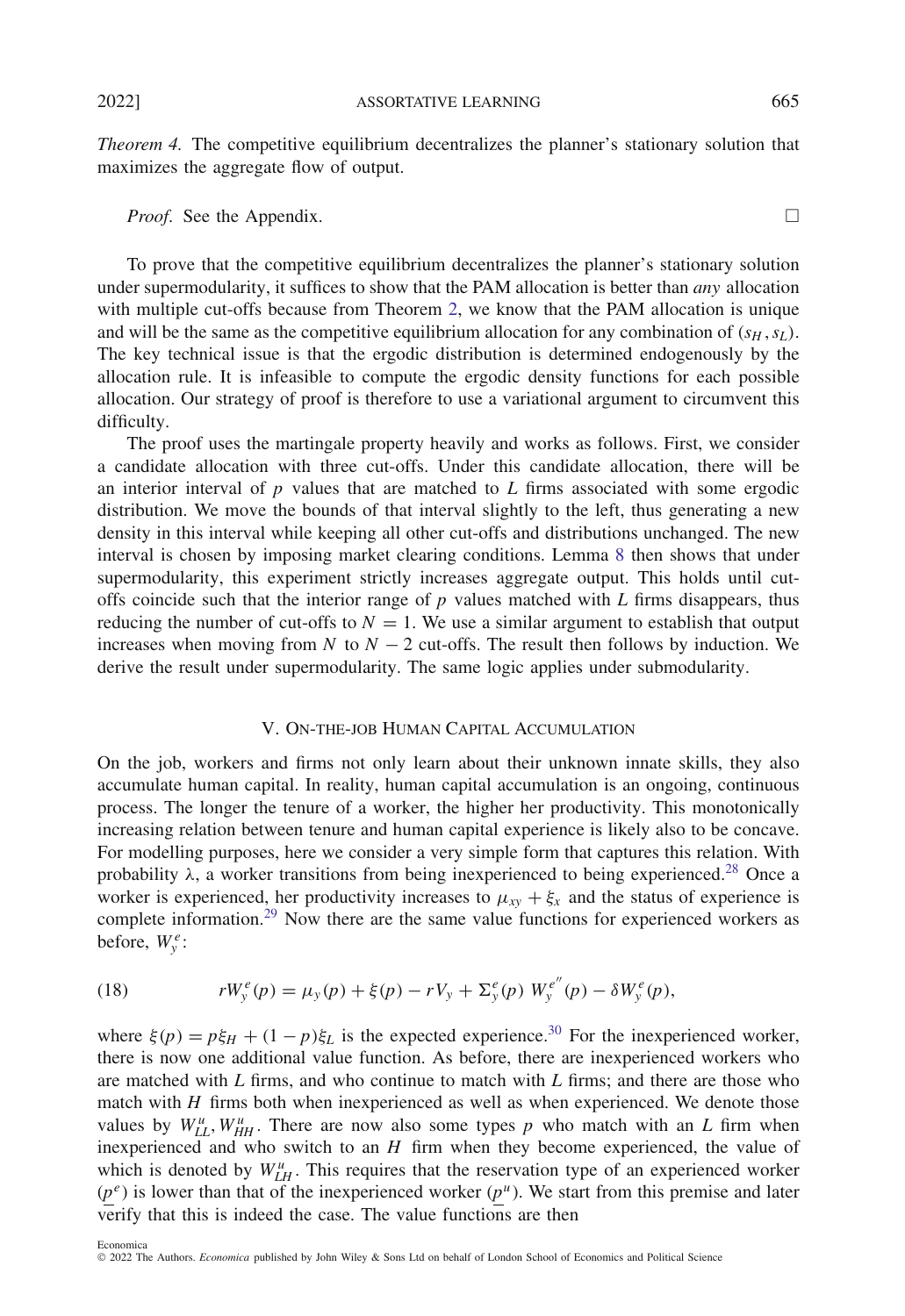*Theorem 4.* The competitive equilibrium decentralizes the planner's stationary solution that maximizes the aggregate flow of output.

*Proof.* See the Appendix. □

To prove that the competitive equilibrium decentralizes the planner's stationary solution under supermodularity, it suffices to show that the PAM allocation is better than *any* allocation with multiple cut-offs because from Theorem 2, we know that the PAM allocation is unique and will be the same as the competitive equilibrium allocation for any combination of $(s_H, s_L)$. The key technical issue is that the ergodic distribution is determined endogenously by the allocation rule. It is infeasible to compute the ergodic density functions for each possible allocation. Our strategy of proof is therefore to use a variational argument to circumvent this difficulty.

The proof uses the martingale property heavily and works as follows. First, we consider a candidate allocation with three cut-offs. Under this candidate allocation, there will be an interior interval of $p$ values that are matched to $L$ firms associated with some ergodic distribution. We move the bounds of that interval slightly to the left, thus generating a new density in this interval while keeping all other cut-offs and distributions unchanged. The new interval is chosen by imposing market clearing conditions. Lemma 8 then shows that under supermodularity, this experiment strictly increases aggregate output. This holds until cut-offs coincide such that the interior range of $p$ values matched with $L$ firms disappears, thus reducing the number of cut-offs to $N = 1$. We use a similar argument to establish that output increases when moving from $N$ to $N - 2$ cut-offs. The result then follows by induction. We derive the result under supermodularity. The same logic applies under submodularity.

## V. ON-THE-JOB HUMAN CAPITAL ACCUMULATION

On the job, workers and firms not only learn about their unknown innate skills, they also accumulate human capital. In reality, human capital accumulation is an ongoing, continuous process. The longer the tenure of a worker, the higher her productivity. This monotonically increasing relation between tenure and human capital experience is likely also to be concave. For modelling purposes, here we consider a very simple form that captures this relation. With probability $\lambda$, a worker transitions from being inexperienced to being experienced.[28] Once a worker is experienced, her productivity increases to $\mu_{xy} + \xi_x$ and the status of experience is complete information.[29] Now there are the same value functions for experienced workers as before, $W_y^e$:

$$(18) \qquad rW_y^e(p) = \mu_y(p) + \xi(p) - rV_y + \Sigma_y^e(p)\ W_y^{e''}(p) - \delta W_y^e(p),$$

where $\xi(p) = p\xi_H + (1-p)\xi_L$ is the expected experience.[30] For the inexperienced worker, there is now one additional value function. As before, there are inexperienced workers who are matched with $L$ firms, and who continue to match with $L$ firms; and there are those who match with $H$ firms both when inexperienced as well as when experienced. We denote those values by $W_{LL}^u, W_{HH}^u$. There are now also some types $p$ who match with an $L$ firm when inexperienced and who switch to an $H$ firm when they become experienced, the value of which is denoted by $W_{LH}^u$. This requires that the reservation type of an experienced worker $(\underline{p}^e)$ is lower than that of the inexperienced worker $(\underline{p}^u)$. We start from this premise and later verify that this is indeed the case. The value functions are then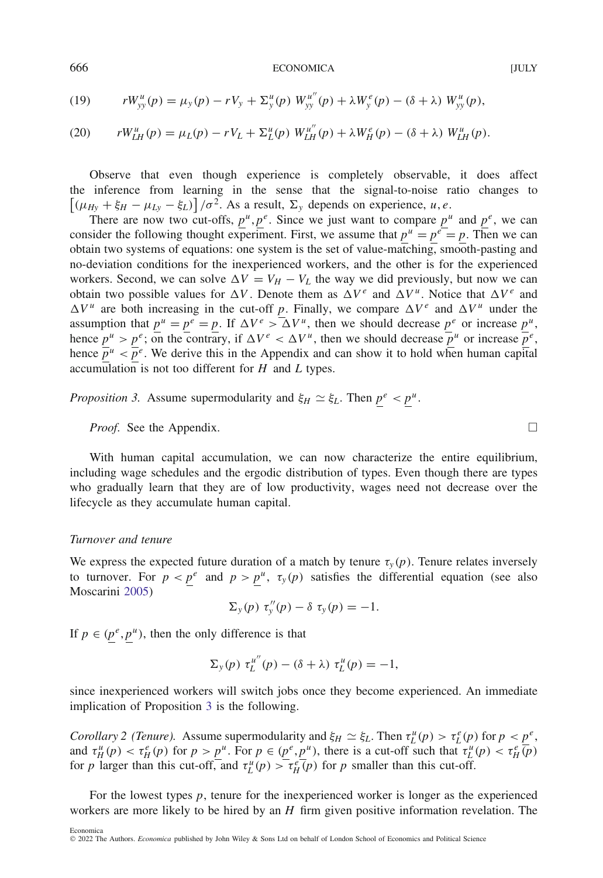$$rW^u_{yy}(p) = \mu_y(p) - rV_y + \Sigma^u_y(p)\, W^{u''}_{yy}(p) + \lambda W^e_y(p) - (\delta + \lambda)\, W^u_{yy}(p), \tag{19}$$

$$rW^u_{LH}(p) = \mu_L(p) - rV_L + \Sigma^u_L(p)\, W^{u''}_{LH}(p) + \lambda W^e_H(p) - (\delta + \lambda)\, W^u_{LH}(p). \tag{20}$$

Observe that even though experience is completely observable, it does affect the inference from learning in the sense that the signal-to-noise ratio changes to $\left[(\mu_{Hy} + \xi_H - \mu_{Ly} - \xi_L)\right]/\sigma^2$. As a result, $\Sigma_y$ depends on experience, $u, e$.

There are now two cut-offs, $\underline{p}^u, \underline{p}^e$. Since we just want to compare $\underline{p}^u$ and $\underline{p}^e$, we can consider the following thought experiment. First, we assume that $\underline{p}^u = \underline{p}^e = \underline{p}$. Then we can obtain two systems of equations: one system is the set of value-matching, smooth-pasting and no-deviation conditions for the inexperienced workers, and the other is for the experienced workers. Second, we can solve $\Delta V = V_H - V_L$ the way we did previously, but now we can obtain two possible values for $\Delta V$. Denote them as $\Delta V^e$ and $\Delta V^u$. Notice that $\Delta V^e$ and $\Delta V^u$ are both increasing in the cut-off $\underline{p}$. Finally, we compare $\Delta V^e$ and $\Delta V^u$ under the assumption that $\underline{p}^u = \underline{p}^e = \underline{p}$. If $\Delta V^e > \Delta V^u$, then we should decrease $\underline{p}^e$ or increase $\underline{p}^u$, hence $\underline{p}^u > \underline{p}^e$; on the contrary, if $\Delta V^e < \Delta V^u$, then we should decrease $\underline{p}^u$ or increase $\underline{p}^e$, hence $\underline{p}^u < \underline{p}^e$. We derive this in the Appendix and can show it to hold when human capital accumulation is not too different for $H$ and $L$ types.

*Proposition 3.* Assume supermodularity and $\xi_H \simeq \xi_L$. Then $\underline{p}^e < \underline{p}^u$.

*Proof.* See the Appendix. □

With human capital accumulation, we can now characterize the entire equilibrium, including wage schedules and the ergodic distribution of types. Even though there are types who gradually learn that they are of low productivity, wages need not decrease over the lifecycle as they accumulate human capital.

### *Turnover and tenure*

We express the expected future duration of a match by tenure $\tau_y(p)$. Tenure relates inversely to turnover. For $p < \underline{p}^e$ and $p > \underline{p}^u$, $\tau_y(p)$ satisfies the differential equation (see also Moscarini 2005)

$$\Sigma_y(p)\, \tau''_y(p) - \delta\, \tau_y(p) = -1.$$

If $p \in (\underline{p}^e, \underline{p}^u)$, then the only difference is that

$$\Sigma_y(p)\, \tau^{u''}_L(p) - (\delta + \lambda)\, \tau^u_L(p) = -1,$$

since inexperienced workers will switch jobs once they become experienced. An immediate implication of Proposition 3 is the following.

*Corollary 2 (Tenure).* Assume supermodularity and $\xi_H \simeq \xi_L$. Then $\tau^u_L(p) > \tau^e_L(p)$ for $p < \underline{p}^e$, and $\tau^u_H(p) < \tau^e_H(p)$ for $p > \underline{p}^u$. For $p \in (\underline{p}^e, \underline{p}^u)$, there is a cut-off such that $\tau^u_L(p) < \tau^e_H(p)$ for $p$ larger than this cut-off, and $\tau^u_L(p) > \tau^e_H(p)$ for $p$ smaller than this cut-off.

For the lowest types $p$, tenure for the inexperienced worker is longer as the experienced workers are more likely to be hired by an $H$ firm given positive information revelation. The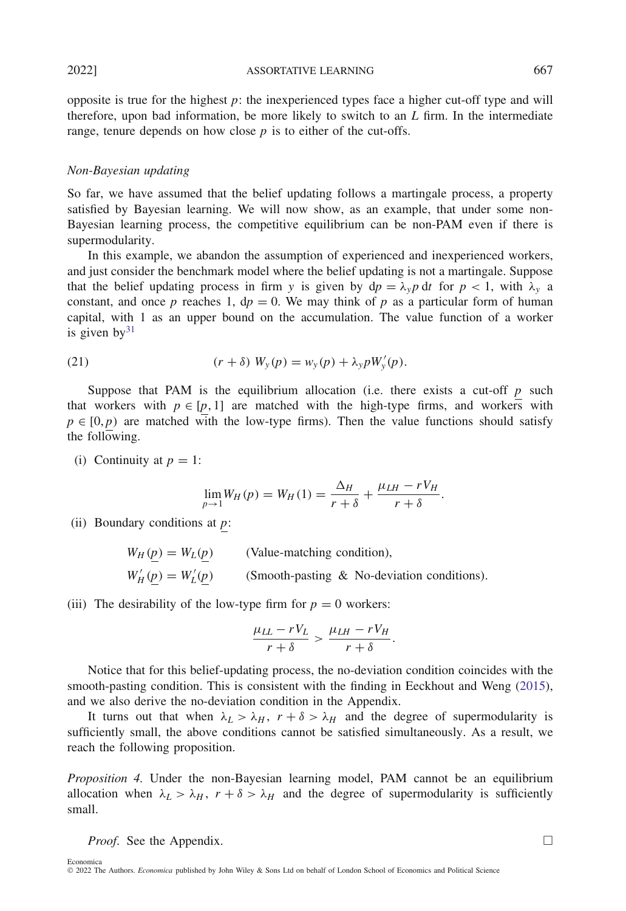opposite is true for the highest $p$: the inexperienced types face a higher cut-off type and will therefore, upon bad information, be more likely to switch to an $L$ firm. In the intermediate range, tenure depends on how close $p$ is to either of the cut-offs.

### *Non-Bayesian updating*

So far, we have assumed that the belief updating follows a martingale process, a property satisfied by Bayesian learning. We will now show, as an example, that under some non-Bayesian learning process, the competitive equilibrium can be non-PAM even if there is supermodularity.

In this example, we abandon the assumption of experienced and inexperienced workers, and just consider the benchmark model where the belief updating is not a martingale. Suppose that the belief updating process in firm $y$ is given by $\mathrm{d}p = \lambda_y p\,\mathrm{d}t$ for $p < 1$, with $\lambda_y$ a constant, and once $p$ reaches 1, $\mathrm{d}p = 0$. We may think of $p$ as a particular form of human capital, with 1 as an upper bound on the accumulation. The value function of a worker is given by[31]

$$(r+\delta)\; W_y(p) = w_y(p) + \lambda_y p W_y'(p). \tag{21}$$

Suppose that PAM is the equilibrium allocation (i.e. there exists a cut-off $\underline{p}$ such that workers with $p \in [\underline{p}, 1]$ are matched with the high-type firms, and workers with $p \in [0, \underline{p})$ are matched with the low-type firms). Then the value functions should satisfy the following.

(i) Continuity at $p = 1$:

$$\lim_{p \to 1} W_H(p) = W_H(1) = \frac{\Delta_H}{r+\delta} + \frac{\mu_{LH} - rV_H}{r+\delta}.$$

(ii) Boundary conditions at $\underline{p}$:

$$W_H(\underline{p}) = W_L(\underline{p}) \qquad \text{(Value-matching condition)},$$
$$W_H'(\underline{p}) = W_L'(\underline{p}) \qquad \text{(Smooth-pasting \& No-deviation conditions)}.$$

(iii) The desirability of the low-type firm for $p = 0$ workers:

$$\frac{\mu_{LL} - rV_L}{r+\delta} > \frac{\mu_{LH} - rV_H}{r+\delta}.$$

Notice that for this belief-updating process, the no-deviation condition coincides with the smooth-pasting condition. This is consistent with the finding in Eeckhout and Weng (2015), and we also derive the no-deviation condition in the Appendix.

It turns out that when $\lambda_L > \lambda_H$, $r + \delta > \lambda_H$ and the degree of supermodularity is sufficiently small, the above conditions cannot be satisfied simultaneously. As a result, we reach the following proposition.

*Proposition 4.* Under the non-Bayesian learning model, PAM cannot be an equilibrium allocation when $\lambda_L > \lambda_H$, $r + \delta > \lambda_H$ and the degree of supermodularity is sufficiently small.

*Proof.* See the Appendix. □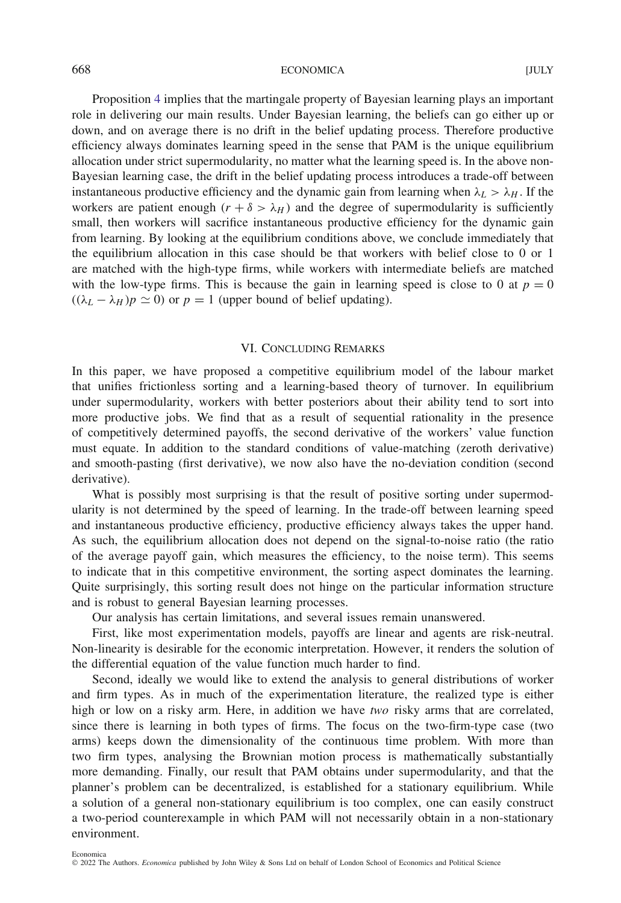Proposition 4 implies that the martingale property of Bayesian learning plays an important role in delivering our main results. Under Bayesian learning, the beliefs can go either up or down, and on average there is no drift in the belief updating process. Therefore productive efficiency always dominates learning speed in the sense that PAM is the unique equilibrium allocation under strict supermodularity, no matter what the learning speed is. In the above non-Bayesian learning case, the drift in the belief updating process introduces a trade-off between instantaneous productive efficiency and the dynamic gain from learning when $\lambda_L > \lambda_H$. If the workers are patient enough ($r + \delta > \lambda_H$) and the degree of supermodularity is sufficiently small, then workers will sacrifice instantaneous productive efficiency for the dynamic gain from learning. By looking at the equilibrium conditions above, we conclude immediately that the equilibrium allocation in this case should be that workers with belief close to 0 or 1 are matched with the high-type firms, while workers with intermediate beliefs are matched with the low-type firms. This is because the gain in learning speed is close to 0 at $p = 0$ ($(\lambda_L - \lambda_H)p \simeq 0$) or $p = 1$ (upper bound of belief updating).

## VI. Concluding Remarks

In this paper, we have proposed a competitive equilibrium model of the labour market that unifies frictionless sorting and a learning-based theory of turnover. In equilibrium under supermodularity, workers with better posteriors about their ability tend to sort into more productive jobs. We find that as a result of sequential rationality in the presence of competitively determined payoffs, the second derivative of the workers' value function must equate. In addition to the standard conditions of value-matching (zeroth derivative) and smooth-pasting (first derivative), we now also have the no-deviation condition (second derivative).

What is possibly most surprising is that the result of positive sorting under supermodularity is not determined by the speed of learning. In the trade-off between learning speed and instantaneous productive efficiency, productive efficiency always takes the upper hand. As such, the equilibrium allocation does not depend on the signal-to-noise ratio (the ratio of the average payoff gain, which measures the efficiency, to the noise term). This seems to indicate that in this competitive environment, the sorting aspect dominates the learning. Quite surprisingly, this sorting result does not hinge on the particular information structure and is robust to general Bayesian learning processes.

Our analysis has certain limitations, and several issues remain unanswered.

First, like most experimentation models, payoffs are linear and agents are risk-neutral. Non-linearity is desirable for the economic interpretation. However, it renders the solution of the differential equation of the value function much harder to find.

Second, ideally we would like to extend the analysis to general distributions of worker and firm types. As in much of the experimentation literature, the realized type is either high or low on a risky arm. Here, in addition we have *two* risky arms that are correlated, since there is learning in both types of firms. The focus on the two-firm-type case (two arms) keeps down the dimensionality of the continuous time problem. With more than two firm types, analysing the Brownian motion process is mathematically substantially more demanding. Finally, our result that PAM obtains under supermodularity, and that the planner's problem can be decentralized, is established for a stationary equilibrium. While a solution of a general non-stationary equilibrium is too complex, one can easily construct a two-period counterexample in which PAM will not necessarily obtain in a non-stationary environment.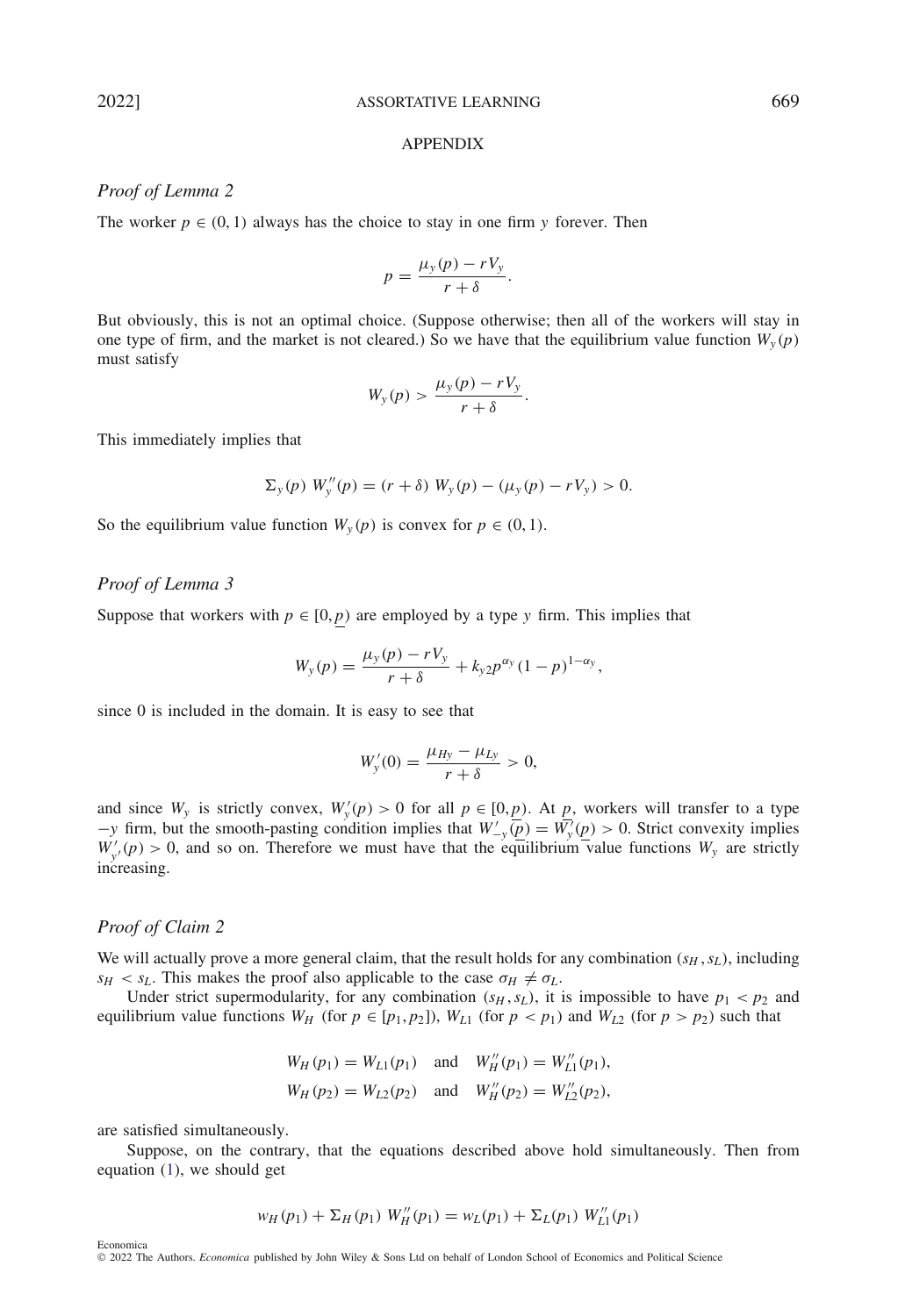## APPENDIX

### *Proof of Lemma 2*

The worker $p \in (0, 1)$ always has the choice to stay in one firm $y$ forever. Then

$$p = \frac{\mu_y(p) - rV_y}{r + \delta}.$$

But obviously, this is not an optimal choice. (Suppose otherwise; then all of the workers will stay in one type of firm, and the market is not cleared.) So we have that the equilibrium value function $W_y(p)$ must satisfy

$$W_y(p) > \frac{\mu_y(p) - rV_y}{r + \delta}.$$

This immediately implies that

$$\Sigma_y(p)\; W_y''(p) = (r + \delta)\; W_y(p) - (\mu_y(p) - rV_y) > 0.$$

So the equilibrium value function $W_y(p)$ is convex for $p \in (0, 1)$.

### *Proof of Lemma 3*

Suppose that workers with $p \in [0, \underline{p})$ are employed by a type $y$ firm. This implies that

$$W_y(p) = \frac{\mu_y(p) - rV_y}{r + \delta} + k_{y2} p^{\alpha_y} (1 - p)^{1 - \alpha_y},$$

since 0 is included in the domain. It is easy to see that

$$W_y'(0) = \frac{\mu_{Hy} - \mu_{Ly}}{r + \delta} > 0,$$

and since $W_y$ is strictly convex, $W_y'(p) > 0$ for all $p \in [0, \underline{p})$. At $\underline{p}$, workers will transfer to a type $-y$ firm, but the smooth-pasting condition implies that $W_{-y}'(\underline{p}) = W_y'(\underline{p}) > 0$. Strict convexity implies $W_{y'}'(p) > 0$, and so on. Therefore we must have that the equilibrium value functions $W_y$ are strictly increasing.

### *Proof of Claim 2*

We will actually prove a more general claim, that the result holds for any combination $(s_H, s_L)$, including $s_H < s_L$. This makes the proof also applicable to the case $\sigma_H \neq \sigma_L$.

Under strict supermodularity, for any combination $(s_H, s_L)$, it is impossible to have $p_1 < p_2$ and equilibrium value functions $W_H$ (for $p \in [p_1, p_2]$), $W_{L1}$ (for $p < p_1$) and $W_{L2}$ (for $p > p_2$) such that

$$W_H(p_1) = W_{L1}(p_1) \quad \text{and} \quad W_H''(p_1) = W_{L1}''(p_1),$$
$$W_H(p_2) = W_{L2}(p_2) \quad \text{and} \quad W_H''(p_2) = W_{L2}''(p_2),$$

are satisfied simultaneously.

Suppose, on the contrary, that the equations described above hold simultaneously. Then from equation (1), we should get

$$w_H(p_1) + \Sigma_H(p_1)\; W_H''(p_1) = w_L(p_1) + \Sigma_L(p_1)\; W_{L1}''(p_1)$$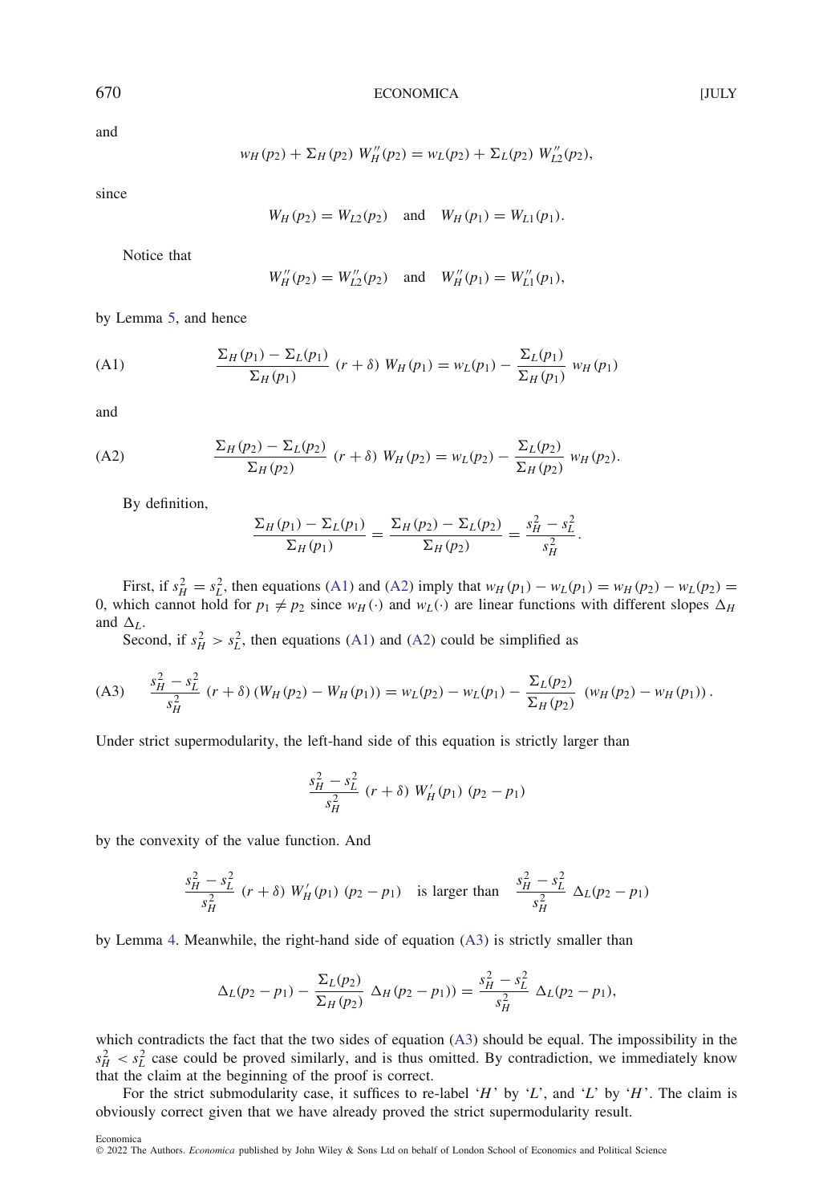and

$$w_H(p_2) + \Sigma_H(p_2)\, W_H''(p_2) = w_L(p_2) + \Sigma_L(p_2)\, W_{L2}''(p_2),$$

since

$$W_H(p_2) = W_{L2}(p_2) \quad \text{and} \quad W_H(p_1) = W_{L1}(p_1).$$

Notice that

$$W_H''(p_2) = W_{L2}''(p_2) \quad \text{and} \quad W_H''(p_1) = W_{L1}''(p_1),$$

by Lemma 5, and hence

$$\text{(A1)} \qquad \frac{\Sigma_H(p_1) - \Sigma_L(p_1)}{\Sigma_H(p_1)}\, (r+\delta)\, W_H(p_1) = w_L(p_1) - \frac{\Sigma_L(p_1)}{\Sigma_H(p_1)}\, w_H(p_1)$$

and

$$\text{(A2)} \qquad \frac{\Sigma_H(p_2) - \Sigma_L(p_2)}{\Sigma_H(p_2)}\, (r+\delta)\, W_H(p_2) = w_L(p_2) - \frac{\Sigma_L(p_2)}{\Sigma_H(p_2)}\, w_H(p_2).$$

By definition,

$$\frac{\Sigma_H(p_1) - \Sigma_L(p_1)}{\Sigma_H(p_1)} = \frac{\Sigma_H(p_2) - \Sigma_L(p_2)}{\Sigma_H(p_2)} = \frac{s_H^2 - s_L^2}{s_H^2}.$$

First, if $s_H^2 = s_L^2$, then equations (A1) and (A2) imply that $w_H(p_1) - w_L(p_1) = w_H(p_2) - w_L(p_2) = 0$, which cannot hold for $p_1 \neq p_2$ since $w_H(\cdot)$ and $w_L(\cdot)$ are linear functions with different slopes $\Delta_H$ and $\Delta_L$.

Second, if $s_H^2 > s_L^2$, then equations (A1) and (A2) could be simplified as

$$\text{(A3)} \qquad \frac{s_H^2 - s_L^2}{s_H^2}\, (r+\delta)\, (W_H(p_2) - W_H(p_1)) = w_L(p_2) - w_L(p_1) - \frac{\Sigma_L(p_2)}{\Sigma_H(p_2)}\, (w_H(p_2) - w_H(p_1)).$$

Under strict supermodularity, the left-hand side of this equation is strictly larger than

$$\frac{s_H^2 - s_L^2}{s_H^2}\, (r+\delta)\, W_H'(p_1)\, (p_2 - p_1)$$

by the convexity of the value function. And

$$\frac{s_H^2 - s_L^2}{s_H^2}\, (r+\delta)\, W_H'(p_1)\, (p_2 - p_1) \quad \text{is larger than} \quad \frac{s_H^2 - s_L^2}{s_H^2}\, \Delta_L (p_2 - p_1)$$

by Lemma 4. Meanwhile, the right-hand side of equation (A3) is strictly smaller than

$$\Delta_L (p_2 - p_1) - \frac{\Sigma_L(p_2)}{\Sigma_H(p_2)}\, \Delta_H (p_2 - p_1)) = \frac{s_H^2 - s_L^2}{s_H^2}\, \Delta_L (p_2 - p_1),$$

which contradicts the fact that the two sides of equation (A3) should be equal. The impossibility in the $s_H^2 < s_L^2$ case could be proved similarly, and is thus omitted. By contradiction, we immediately know that the claim at the beginning of the proof is correct.

For the strict submodularity case, it suffices to re-label '$H$' by '$L$', and '$L$' by '$H$'. The claim is obviously correct given that we have already proved the strict supermodularity result.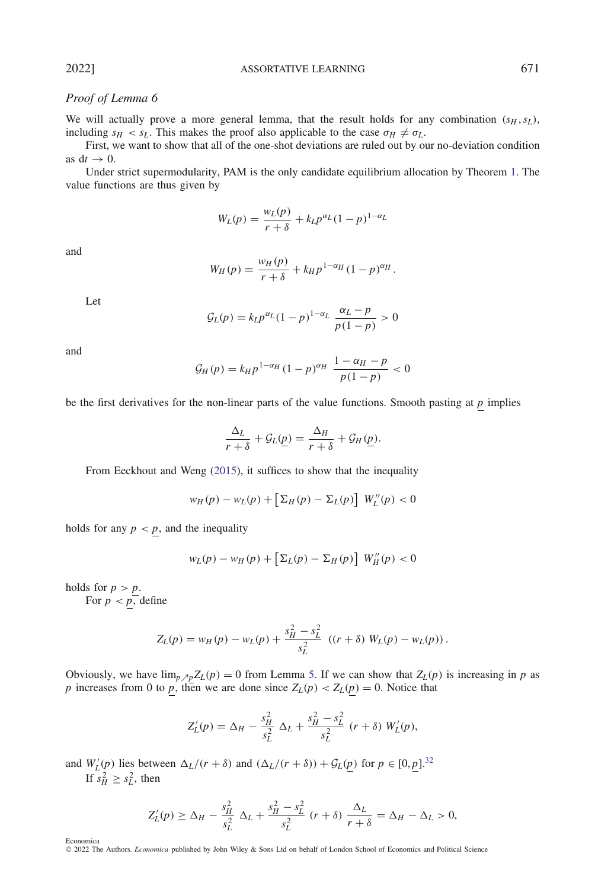*Proof of Lemma 6*

We will actually prove a more general lemma, that the result holds for any combination $(s_H, s_L)$, including $s_H < s_L$. This makes the proof also applicable to the case $\sigma_H \neq \sigma_L$.

First, we want to show that all of the one-shot deviations are ruled out by our no-deviation condition as $\mathrm{d}t \to 0$.

Under strict supermodularity, PAM is the only candidate equilibrium allocation by Theorem 1. The value functions are thus given by

$$W_L(p) = \frac{w_L(p)}{r+\delta} + k_L p^{\alpha_L}(1-p)^{1-\alpha_L}$$

and

$$W_H(p) = \frac{w_H(p)}{r+\delta} + k_H p^{1-\alpha_H}(1-p)^{\alpha_H}.$$

Let

$$\mathcal{G}_L(p) = k_L p^{\alpha_L}(1-p)^{1-\alpha_L}\ \frac{\alpha_L - p}{p(1-p)} > 0$$

and

$$\mathcal{G}_H(p) = k_H p^{1-\alpha_H}(1-p)^{\alpha_H}\ \frac{1-\alpha_H - p}{p(1-p)} < 0$$

be the first derivatives for the non-linear parts of the value functions. Smooth pasting at $\underline{p}$ implies

$$\frac{\Delta_L}{r+\delta} + \mathcal{G}_L(\underline{p}) = \frac{\Delta_H}{r+\delta} + \mathcal{G}_H(\underline{p}).$$

From Eeckhout and Weng (2015), it suffices to show that the inequality

$$w_H(p) - w_L(p) + \left[\Sigma_H(p) - \Sigma_L(p)\right]\ W_L''(p) < 0$$

holds for any $p < \underline{p}$, and the inequality

$$w_L(p) - w_H(p) + \left[\Sigma_L(p) - \Sigma_H(p)\right]\ W_H''(p) < 0$$

holds for $p > \underline{p}$.

For $p < \underline{p}$, define

$$Z_L(p) = w_H(p) - w_L(p) + \frac{s_H^2 - s_L^2}{s_L^2}\ \left((r+\delta)\ W_L(p) - w_L(p)\right).$$

Obviously, we have $\lim_{p \nearrow \underline{p}} Z_L(p) = 0$ from Lemma 5. If we can show that $Z_L(p)$ is increasing in $p$ as $p$ increases from 0 to $\underline{p}$, then we are done since $Z_L(p) < Z_L(\underline{p}) = 0$. Notice that

$$Z_L'(p) = \Delta_H - \frac{s_H^2}{s_L^2}\ \Delta_L + \frac{s_H^2 - s_L^2}{s_L^2}\ (r+\delta)\ W_L'(p),$$

and $W_L'(p)$ lies between $\Delta_L/(r+\delta)$ and $(\Delta_L/(r+\delta)) + \mathcal{G}_L(\underline{p})$ for $p \in [0, \underline{p}]$.[32]

If $s_H^2 \geq s_L^2$, then

$$Z_L'(p) \geq \Delta_H - \frac{s_H^2}{s_L^2}\ \Delta_L + \frac{s_H^2 - s_L^2}{s_L^2}\ (r+\delta)\ \frac{\Delta_L}{r+\delta} = \Delta_H - \Delta_L > 0,$$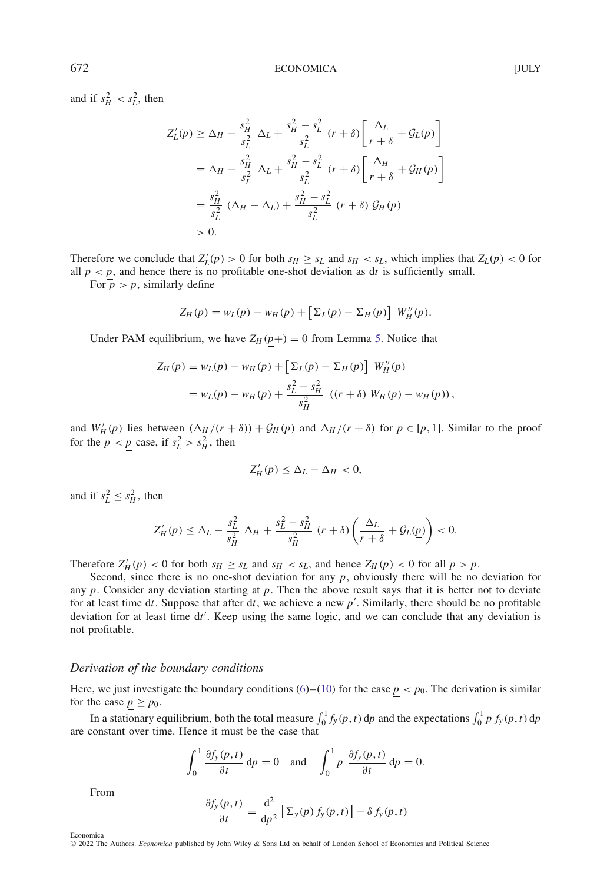and if $s_H^2 < s_L^2$, then

$$
\begin{aligned}
Z_L'(p) &\geq \Delta_H - \frac{s_H^2}{s_L^2}\ \Delta_L + \frac{s_H^2 - s_L^2}{s_L^2}\ (r+\delta)\left[\frac{\Delta_L}{r+\delta} + \mathcal{G}_L(\underline{p})\right] \\
&= \Delta_H - \frac{s_H^2}{s_L^2}\ \Delta_L + \frac{s_H^2 - s_L^2}{s_L^2}\ (r+\delta)\left[\frac{\Delta_H}{r+\delta} + \mathcal{G}_H(\underline{p})\right] \\
&= \frac{s_H^2}{s_L^2}\ (\Delta_H - \Delta_L) + \frac{s_H^2 - s_L^2}{s_L^2}\ (r+\delta)\ \mathcal{G}_H(\underline{p}) \\
&> 0.
\end{aligned}
$$

Therefore we conclude that $Z_L'(p) > 0$ for both $s_H \geq s_L$ and $s_H < s_L$, which implies that $Z_L(p) < 0$ for all $p < \underline{p}$, and hence there is no profitable one-shot deviation as $\mathrm{d}t$ is sufficiently small.

For $p > \underline{p}$, similarly define

$$
Z_H(p) = w_L(p) - w_H(p) + \left[\Sigma_L(p) - \Sigma_H(p)\right]\ W_H''(p).
$$

Under PAM equilibrium, we have $Z_H(\underline{p}+) = 0$ from Lemma 5. Notice that

$$
\begin{aligned}
Z_H(p) &= w_L(p) - w_H(p) + \left[\Sigma_L(p) - \Sigma_H(p)\right]\ W_H''(p) \\
&= w_L(p) - w_H(p) + \frac{s_L^2 - s_H^2}{s_H^2}\ \left((r+\delta)\ W_H(p) - w_H(p)\right),
\end{aligned}
$$

and $W_H'(p)$ lies between $(\Delta_H/(r+\delta)) + \mathcal{G}_H(\underline{p})$ and $\Delta_H/(r+\delta)$ for $p \in [\underline{p}, 1]$. Similar to the proof for the $p < \underline{p}$ case, if $s_L^2 > s_H^2$, then

$$
Z_H'(p) \leq \Delta_L - \Delta_H < 0,
$$

and if $s_L^2 \leq s_H^2$, then

$$
Z_H'(p) \leq \Delta_L - \frac{s_L^2}{s_H^2}\ \Delta_H + \frac{s_L^2 - s_H^2}{s_H^2}\ (r+\delta)\left(\frac{\Delta_L}{r+\delta} + \mathcal{G}_L(\underline{p})\right) < 0.
$$

Therefore $Z_H'(p) < 0$ for both $s_H \geq s_L$ and $s_H < s_L$, and hence $Z_H(p) < 0$ for all $p > \underline{p}$.

Second, since there is no one-shot deviation for any $p$, obviously there will be no deviation for any $p$. Consider any deviation starting at $p$. Then the above result says that it is better not to deviate for at least time $\mathrm{d}t$. Suppose that after $\mathrm{d}t$, we achieve a new $p'$. Similarly, there should be no profitable deviation for at least time $\mathrm{d}t'$. Keep using the same logic, and we can conclude that any deviation is not profitable.

### *Derivation of the boundary conditions*

Here, we just investigate the boundary conditions (6)–(10) for the case $\underline{p} < p_0$. The derivation is similar for the case $\underline{p} \geq p_0$.

In a stationary equilibrium, both the total measure $\int_0^1 f_y(p,t)\,\mathrm{d}p$ and the expectations $\int_0^1 p\, f_y(p,t)\,\mathrm{d}p$ are constant over time. Hence it must be the case that

$$
\int_0^1 \frac{\partial f_y(p,t)}{\partial t}\ \mathrm{d}p = 0 \quad \text{and} \quad \int_0^1 p\ \frac{\partial f_y(p,t)}{\partial t}\ \mathrm{d}p = 0.
$$

From

$$
\frac{\partial f_y(p,t)}{\partial t} = \frac{\mathrm{d}^2}{\mathrm{d}p^2}\left[\Sigma_y(p)\, f_y(p,t)\right] - \delta\, f_y(p,t)
$$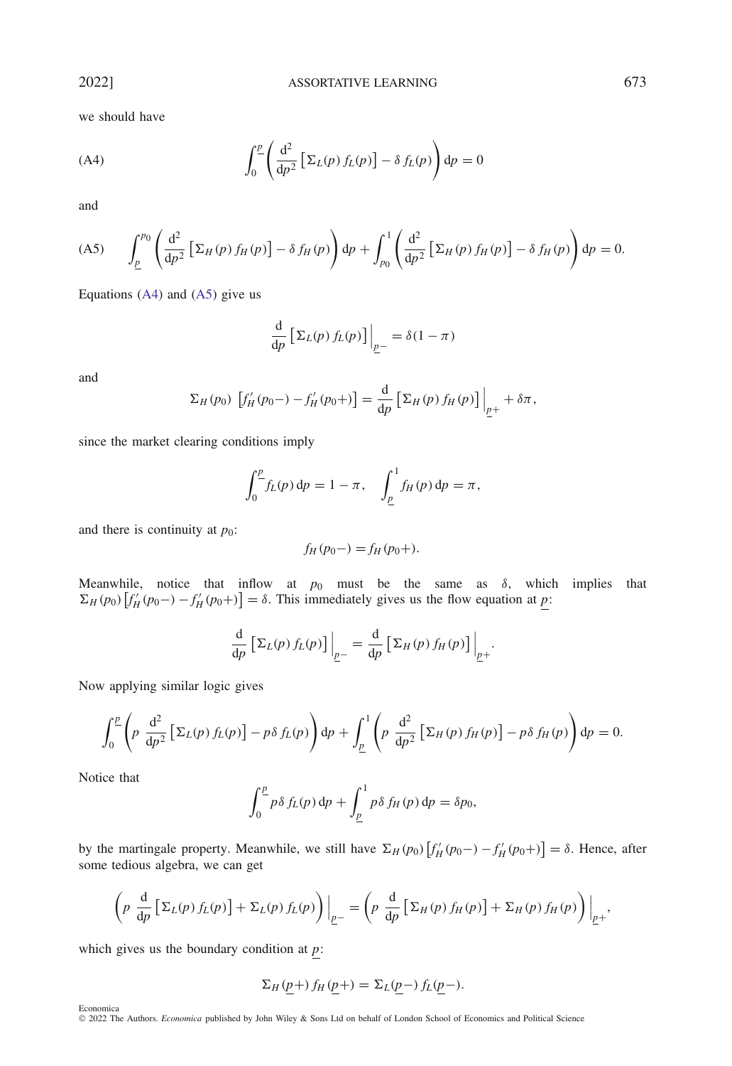we should have

$$\int_0^{\underline{p}} \left( \frac{\mathrm{d}^2}{\mathrm{d}p^2} \left[ \Sigma_L(p)\, f_L(p) \right] - \delta\, f_L(p) \right) \mathrm{d}p = 0 \tag{A4}$$

and

$$\int_{\underline{p}}^{p_0} \left( \frac{\mathrm{d}^2}{\mathrm{d}p^2} \left[ \Sigma_H(p)\, f_H(p) \right] - \delta\, f_H(p) \right) \mathrm{d}p + \int_{p_0}^{1} \left( \frac{\mathrm{d}^2}{\mathrm{d}p^2} \left[ \Sigma_H(p)\, f_H(p) \right] - \delta\, f_H(p) \right) \mathrm{d}p = 0. \tag{A5}$$

Equations (A4) and (A5) give us

$$\frac{\mathrm{d}}{\mathrm{d}p} \left[ \Sigma_L(p)\, f_L(p) \right] \Big|_{\underline{p}-} = \delta(1-\pi)$$

and

$$\Sigma_H(p_0)\, \left[ f_H'(p_0-) - f_H'(p_0+) \right] = \frac{\mathrm{d}}{\mathrm{d}p} \left[ \Sigma_H(p)\, f_H(p) \right] \Big|_{\underline{p}+} + \delta\pi,$$

since the market clearing conditions imply

$$\int_0^{\underline{p}} f_L(p)\, \mathrm{d}p = 1-\pi, \quad \int_{\underline{p}}^{1} f_H(p)\, \mathrm{d}p = \pi,$$

and there is continuity at $p_0$:

$$f_H(p_0-) = f_H(p_0+).$$

Meanwhile, notice that inflow at $p_0$ must be the same as $\delta$, which implies that $\Sigma_H(p_0)\left[f_H'(p_0-) - f_H'(p_0+)\right] = \delta$. This immediately gives us the flow equation at $\underline{p}$:

$$\frac{\mathrm{d}}{\mathrm{d}p} \left[ \Sigma_L(p)\, f_L(p) \right] \Big|_{\underline{p}-} = \frac{\mathrm{d}}{\mathrm{d}p} \left[ \Sigma_H(p)\, f_H(p) \right] \Big|_{\underline{p}+}.$$

Now applying similar logic gives

$$\int_0^{\underline{p}} \left( p\, \frac{\mathrm{d}^2}{\mathrm{d}p^2} \left[ \Sigma_L(p)\, f_L(p) \right] - p\delta\, f_L(p) \right) \mathrm{d}p + \int_{\underline{p}}^{1} \left( p\, \frac{\mathrm{d}^2}{\mathrm{d}p^2} \left[ \Sigma_H(p)\, f_H(p) \right] - p\delta\, f_H(p) \right) \mathrm{d}p = 0.$$

Notice that

$$\int_0^{\underline{p}} p\delta\, f_L(p)\, \mathrm{d}p + \int_{\underline{p}}^{1} p\delta\, f_H(p)\, \mathrm{d}p = \delta p_0,$$

by the martingale property. Meanwhile, we still have $\Sigma_H(p_0)\left[f_H'(p_0-) - f_H'(p_0+)\right] = \delta$. Hence, after some tedious algebra, we can get

$$\left( p\, \frac{\mathrm{d}}{\mathrm{d}p} \left[ \Sigma_L(p)\, f_L(p) \right] + \Sigma_L(p)\, f_L(p) \right) \Big|_{\underline{p}-} = \left( p\, \frac{\mathrm{d}}{\mathrm{d}p} \left[ \Sigma_H(p)\, f_H(p) \right] + \Sigma_H(p)\, f_H(p) \right) \Big|_{\underline{p}+},$$

which gives us the boundary condition at $\underline{p}$:

$$\Sigma_H(\underline{p}+)\, f_H(\underline{p}+) = \Sigma_L(\underline{p}-)\, f_L(\underline{p}-).$$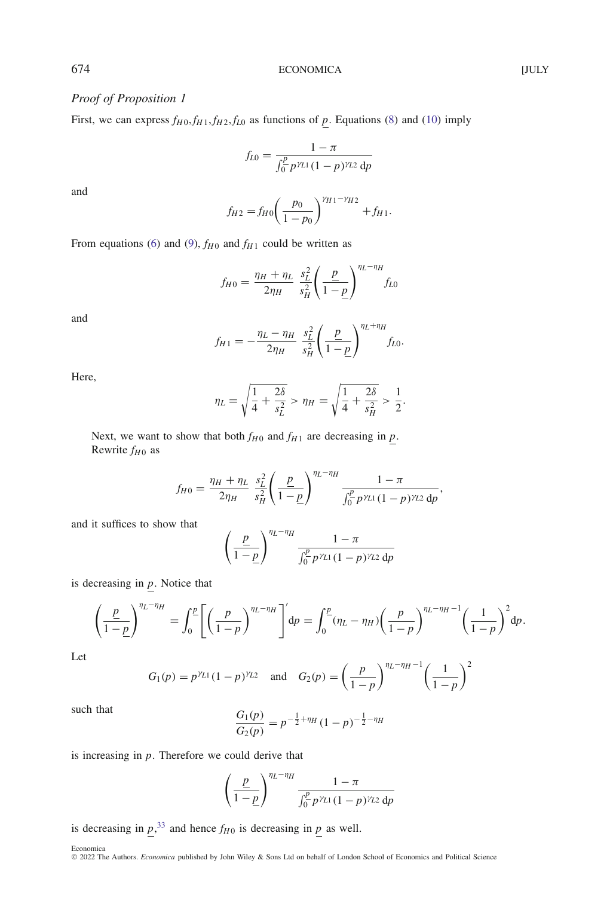*Proof of Proposition 1*

First, we can express $f_{H0}, f_{H1}, f_{H2}, f_{L0}$ as functions of $\underline{p}$. Equations (8) and (10) imply

$$f_{L0} = \frac{1-\pi}{\int_0^{\underline{p}} p^{\gamma_{L1}}(1-p)^{\gamma_{L2}}\,\mathrm{d}p}$$

and

$$f_{H2} = f_{H0}\left(\frac{p_0}{1-p_0}\right)^{\gamma_{H1}-\gamma_{H2}} + f_{H1}.$$

From equations (6) and (9), $f_{H0}$ and $f_{H1}$ could be written as

$$f_{H0} = \frac{\eta_H+\eta_L}{2\eta_H}\,\frac{s_L^2}{s_H^2}\left(\frac{\underline{p}}{1-\underline{p}}\right)^{\eta_L-\eta_H} f_{L0}$$

and

$$f_{H1} = -\frac{\eta_L-\eta_H}{2\eta_H}\,\frac{s_L^2}{s_H^2}\left(\frac{\underline{p}}{1-\underline{p}}\right)^{\eta_L+\eta_H} f_{L0}.$$

Here,

$$\eta_L = \sqrt{\frac{1}{4}+\frac{2\delta}{s_L^2}} > \eta_H = \sqrt{\frac{1}{4}+\frac{2\delta}{s_H^2}} > \frac{1}{2}.$$

Next, we want to show that both $f_{H0}$ and $f_{H1}$ are decreasing in $\underline{p}$.
Rewrite $f_{H0}$ as

$$f_{H0} = \frac{\eta_H+\eta_L}{2\eta_H}\,\frac{s_L^2}{s_H^2}\left(\frac{\underline{p}}{1-\underline{p}}\right)^{\eta_L-\eta_H}\frac{1-\pi}{\int_0^{\underline{p}} p^{\gamma_{L1}}(1-p)^{\gamma_{L2}}\,\mathrm{d}p},$$

and it suffices to show that

$$\left(\frac{\underline{p}}{1-\underline{p}}\right)^{\eta_L-\eta_H}\frac{1-\pi}{\int_0^{\underline{p}} p^{\gamma_{L1}}(1-p)^{\gamma_{L2}}\,\mathrm{d}p}$$

is decreasing in $\underline{p}$. Notice that

$$\left(\frac{\underline{p}}{1-\underline{p}}\right)^{\eta_L-\eta_H} = \int_0^{\underline{p}}\left[\left(\frac{p}{1-p}\right)^{\eta_L-\eta_H}\right]'\mathrm{d}p = \int_0^{\underline{p}}(\eta_L-\eta_H)\left(\frac{p}{1-p}\right)^{\eta_L-\eta_H-1}\left(\frac{1}{1-p}\right)^2\mathrm{d}p.$$

Let

$$G_1(p) = p^{\gamma_{L1}}(1-p)^{\gamma_{L2}} \quad \text{and} \quad G_2(p) = \left(\frac{p}{1-p}\right)^{\eta_L-\eta_H-1}\left(\frac{1}{1-p}\right)^2$$

such that

$$\frac{G_1(p)}{G_2(p)} = p^{-\frac{1}{2}+\eta_H}(1-p)^{-\frac{1}{2}-\eta_H}$$

is increasing in $p$. Therefore we could derive that

$$\left(\frac{\underline{p}}{1-\underline{p}}\right)^{\eta_L-\eta_H}\frac{1-\pi}{\int_0^{\underline{p}} p^{\gamma_{L1}}(1-p)^{\gamma_{L2}}\,\mathrm{d}p}$$

is decreasing in $\underline{p}$,[33] and hence $f_{H0}$ is decreasing in $\underline{p}$ as well.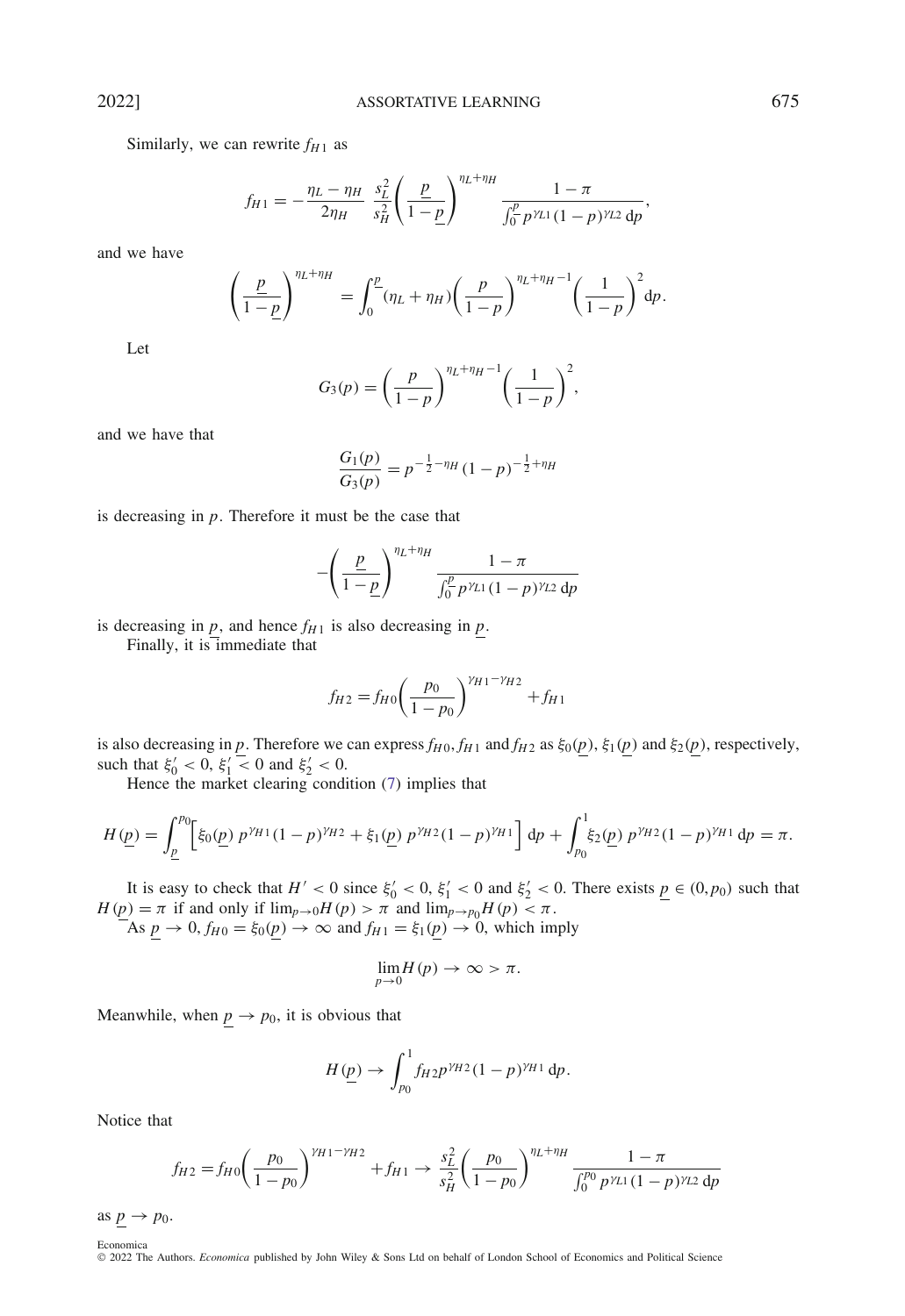Similarly, we can rewrite $f_{H1}$ as

$$f_{H1} = -\frac{\eta_L - \eta_H}{2\eta_H} \frac{s_L^2}{s_H^2} \left( \frac{\underline{p}}{1-\underline{p}} \right)^{\eta_L + \eta_H} \frac{1-\pi}{\int_0^{\underline{p}} p^{\gamma_{L1}} (1-p)^{\gamma_{L2}} \, \mathrm{d}p},$$

and we have

$$\left( \frac{\underline{p}}{1-\underline{p}} \right)^{\eta_L + \eta_H} = \int_0^{\underline{p}} (\eta_L + \eta_H) \left( \frac{p}{1-p} \right)^{\eta_L + \eta_H - 1} \left( \frac{1}{1-p} \right)^2 \mathrm{d}p.$$

Let

$$G_3(p) = \left( \frac{p}{1-p} \right)^{\eta_L + \eta_H - 1} \left( \frac{1}{1-p} \right)^2,$$

and we have that

$$\frac{G_1(p)}{G_3(p)} = p^{-\frac{1}{2} - \eta_H} (1-p)^{-\frac{1}{2} + \eta_H}$$

is decreasing in $p$. Therefore it must be the case that

$$-\left( \frac{\underline{p}}{1-\underline{p}} \right)^{\eta_L + \eta_H} \frac{1-\pi}{\int_0^{\underline{p}} p^{\gamma_{L1}} (1-p)^{\gamma_{L2}} \, \mathrm{d}p}$$

is decreasing in $\underline{p}$, and hence $f_{H1}$ is also decreasing in $\underline{p}$.

Finally, it is immediate that

$$f_{H2} = f_{H0} \left( \frac{p_0}{1-p_0} \right)^{\gamma_{H1} - \gamma_{H2}} + f_{H1}$$

is also decreasing in $\underline{p}$. Therefore we can express $f_{H0}, f_{H1}$ and $f_{H2}$ as $\xi_0(\underline{p})$, $\xi_1(\underline{p})$ and $\xi_2(\underline{p})$, respectively, such that $\xi_0' < 0$, $\xi_1' < 0$ and $\xi_2' < 0$.

Hence the market clearing condition (7) implies that

$$H(\underline{p}) = \int_{\underline{p}}^{p_0} \left[ \xi_0(\underline{p}) \, p^{\gamma_{H1}} (1-p)^{\gamma_{H2}} + \xi_1(\underline{p}) \, p^{\gamma_{H2}} (1-p)^{\gamma_{H1}} \right] \mathrm{d}p + \int_{p_0}^{1} \xi_2(\underline{p}) \, p^{\gamma_{H2}} (1-p)^{\gamma_{H1}} \, \mathrm{d}p = \pi.$$

It is easy to check that $H' < 0$ since $\xi_0' < 0$, $\xi_1' < 0$ and $\xi_2' < 0$. There exists $\underline{p} \in (0, p_0)$ such that $H(\underline{p}) = \pi$ if and only if $\lim_{p \to 0} H(p) > \pi$ and $\lim_{p \to p_0} H(p) < \pi$.

As $\underline{p} \to 0$, $f_{H0} = \xi_0(\underline{p}) \to \infty$ and $f_{H1} = \xi_1(\underline{p}) \to 0$, which imply

$$\lim_{p \to 0} H(p) \to \infty > \pi.$$

Meanwhile, when $\underline{p} \to p_0$, it is obvious that

$$H(\underline{p}) \to \int_{p_0}^{1} f_{H2} p^{\gamma_{H2}} (1-p)^{\gamma_{H1}} \, \mathrm{d}p.$$

Notice that

$$f_{H2} = f_{H0} \left( \frac{p_0}{1-p_0} \right)^{\gamma_{H1} - \gamma_{H2}} + f_{H1} \to \frac{s_L^2}{s_H^2} \left( \frac{p_0}{1-p_0} \right)^{\eta_L + \eta_H} \frac{1-\pi}{\int_0^{p_0} p^{\gamma_{L1}} (1-p)^{\gamma_{L2}} \, \mathrm{d}p}$$

as $\underline{p} \to p_0$.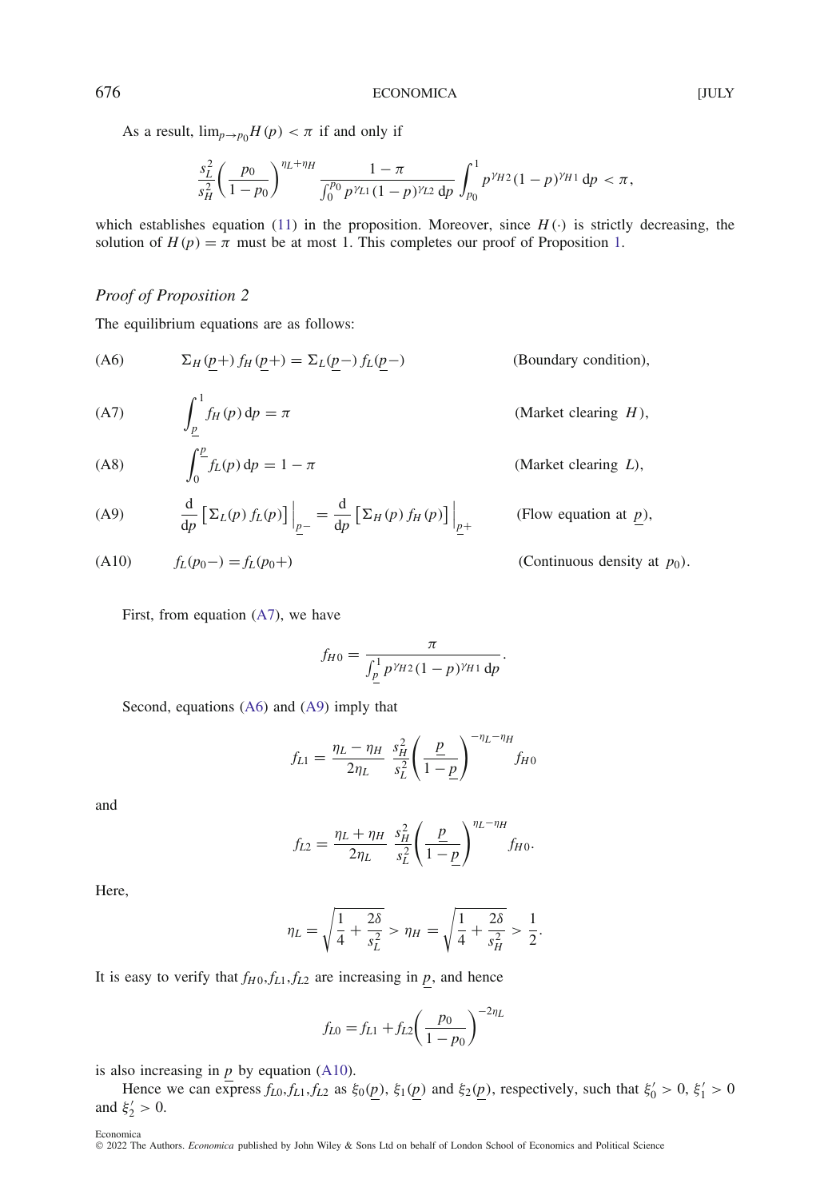As a result, $\lim_{p\to p_0} H(p) < \pi$ if and only if

$$\frac{s_L^2}{s_H^2}\left(\frac{p_0}{1-p_0}\right)^{\eta_L+\eta_H}\frac{1-\pi}{\int_0^{p_0} p^{\gamma_{L1}}(1-p)^{\gamma_{L2}}\,\mathrm{d}p}\int_{p_0}^{1} p^{\gamma_{H2}}(1-p)^{\gamma_{H1}}\,\mathrm{d}p < \pi,$$

which establishes equation (11) in the proposition. Moreover, since $H(\cdot)$ is strictly decreasing, the solution of $H(p) = \pi$ must be at most 1. This completes our proof of Proposition 1.

### *Proof of Proposition 2*

The equilibrium equations are as follows:

(A6) $$\Sigma_H(\underline{p}+)\,f_H(\underline{p}+) = \Sigma_L(\underline{p}-)\,f_L(\underline{p}-) \qquad \text{(Boundary condition)},$$

(A7) $$\int_{\underline{p}}^{1} f_H(p)\,\mathrm{d}p = \pi \qquad \text{(Market clearing } H\text{)},$$

(A8) $$\int_0^{\underline{p}} f_L(p)\,\mathrm{d}p = 1-\pi \qquad \text{(Market clearing } L\text{)},$$

(A9) $$\frac{\mathrm{d}}{\mathrm{d}p}\left[\Sigma_L(p)\,f_L(p)\right]\Big|_{\underline{p}-} = \frac{\mathrm{d}}{\mathrm{d}p}\left[\Sigma_H(p)\,f_H(p)\right]\Big|_{\underline{p}+} \qquad \text{(Flow equation at } \underline{p}\text{)},$$

(A10) $$f_L(p_0-) = f_L(p_0+) \qquad \text{(Continuous density at } p_0\text{)}.$$

First, from equation (A7), we have

$$f_{H0} = \frac{\pi}{\int_{\underline{p}}^{1} p^{\gamma_{H2}}(1-p)^{\gamma_{H1}}\,\mathrm{d}p}.$$

Second, equations (A6) and (A9) imply that

$$f_{L1} = \frac{\eta_L-\eta_H}{2\eta_L}\,\frac{s_H^2}{s_L^2}\left(\frac{\underline{p}}{1-\underline{p}}\right)^{-\eta_L-\eta_H} f_{H0}$$

and

$$f_{L2} = \frac{\eta_L+\eta_H}{2\eta_L}\,\frac{s_H^2}{s_L^2}\left(\frac{\underline{p}}{1-\underline{p}}\right)^{\eta_L-\eta_H} f_{H0}.$$

Here,

$$\eta_L = \sqrt{\frac{1}{4}+\frac{2\delta}{s_L^2}} > \eta_H = \sqrt{\frac{1}{4}+\frac{2\delta}{s_H^2}} > \frac{1}{2}.$$

It is easy to verify that $f_{H0}, f_{L1}, f_{L2}$ are increasing in $\underline{p}$, and hence

$$f_{L0} = f_{L1} + f_{L2}\left(\frac{p_0}{1-p_0}\right)^{-2\eta_L}$$

is also increasing in $\underline{p}$ by equation (A10).

Hence we can express $f_{L0}, f_{L1}, f_{L2}$ as $\xi_0(\underline{p})$, $\xi_1(\underline{p})$ and $\xi_2(\underline{p})$, respectively, such that $\xi_0' > 0$, $\xi_1' > 0$ and $\xi_2' > 0$.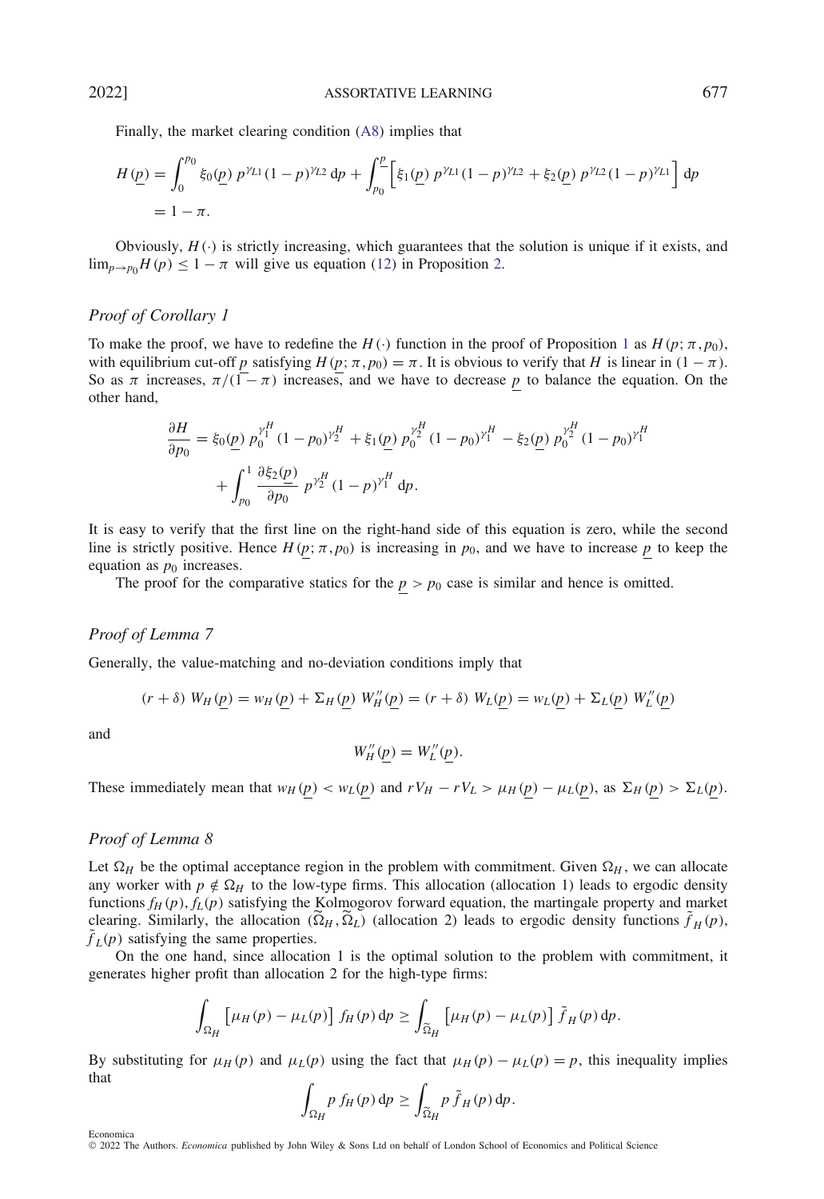Finally, the market clearing condition (A8) implies that

$$H(\underline{p}) = \int_0^{p_0} \xi_0(\underline{p})\, p^{\gamma_{L1}}(1-p)^{\gamma_{L2}}\, \mathrm{d}p + \int_{p_0}^{\underline{p}} \Big[\xi_1(\underline{p})\, p^{\gamma_{L1}}(1-p)^{\gamma_{L2}} + \xi_2(\underline{p})\, p^{\gamma_{L2}}(1-p)^{\gamma_{L1}}\Big]\, \mathrm{d}p$$
$$= 1-\pi.$$

Obviously, $H(\cdot)$ is strictly increasing, which guarantees that the solution is unique if it exists, and $\lim_{p\to p_0} H(p) \leq 1-\pi$ will give us equation (12) in Proposition 2.

### *Proof of Corollary 1*

To make the proof, we have to redefine the $H(\cdot)$ function in the proof of Proposition 1 as $H(p;\pi,p_0)$, with equilibrium cut-off $\underline{p}$ satisfying $H(\underline{p};\pi,p_0)=\pi$. It is obvious to verify that $H$ is linear in $(1-\pi)$. So as $\pi$ increases, $\pi/(1-\pi)$ increases, and we have to decrease $\underline{p}$ to balance the equation. On the other hand,

$$\frac{\partial H}{\partial p_0} = \xi_0(\underline{p})\, p_0^{\gamma_1^H}(1-p_0)^{\gamma_2^H} + \xi_1(\underline{p})\, p_0^{\gamma_2^H}(1-p_0)^{\gamma_1^H} - \xi_2(\underline{p})\, p_0^{\gamma_2^H}(1-p_0)^{\gamma_1^H}$$
$$+ \int_{p_0}^{1} \frac{\partial \xi_2(\underline{p})}{\partial p_0}\, p^{\gamma_2^H}(1-p)^{\gamma_1^H}\, \mathrm{d}p.$$

It is easy to verify that the first line on the right-hand side of this equation is zero, while the second line is strictly positive. Hence $H(\underline{p};\pi,p_0)$ is increasing in $p_0$, and we have to increase $\underline{p}$ to keep the equation as $p_0$ increases.

The proof for the comparative statics for the $\underline{p} > p_0$ case is similar and hence is omitted.

### *Proof of Lemma 7*

Generally, the value-matching and no-deviation conditions imply that

$$(r+\delta)\, W_H(\underline{p}) = w_H(\underline{p}) + \Sigma_H(\underline{p})\, W_H''(\underline{p}) = (r+\delta)\, W_L(\underline{p}) = w_L(\underline{p}) + \Sigma_L(\underline{p})\, W_L''(\underline{p})$$

and

$$W_H''(\underline{p}) = W_L''(\underline{p}).$$

These immediately mean that $w_H(\underline{p}) < w_L(\underline{p})$ and $rV_H - rV_L > \mu_H(\underline{p}) - \mu_L(\underline{p})$, as $\Sigma_H(\underline{p}) > \Sigma_L(\underline{p})$.

### *Proof of Lemma 8*

Let $\Omega_H$ be the optimal acceptance region in the problem with commitment. Given $\Omega_H$, we can allocate any worker with $p \notin \Omega_H$ to the low-type firms. This allocation (allocation 1) leads to ergodic density functions $f_H(p), f_L(p)$ satisfying the Kolmogorov forward equation, the martingale property and market clearing. Similarly, the allocation $(\widetilde{\Omega}_H, \widetilde{\Omega}_L)$ (allocation 2) leads to ergodic density functions $\tilde{f}_H(p)$, $\tilde{f}_L(p)$ satisfying the same properties.

On the one hand, since allocation 1 is the optimal solution to the problem with commitment, it generates higher profit than allocation 2 for the high-type firms:

$$\int_{\Omega_H} \big[\mu_H(p) - \mu_L(p)\big]\, f_H(p)\, \mathrm{d}p \geq \int_{\widetilde{\Omega}_H} \big[\mu_H(p) - \mu_L(p)\big]\, \tilde{f}_H(p)\, \mathrm{d}p.$$

By substituting for $\mu_H(p)$ and $\mu_L(p)$ using the fact that $\mu_H(p) - \mu_L(p) = p$, this inequality implies that

$$\int_{\Omega_H} p\, f_H(p)\, \mathrm{d}p \geq \int_{\widetilde{\Omega}_H} p\, \tilde{f}_H(p)\, \mathrm{d}p.$$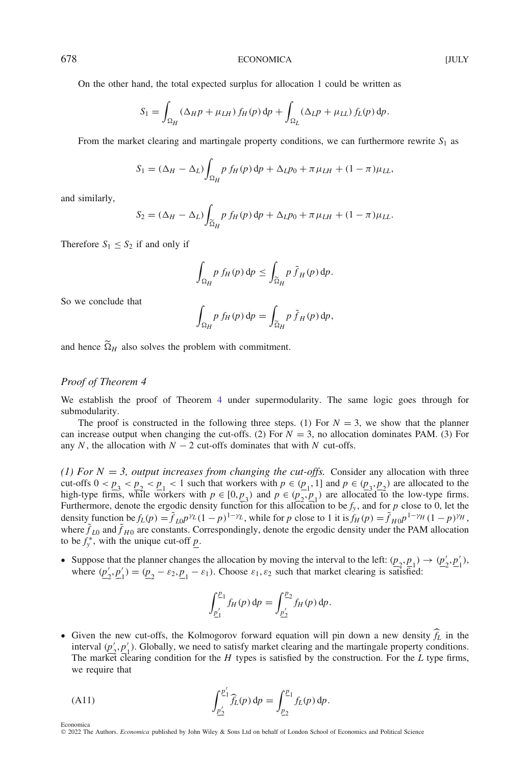On the other hand, the total expected surplus for allocation 1 could be written as

$$S_1 = \int_{\Omega_H} (\Delta_H p + \mu_{LH}) f_H(p)\,\mathrm{d}p + \int_{\Omega_L} (\Delta_L p + \mu_{LL}) f_L(p)\,\mathrm{d}p.$$

From the market clearing and martingale property conditions, we can furthermore rewrite $S_1$ as

$$S_1 = (\Delta_H - \Delta_L)\int_{\Omega_H} p\, f_H(p)\,\mathrm{d}p + \Delta_L p_0 + \pi\mu_{LH} + (1-\pi)\mu_{LL},$$

and similarly,

$$S_2 = (\Delta_H - \Delta_L)\int_{\widetilde{\Omega}_H} p\, f_H(p)\,\mathrm{d}p + \Delta_L p_0 + \pi\mu_{LH} + (1-\pi)\mu_{LL}.$$

Therefore $S_1 \le S_2$ if and only if

$$\int_{\Omega_H} p\, f_H(p)\,\mathrm{d}p \le \int_{\widetilde{\Omega}_H} p\, \tilde{f}_H(p)\,\mathrm{d}p.$$

So we conclude that

$$\int_{\Omega_H} p\, f_H(p)\,\mathrm{d}p = \int_{\widetilde{\Omega}_H} p\, \tilde{f}_H(p)\,\mathrm{d}p,$$

and hence $\widetilde{\Omega}_H$ also solves the problem with commitment.

### *Proof of Theorem 4*

We establish the proof of Theorem 4 under supermodularity. The same logic goes through for submodularity.

The proof is constructed in the following three steps. (1) For $N = 3$, we show that the planner can increase output when changing the cut-offs. (2) For $N = 3$, no allocation dominates PAM. (3) For any $N$, the allocation with $N - 2$ cut-offs dominates that with $N$ cut-offs.

*(1) For $N = 3$, output increases from changing the cut-offs.* Consider any allocation with three cut-offs $0 < \underline{p}_3 < \underline{p}_2 < \underline{p}_1 < 1$ such that workers with $p \in (\underline{p}_1, 1]$ and $p \in (\underline{p}_3, \underline{p}_2)$ are allocated to the high-type firms, while workers with $p \in [0, \underline{p}_3)$ and $p \in (\underline{p}_2, \underline{p}_1)$ are allocated to the low-type firms. Furthermore, denote the ergodic density function for this allocation to be $f_y$, and for $p$ close to 0, let the density function be $f_L(p) = \tilde{f}_{L0} p^{\gamma_L}(1-p)^{1-\gamma_L}$, while for $p$ close to 1 it is $f_H(p) = \tilde{f}_{H0} p^{1-\gamma_H}(1-p)^{\gamma_H}$, where $\tilde{f}_{L0}$ and $\tilde{f}_{H0}$ are constants. Correspondingly, denote the ergodic density under the PAM allocation to be $f_y^*$, with the unique cut-off $\underline{p}$.

- Suppose that the planner changes the allocation by moving the interval to the left: $(\underline{p}_2, \underline{p}_1) \to (\underline{p}_2', \underline{p}_1')$, where $(\underline{p}_2', \underline{p}_1') = (\underline{p}_2 - \varepsilon_2, \underline{p}_1 - \varepsilon_1)$. Choose $\varepsilon_1, \varepsilon_2$ such that market clearing is satisfied:

$$\int_{\underline{p}_1'}^{\underline{p}_1} f_H(p)\,\mathrm{d}p = \int_{\underline{p}_2'}^{\underline{p}_2} f_H(p)\,\mathrm{d}p.$$

- Given the new cut-offs, the Kolmogorov forward equation will pin down a new density $\widehat{f}_L$ in the interval $(\underline{p}_2', \underline{p}_1')$. Globally, we need to satisfy market clearing and the martingale property conditions. The market clearing condition for the $H$ types is satisfied by the construction. For the $L$ type firms, we require that

$$\int_{\underline{p}_2'}^{\underline{p}_1'} \widehat{f}_L(p)\,\mathrm{d}p = \int_{\underline{p}_2}^{\underline{p}_1} f_L(p)\,\mathrm{d}p. \tag{A11}$$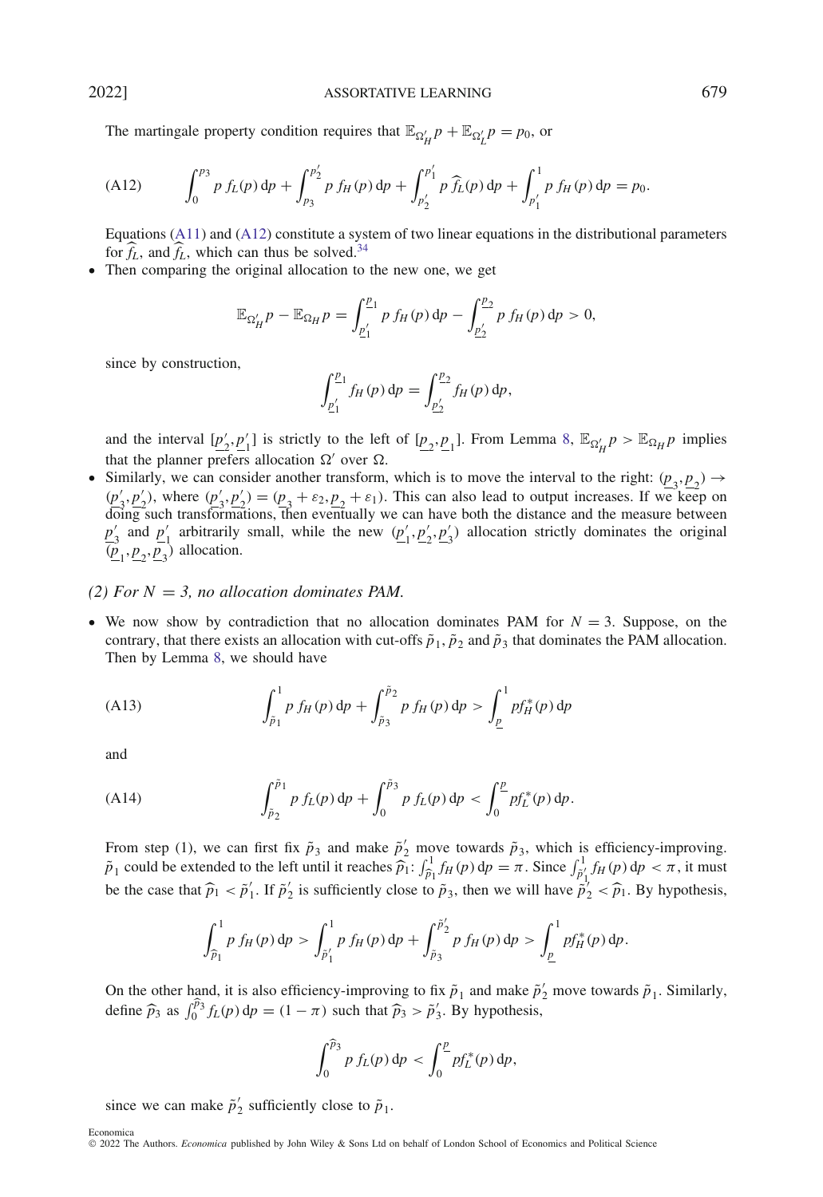The martingale property condition requires that $\mathbb{E}_{\Omega'_H} p + \mathbb{E}_{\Omega'_L} p = p_0$, or

$$\text{(A12)} \qquad \int_0^{p_3} p\, f_L(p)\,\mathrm{d}p + \int_{p_3}^{p_2'} p\, f_H(p)\,\mathrm{d}p + \int_{p_2'}^{p_1'} p\, \widehat{f}_L(p)\,\mathrm{d}p + \int_{p_1'}^{1} p\, f_H(p)\,\mathrm{d}p = p_0.$$

Equations (A11) and (A12) constitute a system of two linear equations in the distributional parameters for $\widehat{f}_L$, and $\widehat{f}_L$, which can thus be solved.[34]

- Then comparing the original allocation to the new one, we get

$$\mathbb{E}_{\Omega'_H} p - \mathbb{E}_{\Omega_H} p = \int_{\underline{p}_1'}^{\underline{p}_1} p\, f_H(p)\,\mathrm{d}p - \int_{\underline{p}_2'}^{\underline{p}_2} p\, f_H(p)\,\mathrm{d}p > 0,$$

since by construction,

$$\int_{\underline{p}_1'}^{\underline{p}_1} f_H(p)\,\mathrm{d}p = \int_{\underline{p}_2'}^{\underline{p}_2} f_H(p)\,\mathrm{d}p,$$

and the interval $[\underline{p}_2', \underline{p}_1']$ is strictly to the left of $[\underline{p}_2, \underline{p}_1]$. From Lemma 8, $\mathbb{E}_{\Omega'_H} p > \mathbb{E}_{\Omega_H} p$ implies that the planner prefers allocation $\Omega'$ over $\Omega$.

- Similarly, we can consider another transform, which is to move the interval to the right: $(\underline{p}_3, \underline{p}_2) \to (\underline{p}_3', \underline{p}_2')$, where $(\underline{p}_3', \underline{p}_2') = (\underline{p}_3 + \varepsilon_2, \underline{p}_2 + \varepsilon_1)$. This can also lead to output increases. If we keep on doing such transformations, then eventually we can have both the distance and the measure between $\underline{p}_3'$ and $\underline{p}_1'$ arbitrarily small, while the new $(\underline{p}_1', \underline{p}_2', \underline{p}_3')$ allocation strictly dominates the original $(\underline{p}_1, \underline{p}_2, \underline{p}_3)$ allocation.

*(2) For $N = 3$, no allocation dominates PAM.*

- We now show by contradiction that no allocation dominates PAM for $N = 3$. Suppose, on the contrary, that there exists an allocation with cut-offs $\tilde{p}_1, \tilde{p}_2$ and $\tilde{p}_3$ that dominates the PAM allocation. Then by Lemma 8, we should have

$$\text{(A13)} \qquad \int_{\tilde{p}_1}^{1} p\, f_H(p)\,\mathrm{d}p + \int_{\tilde{p}_3}^{\tilde{p}_2} p\, f_H(p)\,\mathrm{d}p > \int_{\underline{p}}^{1} p f_H^*(p)\,\mathrm{d}p$$

and

$$\text{(A14)} \qquad \int_{\tilde{p}_2}^{\tilde{p}_1} p\, f_L(p)\,\mathrm{d}p + \int_{0}^{\tilde{p}_3} p\, f_L(p)\,\mathrm{d}p < \int_{0}^{\underline{p}} p f_L^*(p)\,\mathrm{d}p.$$

From step (1), we can first fix $\tilde{p}_3$ and make $\tilde{p}_2'$ move towards $\tilde{p}_3$, which is efficiency-improving. $\tilde{p}_1$ could be extended to the left until it reaches $\widehat{p}_1$: $\int_{\widehat{p}_1}^{1} f_H(p)\,\mathrm{d}p = \pi$. Since $\int_{\tilde{p}_1'}^{1} f_H(p)\,\mathrm{d}p < \pi$, it must be the case that $\widehat{p}_1 < \tilde{p}_1'$. If $\tilde{p}_2'$ is sufficiently close to $\tilde{p}_3$, then we will have $\tilde{p}_2' < \widehat{p}_1$. By hypothesis,

$$\int_{\widehat{p}_1}^{1} p\, f_H(p)\,\mathrm{d}p > \int_{\tilde{p}_1'}^{1} p\, f_H(p)\,\mathrm{d}p + \int_{\tilde{p}_3}^{\tilde{p}_2'} p\, f_H(p)\,\mathrm{d}p > \int_{\underline{p}}^{1} p f_H^*(p)\,\mathrm{d}p.$$

On the other hand, it is also efficiency-improving to fix $\tilde{p}_1$ and make $\tilde{p}_2'$ move towards $\tilde{p}_1$. Similarly, define $\widehat{p}_3$ as $\int_0^{\widehat{p}_3} f_L(p)\,\mathrm{d}p = (1 - \pi)$ such that $\widehat{p}_3 > \tilde{p}_3'$. By hypothesis,

$$\int_0^{\widehat{p}_3} p\, f_L(p)\,\mathrm{d}p < \int_0^{\underline{p}} p f_L^*(p)\,\mathrm{d}p,$$

since we can make $\tilde{p}_2'$ sufficiently close to $\tilde{p}_1$.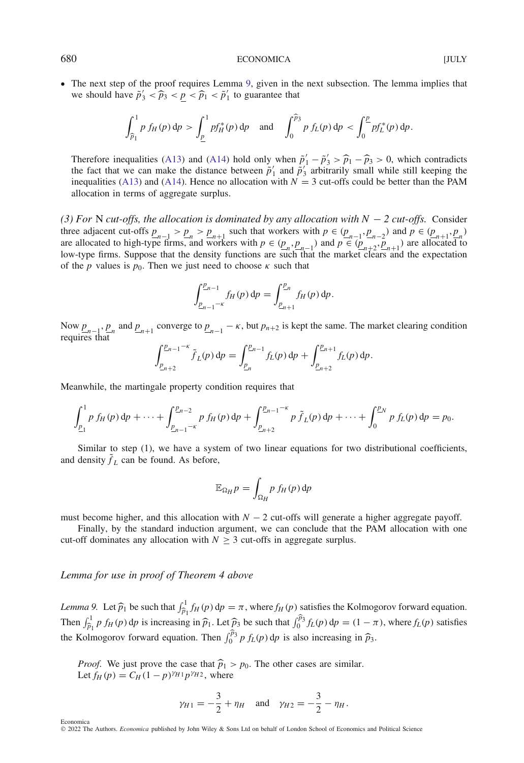- The next step of the proof requires Lemma 9, given in the next subsection. The lemma implies that we should have $\tilde{p}_3' < \widehat{p}_3 < \underline{p} < \widehat{p}_1 < \tilde{p}_1'$ to guarantee that

$$\int_{\widehat{p}_1}^{1} p\, f_H(p)\,\mathrm{d}p > \int_{\underline{p}}^{1} p f_H^*(p)\,\mathrm{d}p \quad \text{and} \quad \int_0^{\widehat{p}_3} p\, f_L(p)\,\mathrm{d}p < \int_0^{\underline{p}} p f_L^*(p)\,\mathrm{d}p.$$

Therefore inequalities (A13) and (A14) hold only when $\tilde{p}_1' - \tilde{p}_3' > \widehat{p}_1 - \widehat{p}_3 > 0$, which contradicts the fact that we can make the distance between $\tilde{p}_1'$ and $\tilde{p}_3'$ arbitrarily small while still keeping the inequalities (A13) and (A14). Hence no allocation with $N = 3$ cut-offs could be better than the PAM allocation in terms of aggregate surplus.

*(3) For* N *cut-offs, the allocation is dominated by any allocation with $N-2$ cut-offs.* Consider three adjacent cut-offs $\underline{p}_{n-1} > \underline{p}_n > \underline{p}_{n+1}$ such that workers with $p \in (\underline{p}_{n-1}, \underline{p}_{n-2})$ and $p \in (\underline{p}_{n+1}, \underline{p}_n)$ are allocated to high-type firms, and workers with $p \in (\underline{p}_n, \underline{p}_{n-1})$ and $p \in (\underline{p}_{n+2}, \underline{p}_{n+1})$ are allocated to low-type firms. Suppose that the density functions are such that the market clears and the expectation of the $p$ values is $p_0$. Then we just need to choose $\kappa$ such that

$$\int_{\underline{p}_{n-1}-\kappa}^{\underline{p}_{n-1}} f_H(p)\,\mathrm{d}p = \int_{\underline{p}_{n+1}}^{\underline{p}_n} f_H(p)\,\mathrm{d}p.$$

Now $\underline{p}_{n-1}$, $\underline{p}_n$ and $\underline{p}_{n+1}$ converge to $\underline{p}_{n-1} - \kappa$, but $p_{n+2}$ is kept the same. The market clearing condition requires that

$$\int_{\underline{p}_{n+2}}^{\underline{p}_{n-1}-\kappa} \tilde{f}_L(p)\,\mathrm{d}p = \int_{\underline{p}_n}^{\underline{p}_{n-1}} f_L(p)\,\mathrm{d}p + \int_{\underline{p}_{n+2}}^{\underline{p}_{n+1}} f_L(p)\,\mathrm{d}p.$$

Meanwhile, the martingale property condition requires that

$$\int_{\underline{p}_1}^{1} p\, f_H(p)\,\mathrm{d}p + \cdots + \int_{\underline{p}_{n-1}-\kappa}^{\underline{p}_{n-2}} p\, f_H(p)\,\mathrm{d}p + \int_{\underline{p}_{n+2}}^{\underline{p}_{n-1}-\kappa} p\, \tilde{f}_L(p)\,\mathrm{d}p + \cdots + \int_0^{\underline{p}_N} p\, f_L(p)\,\mathrm{d}p = p_0.$$

Similar to step (1), we have a system of two linear equations for two distributional coefficients, and density $\tilde{f}_L$ can be found. As before,

$$\mathbb{E}_{\Omega_H} p = \int_{\Omega_H} p\, f_H(p)\,\mathrm{d}p$$

must become higher, and this allocation with $N-2$ cut-offs will generate a higher aggregate payoff.

Finally, by the standard induction argument, we can conclude that the PAM allocation with one cut-off dominates any allocation with $N \geq 3$ cut-offs in aggregate surplus.

### *Lemma for use in proof of Theorem 4 above*

*Lemma 9.* Let $\widehat{p}_1$ be such that $\int_{\widehat{p}_1}^{1} f_H(p)\,\mathrm{d}p = \pi$, where $f_H(p)$ satisfies the Kolmogorov forward equation. Then $\int_{\widehat{p}_1}^{1} p\, f_H(p)\,\mathrm{d}p$ is increasing in $\widehat{p}_1$. Let $\widehat{p}_3$ be such that $\int_0^{\widehat{p}_3} f_L(p)\,\mathrm{d}p = (1-\pi)$, where $f_L(p)$ satisfies the Kolmogorov forward equation. Then $\int_0^{\widehat{p}_3} p\, f_L(p)\,\mathrm{d}p$ is also increasing in $\widehat{p}_3$.

*Proof.* We just prove the case that $\widehat{p}_1 > p_0$. The other cases are similar.
Let $f_H(p) = C_H(1-p)^{\gamma_{H1}} p^{\gamma_{H2}}$, where

$$\gamma_{H1} = -\frac{3}{2} + \eta_H \quad \text{and} \quad \gamma_{H2} = -\frac{3}{2} - \eta_H.$$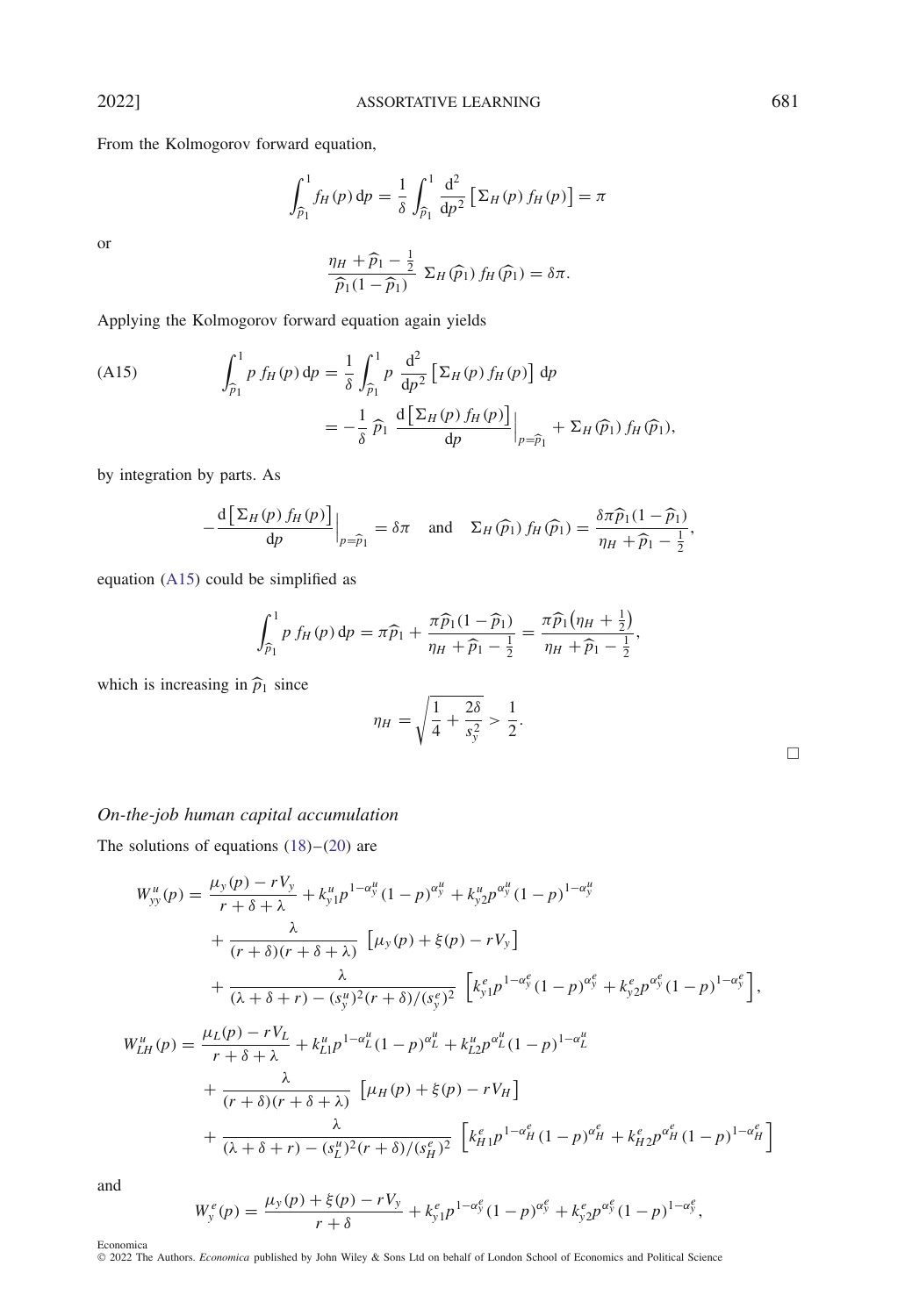From the Kolmogorov forward equation,

$$\int_{\widehat{p}_1}^{1} f_H(p)\,\mathrm{d}p = \frac{1}{\delta}\int_{\widehat{p}_1}^{1} \frac{\mathrm{d}^2}{\mathrm{d}p^2}\left[\Sigma_H(p)\, f_H(p)\right] = \pi$$

or

$$\frac{\eta_H + \widehat{p}_1 - \frac{1}{2}}{\widehat{p}_1(1-\widehat{p}_1)}\ \Sigma_H(\widehat{p}_1)\, f_H(\widehat{p}_1) = \delta\pi.$$

Applying the Kolmogorov forward equation again yields

$$\text{(A15)}\qquad \begin{aligned}\int_{\widehat{p}_1}^{1} p\, f_H(p)\,\mathrm{d}p &= \frac{1}{\delta}\int_{\widehat{p}_1}^{1} p\ \frac{\mathrm{d}^2}{\mathrm{d}p^2}\left[\Sigma_H(p)\, f_H(p)\right]\mathrm{d}p \\ &= -\frac{1}{\delta}\ \widehat{p}_1\ \frac{\mathrm{d}\left[\Sigma_H(p)\, f_H(p)\right]}{\mathrm{d}p}\Big|_{p=\widehat{p}_1} + \Sigma_H(\widehat{p}_1)\, f_H(\widehat{p}_1),\end{aligned}$$

by integration by parts. As

$$-\frac{\mathrm{d}\left[\Sigma_H(p)\, f_H(p)\right]}{\mathrm{d}p}\Big|_{p=\widehat{p}_1} = \delta\pi \quad \text{and} \quad \Sigma_H(\widehat{p}_1)\, f_H(\widehat{p}_1) = \frac{\delta\pi\widehat{p}_1(1-\widehat{p}_1)}{\eta_H + \widehat{p}_1 - \frac{1}{2}},$$

equation (A15) could be simplified as

$$\int_{\widehat{p}_1}^{1} p\, f_H(p)\,\mathrm{d}p = \pi\widehat{p}_1 + \frac{\pi\widehat{p}_1(1-\widehat{p}_1)}{\eta_H + \widehat{p}_1 - \frac{1}{2}} = \frac{\pi\widehat{p}_1\left(\eta_H + \frac{1}{2}\right)}{\eta_H + \widehat{p}_1 - \frac{1}{2}},$$

which is increasing in $\widehat{p}_1$ since

$$\eta_H = \sqrt{\frac{1}{4} + \frac{2\delta}{s_y^2}} > \frac{1}{2}.$$

□

*On-the-job human capital accumulation*

The solutions of equations (18)–(20) are

$$\begin{aligned}W_{yy}^u(p) = {} & \frac{\mu_y(p) - rV_y}{r+\delta+\lambda} + k_{y1}^u p^{1-\alpha_y^u}(1-p)^{\alpha_y^u} + k_{y2}^u p^{\alpha_y^u}(1-p)^{1-\alpha_y^u} \\ & + \frac{\lambda}{(r+\delta)(r+\delta+\lambda)}\ \left[\mu_y(p) + \xi(p) - rV_y\right] \\ & + \frac{\lambda}{(\lambda+\delta+r) - (s_y^u)^2(r+\delta)/(s_y^e)^2}\ \left[k_{y1}^e p^{1-\alpha_y^e}(1-p)^{\alpha_y^e} + k_{y2}^e p^{\alpha_y^e}(1-p)^{1-\alpha_y^e}\right],\end{aligned}$$

$$\begin{aligned}W_{LH}^u(p) = {} & \frac{\mu_L(p) - rV_L}{r+\delta+\lambda} + k_{L1}^u p^{1-\alpha_L^u}(1-p)^{\alpha_L^u} + k_{L2}^u p^{\alpha_L^u}(1-p)^{1-\alpha_L^u} \\ & + \frac{\lambda}{(r+\delta)(r+\delta+\lambda)}\ \left[\mu_H(p) + \xi(p) - rV_H\right] \\ & + \frac{\lambda}{(\lambda+\delta+r) - (s_L^u)^2(r+\delta)/(s_H^e)^2}\ \left[k_{H1}^e p^{1-\alpha_H^e}(1-p)^{\alpha_H^e} + k_{H2}^e p^{\alpha_H^e}(1-p)^{1-\alpha_H^e}\right]\end{aligned}$$

and

$$W_y^e(p) = \frac{\mu_y(p) + \xi(p) - rV_y}{r+\delta} + k_{y1}^e p^{1-\alpha_y^e}(1-p)^{\alpha_y^e} + k_{y2}^e p^{\alpha_y^e}(1-p)^{1-\alpha_y^e},$$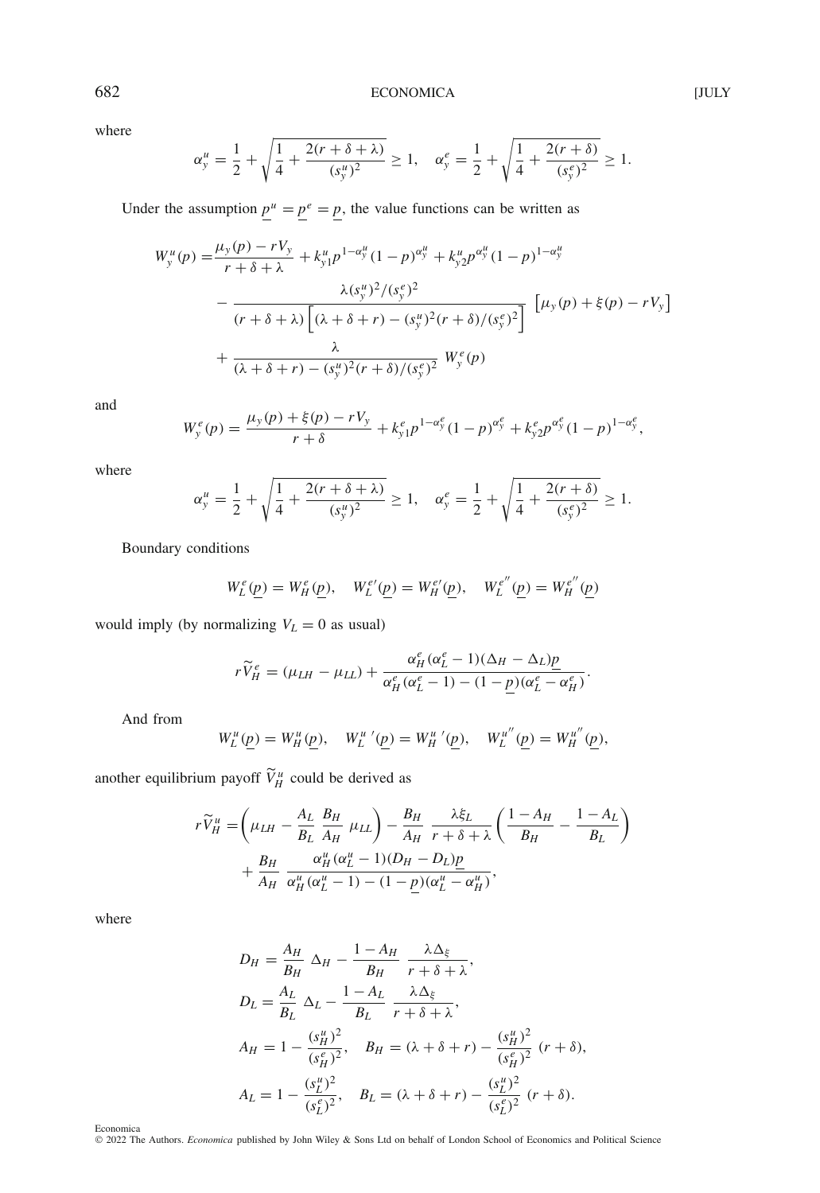where

$$\alpha_y^u = \frac{1}{2} + \sqrt{\frac{1}{4} + \frac{2(r+\delta+\lambda)}{(s_y^u)^2}} \geq 1, \quad \alpha_y^e = \frac{1}{2} + \sqrt{\frac{1}{4} + \frac{2(r+\delta)}{(s_y^e)^2}} \geq 1.$$

Under the assumption $\underline{p}^u = \underline{p}^e = \underline{p}$, the value functions can be written as

$$\begin{aligned}
W_y^u(p) = &\frac{\mu_y(p) - rV_y}{r+\delta+\lambda} + k_{y1}^u p^{1-\alpha_y^u}(1-p)^{\alpha_y^u} + k_{y2}^u p^{\alpha_y^u}(1-p)^{1-\alpha_y^u} \\
&- \frac{\lambda (s_y^u)^2/(s_y^e)^2}{(r+\delta+\lambda)\left[(\lambda+\delta+r) - (s_y^u)^2(r+\delta)/(s_y^e)^2\right]} \left[\mu_y(p) + \xi(p) - rV_y\right] \\
&+ \frac{\lambda}{(\lambda+\delta+r) - (s_y^u)^2(r+\delta)/(s_y^e)^2} W_y^e(p)
\end{aligned}$$

and

$$W_y^e(p) = \frac{\mu_y(p) + \xi(p) - rV_y}{r+\delta} + k_{y1}^e p^{1-\alpha_y^e}(1-p)^{\alpha_y^e} + k_{y2}^e p^{\alpha_y^e}(1-p)^{1-\alpha_y^e},$$

where

$$\alpha_y^u = \frac{1}{2} + \sqrt{\frac{1}{4} + \frac{2(r+\delta+\lambda)}{(s_y^u)^2}} \geq 1, \quad \alpha_y^e = \frac{1}{2} + \sqrt{\frac{1}{4} + \frac{2(r+\delta)}{(s_y^e)^2}} \geq 1.$$

Boundary conditions

$$W_L^e(\underline{p}) = W_H^e(\underline{p}), \quad W_L^{e\prime}(\underline{p}) = W_H^{e\prime}(\underline{p}), \quad W_L^{e\prime\prime}(\underline{p}) = W_H^{e\prime\prime}(\underline{p})$$

would imply (by normalizing $V_L = 0$ as usual)

$$r\widetilde{V}_H^e = (\mu_{LH} - \mu_{LL}) + \frac{\alpha_H^e(\alpha_L^e - 1)(\Delta_H - \Delta_L)\underline{p}}{\alpha_H^e(\alpha_L^e - 1) - (1-\underline{p})(\alpha_L^e - \alpha_H^e)}.$$

And from

$$W_L^u(\underline{p}) = W_H^u(\underline{p}), \quad W_L^{u\prime}(\underline{p}) = W_H^{u\prime}(\underline{p}), \quad W_L^{u\prime\prime}(\underline{p}) = W_H^{u\prime\prime}(\underline{p}),$$

another equilibrium payoff $\widetilde{V}_H^u$ could be derived as

$$\begin{aligned}
r\widetilde{V}_H^u = &\left(\mu_{LH} - \frac{A_L}{B_L}\frac{B_H}{A_H}\mu_{LL}\right) - \frac{B_H}{A_H}\frac{\lambda\xi_L}{r+\delta+\lambda}\left(\frac{1-A_H}{B_H} - \frac{1-A_L}{B_L}\right) \\
&+ \frac{B_H}{A_H}\frac{\alpha_H^u(\alpha_L^u - 1)(D_H - D_L)\underline{p}}{\alpha_H^u(\alpha_L^u - 1) - (1-\underline{p})(\alpha_L^u - \alpha_H^u)},
\end{aligned}$$

where

$$\begin{aligned}
D_H &= \frac{A_H}{B_H}\Delta_H - \frac{1-A_H}{B_H}\frac{\lambda\Delta_\xi}{r+\delta+\lambda}, \\
D_L &= \frac{A_L}{B_L}\Delta_L - \frac{1-A_L}{B_L}\frac{\lambda\Delta_\xi}{r+\delta+\lambda}, \\
A_H &= 1 - \frac{(s_H^u)^2}{(s_H^e)^2}, \quad B_H = (\lambda+\delta+r) - \frac{(s_H^u)^2}{(s_H^e)^2}(r+\delta), \\
A_L &= 1 - \frac{(s_L^u)^2}{(s_L^e)^2}, \quad B_L = (\lambda+\delta+r) - \frac{(s_L^u)^2}{(s_L^e)^2}(r+\delta).
\end{aligned}$$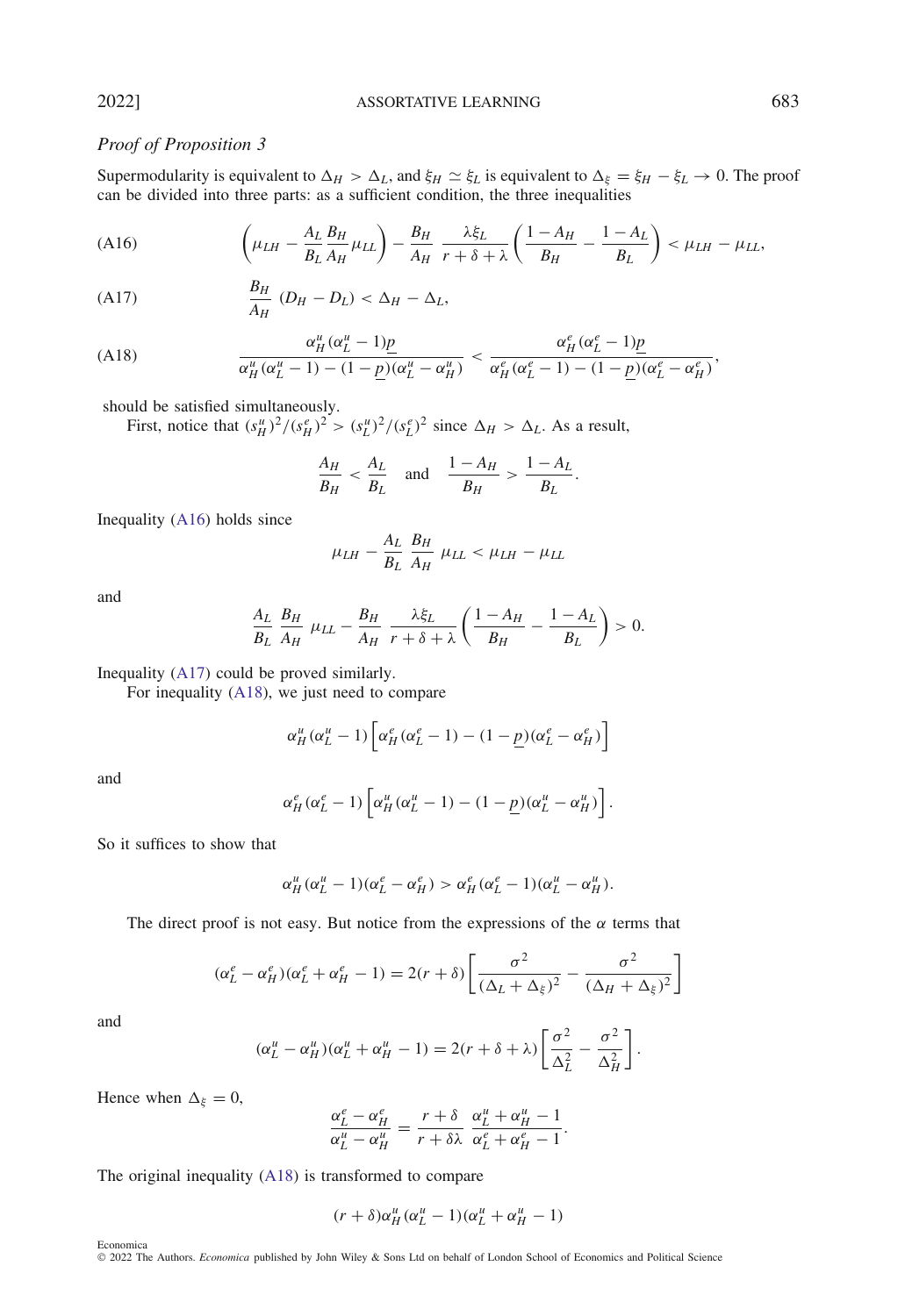### *Proof of Proposition 3*

Supermodularity is equivalent to $\Delta_H > \Delta_L$, and $\xi_H \simeq \xi_L$ is equivalent to $\Delta_\xi = \xi_H - \xi_L \to 0$. The proof can be divided into three parts: as a sufficient condition, the three inequalities

$$\left(\mu_{LH} - \frac{A_L}{B_L}\frac{B_H}{A_H}\mu_{LL}\right) - \frac{B_H}{A_H}\,\frac{\lambda\xi_L}{r+\delta+\lambda}\left(\frac{1-A_H}{B_H} - \frac{1-A_L}{B_L}\right) < \mu_{LH} - \mu_{LL}, \tag{A16}$$

$$\frac{B_H}{A_H}\,(D_H - D_L) < \Delta_H - \Delta_L, \tag{A17}$$

$$\frac{\alpha_H^u(\alpha_L^u - 1)\underline{p}}{\alpha_H^u(\alpha_L^u - 1) - (1-\underline{p})(\alpha_L^u - \alpha_H^u)} < \frac{\alpha_H^e(\alpha_L^e - 1)\underline{p}}{\alpha_H^e(\alpha_L^e - 1) - (1-\underline{p})(\alpha_L^e - \alpha_H^e)}, \tag{A18}$$

should be satisfied simultaneously.

First, notice that $(s_H^u)^2/(s_H^e)^2 > (s_L^u)^2/(s_L^e)^2$ since $\Delta_H > \Delta_L$. As a result,

$$\frac{A_H}{B_H} < \frac{A_L}{B_L} \quad \text{and} \quad \frac{1-A_H}{B_H} > \frac{1-A_L}{B_L}.$$

Inequality (A16) holds since

$$\mu_{LH} - \frac{A_L}{B_L}\,\frac{B_H}{A_H}\,\mu_{LL} < \mu_{LH} - \mu_{LL}$$

and

$$\frac{A_L}{B_L}\,\frac{B_H}{A_H}\,\mu_{LL} - \frac{B_H}{A_H}\,\frac{\lambda\xi_L}{r+\delta+\lambda}\left(\frac{1-A_H}{B_H} - \frac{1-A_L}{B_L}\right) > 0.$$

Inequality (A17) could be proved similarly.

For inequality (A18), we just need to compare

$$\alpha_H^u(\alpha_L^u - 1)\left[\alpha_H^e(\alpha_L^e - 1) - (1-\underline{p})(\alpha_L^e - \alpha_H^e)\right]$$

and

$$\alpha_H^e(\alpha_L^e - 1)\left[\alpha_H^u(\alpha_L^u - 1) - (1-\underline{p})(\alpha_L^u - \alpha_H^u)\right].$$

So it suffices to show that

$$\alpha_H^u(\alpha_L^u - 1)(\alpha_L^e - \alpha_H^e) > \alpha_H^e(\alpha_L^e - 1)(\alpha_L^u - \alpha_H^u).$$

The direct proof is not easy. But notice from the expressions of the $\alpha$ terms that

$$(\alpha_L^e - \alpha_H^e)(\alpha_L^e + \alpha_H^e - 1) = 2(r+\delta)\left[\frac{\sigma^2}{(\Delta_L + \Delta_\xi)^2} - \frac{\sigma^2}{(\Delta_H + \Delta_\xi)^2}\right]$$

and

$$(\alpha_L^u - \alpha_H^u)(\alpha_L^u + \alpha_H^u - 1) = 2(r+\delta+\lambda)\left[\frac{\sigma^2}{\Delta_L^2} - \frac{\sigma^2}{\Delta_H^2}\right].$$

Hence when $\Delta_\xi = 0$,

$$\frac{\alpha_L^e - \alpha_H^e}{\alpha_L^u - \alpha_H^u} = \frac{r+\delta}{r+\delta\lambda}\,\frac{\alpha_L^u + \alpha_H^u - 1}{\alpha_L^e + \alpha_H^e - 1}.$$

The original inequality (A18) is transformed to compare

$$(r+\delta)\alpha_H^u(\alpha_L^u - 1)(\alpha_L^u + \alpha_H^u - 1)$$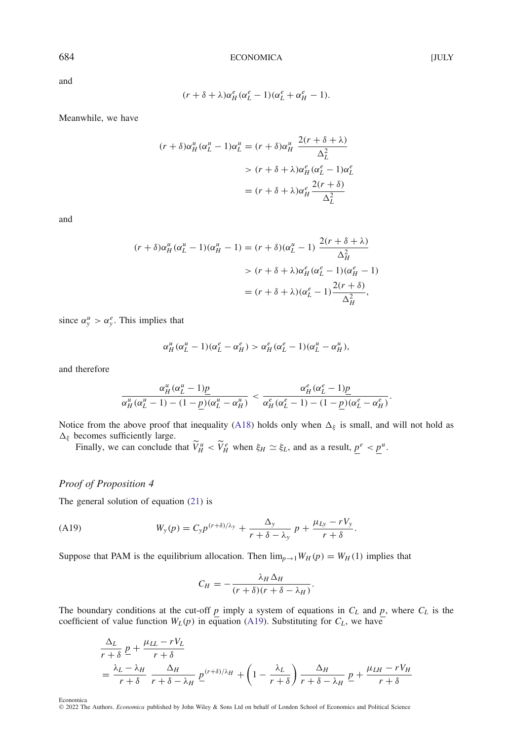and

$$(r+\delta+\lambda)\alpha_H^e(\alpha_L^e-1)(\alpha_L^e+\alpha_H^e-1).$$

Meanwhile, we have

$$\begin{aligned}(r+\delta)\alpha_H^u(\alpha_L^u-1)\alpha_L^u &= (r+\delta)\alpha_H^u\ \frac{2(r+\delta+\lambda)}{\Delta_L^2}\\ &> (r+\delta+\lambda)\alpha_H^e(\alpha_L^e-1)\alpha_L^e\\ &= (r+\delta+\lambda)\alpha_H^e\frac{2(r+\delta)}{\Delta_L^2}\end{aligned}$$

and

$$\begin{aligned}(r+\delta)\alpha_H^u(\alpha_L^u-1)(\alpha_H^u-1) &= (r+\delta)(\alpha_L^u-1)\ \frac{2(r+\delta+\lambda)}{\Delta_H^2}\\ &> (r+\delta+\lambda)\alpha_H^e(\alpha_L^e-1)(\alpha_H^e-1)\\ &= (r+\delta+\lambda)(\alpha_L^e-1)\frac{2(r+\delta)}{\Delta_H^2},\end{aligned}$$

since $\alpha_y^u > \alpha_y^e$. This implies that

$$\alpha_H^u(\alpha_L^u-1)(\alpha_L^e-\alpha_H^e) > \alpha_H^e(\alpha_L^e-1)(\alpha_L^u-\alpha_H^u),$$

and therefore

$$\frac{\alpha_H^u(\alpha_L^u-1)\underline{p}}{\alpha_H^u(\alpha_L^u-1)-(1-\underline{p})(\alpha_L^u-\alpha_H^u)} < \frac{\alpha_H^e(\alpha_L^e-1)\underline{p}}{\alpha_H^e(\alpha_L^e-1)-(1-\underline{p})(\alpha_L^e-\alpha_H^e)}.$$

Notice from the above proof that inequality (A18) holds only when $\Delta_\xi$ is small, and will not hold as $\Delta_\xi$ becomes sufficiently large.

Finally, we can conclude that $\widetilde{V}_H^u < \widetilde{V}_H^e$ when $\xi_H \simeq \xi_L$, and as a result, $\underline{p}^e < \underline{p}^u$.

### *Proof of Proposition 4*

The general solution of equation (21) is

$$W_y(p) = C_y p^{(r+\delta)/\lambda_y} + \frac{\Delta_y}{r+\delta-\lambda_y}\ p + \frac{\mu_{Ly}-rV_y}{r+\delta}. \tag{A19}$$

Suppose that PAM is the equilibrium allocation. Then $\lim_{p\to 1} W_H(p) = W_H(1)$ implies that

$$C_H = -\frac{\lambda_H\Delta_H}{(r+\delta)(r+\delta-\lambda_H)}.$$

The boundary conditions at the cut-off $\underline{p}$ imply a system of equations in $C_L$ and $\underline{p}$, where $C_L$ is the coefficient of value function $W_L(p)$ in equation (A19). Substituting for $C_L$, we have

$$\begin{aligned}&\frac{\Delta_L}{r+\delta}\ \underline{p} + \frac{\mu_{LL}-rV_L}{r+\delta}\\ &= \frac{\lambda_L-\lambda_H}{r+\delta}\ \frac{\Delta_H}{r+\delta-\lambda_H}\ \underline{p}^{(r+\delta)/\lambda_H} + \left(1-\frac{\lambda_L}{r+\delta}\right)\frac{\Delta_H}{r+\delta-\lambda_H}\ \underline{p} + \frac{\mu_{LH}-rV_H}{r+\delta}\end{aligned}$$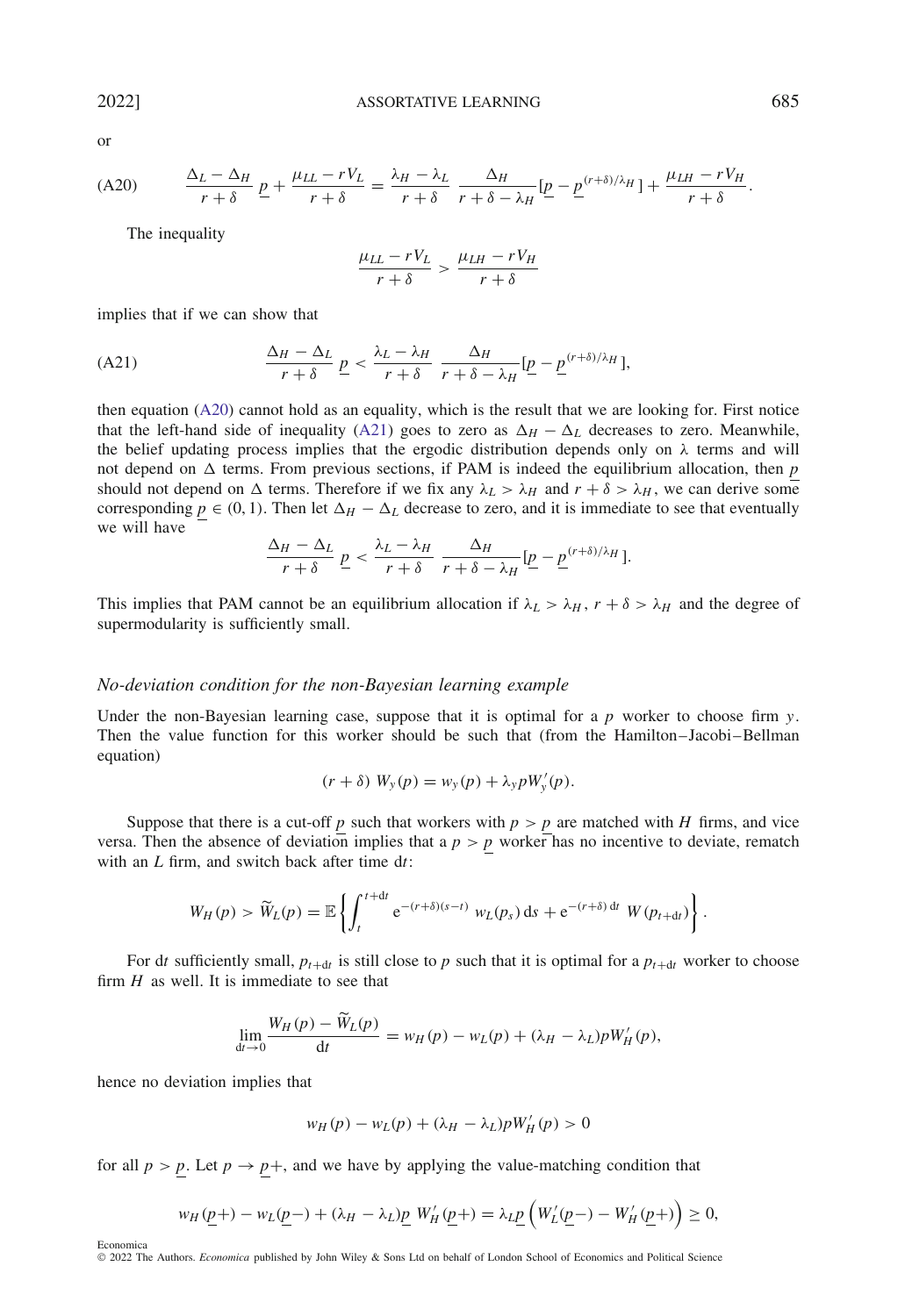or

$$\text{(A20)} \qquad \frac{\Delta_L - \Delta_H}{r+\delta}\, \underline{p} + \frac{\mu_{LL} - rV_L}{r+\delta} = \frac{\lambda_H - \lambda_L}{r+\delta}\, \frac{\Delta_H}{r+\delta-\lambda_H}[\underline{p} - \underline{p}^{(r+\delta)/\lambda_H}] + \frac{\mu_{LH} - rV_H}{r+\delta}.$$

The inequality

$$\frac{\mu_{LL} - rV_L}{r+\delta} > \frac{\mu_{LH} - rV_H}{r+\delta}$$

implies that if we can show that

$$\text{(A21)} \qquad \frac{\Delta_H - \Delta_L}{r+\delta}\, \underline{p} < \frac{\lambda_L - \lambda_H}{r+\delta}\, \frac{\Delta_H}{r+\delta-\lambda_H}[\underline{p} - \underline{p}^{(r+\delta)/\lambda_H}],$$

then equation (A20) cannot hold as an equality, which is the result that we are looking for. First notice that the left-hand side of inequality (A21) goes to zero as $\Delta_H - \Delta_L$ decreases to zero. Meanwhile, the belief updating process implies that the ergodic distribution depends only on $\lambda$ terms and will not depend on $\Delta$ terms. From previous sections, if PAM is indeed the equilibrium allocation, then $\underline{p}$ should not depend on $\Delta$ terms. Therefore if we fix any $\lambda_L > \lambda_H$ and $r+\delta > \lambda_H$, we can derive some corresponding $\underline{p} \in (0,1)$. Then let $\Delta_H - \Delta_L$ decrease to zero, and it is immediate to see that eventually we will have

$$\frac{\Delta_H - \Delta_L}{r+\delta}\, \underline{p} < \frac{\lambda_L - \lambda_H}{r+\delta}\, \frac{\Delta_H}{r+\delta-\lambda_H}[\underline{p} - \underline{p}^{(r+\delta)/\lambda_H}].$$

This implies that PAM cannot be an equilibrium allocation if $\lambda_L > \lambda_H$, $r+\delta > \lambda_H$ and the degree of supermodularity is sufficiently small.

### *No-deviation condition for the non-Bayesian learning example*

Under the non-Bayesian learning case, suppose that it is optimal for a $p$ worker to choose firm $y$. Then the value function for this worker should be such that (from the Hamilton–Jacobi–Bellman equation)

$$(r+\delta)\; W_y(p) = w_y(p) + \lambda_y p W_y'(p).$$

Suppose that there is a cut-off $\underline{p}$ such that workers with $p > \underline{p}$ are matched with $H$ firms, and vice versa. Then the absence of deviation implies that a $p > \underline{p}$ worker has no incentive to deviate, rematch with an $L$ firm, and switch back after time $\mathrm{d}t$:

$$W_H(p) > \widetilde{W}_L(p) = \mathbb{E}\left\{\int_t^{t+\mathrm{d}t} \mathrm{e}^{-(r+\delta)(s-t)}\; w_L(p_s)\,\mathrm{d}s + \mathrm{e}^{-(r+\delta)\,\mathrm{d}t}\; W(p_{t+\mathrm{d}t})\right\}.$$

For $\mathrm{d}t$ sufficiently small, $p_{t+\mathrm{d}t}$ is still close to $p$ such that it is optimal for a $p_{t+\mathrm{d}t}$ worker to choose firm $H$ as well. It is immediate to see that

$$\lim_{\mathrm{d}t\to 0} \frac{W_H(p) - \widetilde{W}_L(p)}{\mathrm{d}t} = w_H(p) - w_L(p) + (\lambda_H - \lambda_L)pW_H'(p),$$

hence no deviation implies that

$$w_H(p) - w_L(p) + (\lambda_H - \lambda_L)pW_H'(p) > 0$$

for all $p > \underline{p}$. Let $p \to \underline{p}+$, and we have by applying the value-matching condition that

$$w_H(\underline{p}+) - w_L(\underline{p}-) + (\lambda_H - \lambda_L)\underline{p}\; W_H'(\underline{p}+) = \lambda_L \underline{p}\left(W_L'(\underline{p}-) - W_H'(\underline{p}+)\right) \geq 0,$$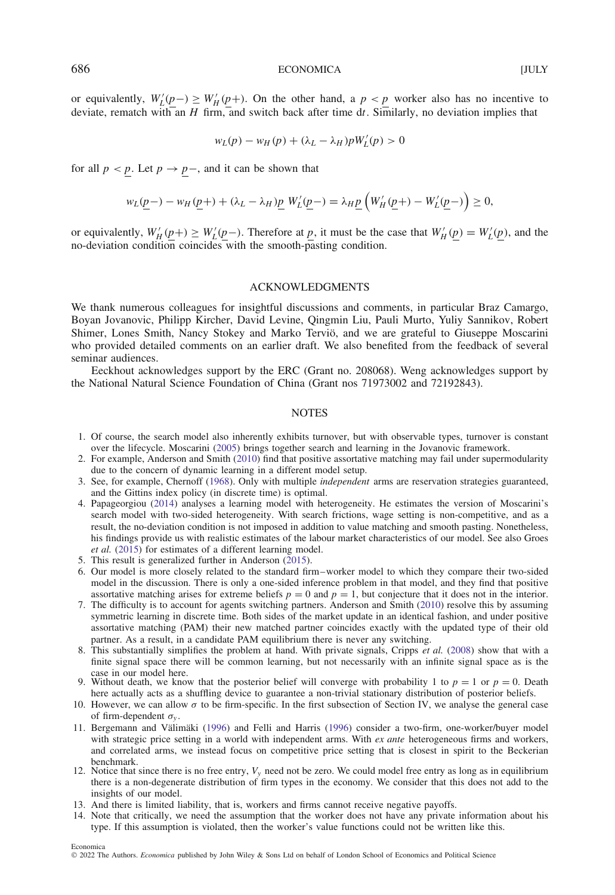or equivalently, $W_L'(\underline{p}-) \geq W_H'(\underline{p}+)$. On the other hand, a $p < \underline{p}$ worker also has no incentive to deviate, rematch with an $H$ firm, and switch back after time $\mathrm{d}t$. Similarly, no deviation implies that

$$w_L(p) - w_H(p) + (\lambda_L - \lambda_H)pW_L'(p) > 0$$

for all $p < \underline{p}$. Let $p \to \underline{p}-$, and it can be shown that

$$w_L(\underline{p}-) - w_H(\underline{p}+) + (\lambda_L - \lambda_H)\underline{p}\ W_L'(\underline{p}-) = \lambda_H \underline{p}\left(W_H'(\underline{p}+) - W_L'(\underline{p}-)\right) \geq 0,$$

or equivalently, $W_H'(\underline{p}+) \geq W_L'(\underline{p}-)$. Therefore at $\underline{p}$, it must be the case that $W_H'(\underline{p}) = W_L'(\underline{p})$, and the no-deviation condition coincides with the smooth-pasting condition.

## ACKNOWLEDGMENTS

We thank numerous colleagues for insightful discussions and comments, in particular Braz Camargo, Boyan Jovanovic, Philipp Kircher, David Levine, Qingmin Liu, Pauli Murto, Yuliy Sannikov, Robert Shimer, Lones Smith, Nancy Stokey and Marko Terviö, and we are grateful to Giuseppe Moscarini who provided detailed comments on an earlier draft. We also benefited from the feedback of several seminar audiences.

Eeckhout acknowledges support by the ERC (Grant no. 208068). Weng acknowledges support by the National Natural Science Foundation of China (Grant nos 71973002 and 72192843).

## NOTES

1. Of course, the search model also inherently exhibits turnover, but with observable types, turnover is constant over the lifecycle. Moscarini (2005) brings together search and learning in the Jovanovic framework.
2. For example, Anderson and Smith (2010) find that positive assortative matching may fail under supermodularity due to the concern of dynamic learning in a different model setup.
3. See, for example, Chernoff (1968). Only with multiple *independent* arms are reservation strategies guaranteed, and the Gittins index policy (in discrete time) is optimal.
4. Papageorgiou (2014) analyses a learning model with heterogeneity. He estimates the version of Moscarini's search model with two-sided heterogeneity. With search frictions, wage setting is non-competitive, and as a result, the no-deviation condition is not imposed in addition to value matching and smooth pasting. Nonetheless, his findings provide us with realistic estimates of the labour market characteristics of our model. See also Groes *et al.* (2015) for estimates of a different learning model.
5. This result is generalized further in Anderson (2015).
6. Our model is more closely related to the standard firm–worker model to which they compare their two-sided model in the discussion. There is only a one-sided inference problem in that model, and they find that positive assortative matching arises for extreme beliefs $p = 0$ and $p = 1$, but conjecture that it does not in the interior.
7. The difficulty is to account for agents switching partners. Anderson and Smith (2010) resolve this by assuming symmetric learning in discrete time. Both sides of the market update in an identical fashion, and under positive assortative matching (PAM) their new matched partner coincides exactly with the updated type of their old partner. As a result, in a candidate PAM equilibrium there is never any switching.
8. This substantially simplifies the problem at hand. With private signals, Cripps *et al.* (2008) show that with a finite signal space there will be common learning, but not necessarily with an infinite signal space as is the case in our model here.
9. Without death, we know that the posterior belief will converge with probability 1 to $p = 1$ or $p = 0$. Death here actually acts as a shuffling device to guarantee a non-trivial stationary distribution of posterior beliefs.
10. However, we can allow $\sigma$ to be firm-specific. In the first subsection of Section IV, we analyse the general case of firm-dependent $\sigma_y$.
11. Bergemann and Välimäki (1996) and Felli and Harris (1996) consider a two-firm, one-worker/buyer model with strategic price setting in a world with independent arms. With *ex ante* heterogeneous firms and workers, and correlated arms, we instead focus on competitive price setting that is closest in spirit to the Beckerian benchmark.
12. Notice that since there is no free entry, $V_y$ need not be zero. We could model free entry as long as in equilibrium there is a non-degenerate distribution of firm types in the economy. We consider that this does not add to the insights of our model.
13. And there is limited liability, that is, workers and firms cannot receive negative payoffs.
14. Note that critically, we need the assumption that the worker does not have any private information about his type. If this assumption is violated, then the worker's value functions could not be written like this.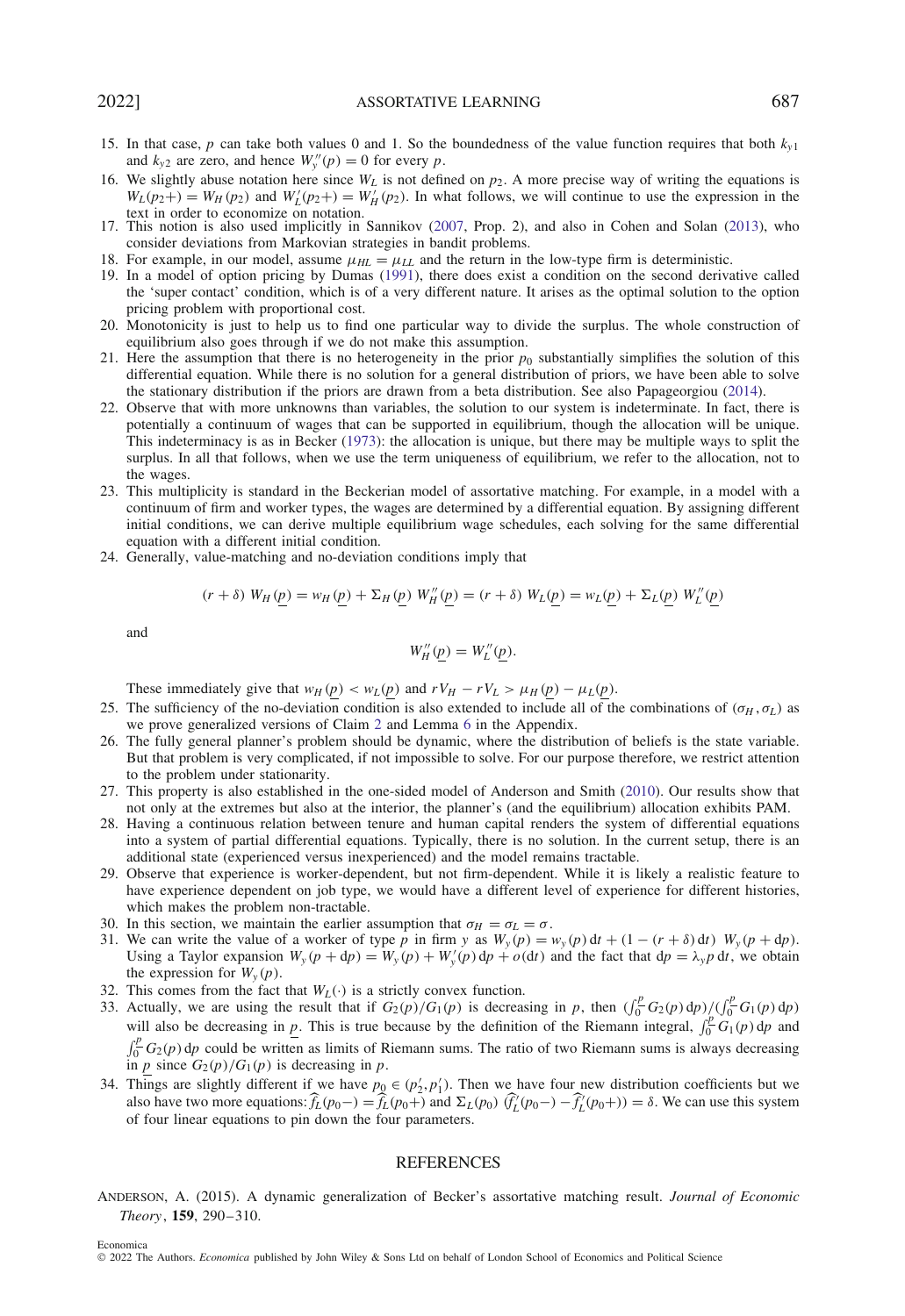15. In that case, $p$ can take both values 0 and 1. So the boundedness of the value function requires that both $k_{y1}$ and $k_{y2}$ are zero, and hence $W_y''(p) = 0$ for every $p$.
16. We slightly abuse notation here since $W_L$ is not defined on $p_2$. A more precise way of writing the equations is $W_L(p_2+) = W_H(p_2)$ and $W_L'(p_2+) = W_H'(p_2)$. In what follows, we will continue to use the expression in the text in order to economize on notation.
17. This notion is also used implicitly in Sannikov (2007, Prop. 2), and also in Cohen and Solan (2013), who consider deviations from Markovian strategies in bandit problems.
18. For example, in our model, assume $\mu_{HL} = \mu_{LL}$ and the return in the low-type firm is deterministic.
19. In a model of option pricing by Dumas (1991), there does exist a condition on the second derivative called the 'super contact' condition, which is of a very different nature. It arises as the optimal solution to the option pricing problem with proportional cost.
20. Monotonicity is just to help us to find one particular way to divide the surplus. The whole construction of equilibrium also goes through if we do not make this assumption.
21. Here the assumption that there is no heterogeneity in the prior $p_0$ substantially simplifies the solution of this differential equation. While there is no solution for a general distribution of priors, we have been able to solve the stationary distribution if the priors are drawn from a beta distribution. See also Papageorgiou (2014).
22. Observe that with more unknowns than variables, the solution to our system is indeterminate. In fact, there is potentially a continuum of wages that can be supported in equilibrium, though the allocation will be unique. This indeterminacy is as in Becker (1973): the allocation is unique, but there may be multiple ways to split the surplus. In all that follows, when we use the term uniqueness of equilibrium, we refer to the allocation, not to the wages.
23. This multiplicity is standard in the Beckerian model of assortative matching. For example, in a model with a continuum of firm and worker types, the wages are determined by a differential equation. By assigning different initial conditions, we can derive multiple equilibrium wage schedules, each solving for the same differential equation with a different initial condition.
24. Generally, value-matching and no-deviation conditions imply that

$$(r+\delta)\ W_H(\underline{p}) = w_H(\underline{p}) + \Sigma_H(\underline{p})\ W_H''(\underline{p}) = (r+\delta)\ W_L(\underline{p}) = w_L(\underline{p}) + \Sigma_L(\underline{p})\ W_L''(\underline{p})$$

and

$$W_H''(\underline{p}) = W_L''(\underline{p}).$$

These immediately give that $w_H(\underline{p}) < w_L(\underline{p})$ and $rV_H - rV_L > \mu_H(\underline{p}) - \mu_L(\underline{p})$.
25. The sufficiency of the no-deviation condition is also extended to include all of the combinations of $(\sigma_H, \sigma_L)$ as we prove generalized versions of Claim 2 and Lemma 6 in the Appendix.
26. The fully general planner's problem should be dynamic, where the distribution of beliefs is the state variable. But that problem is very complicated, if not impossible to solve. For our purpose therefore, we restrict attention to the problem under stationarity.
27. This property is also established in the one-sided model of Anderson and Smith (2010). Our results show that not only at the extremes but also at the interior, the planner's (and the equilibrium) allocation exhibits PAM.
28. Having a continuous relation between tenure and human capital renders the system of differential equations into a system of partial differential equations. Typically, there is no solution. In the current setup, there is an additional state (experienced versus inexperienced) and the model remains tractable.
29. Observe that experience is worker-dependent, but not firm-dependent. While it is likely a realistic feature to have experience dependent on job type, we would have a different level of experience for different histories, which makes the problem non-tractable.
30. In this section, we maintain the earlier assumption that $\sigma_H = \sigma_L = \sigma$.
31. We can write the value of a worker of type $p$ in firm $y$ as $W_y(p) = w_y(p)\,\mathrm{d}t + (1-(r+\delta)\,\mathrm{d}t)\ W_y(p+\mathrm{d}p)$. Using a Taylor expansion $W_y(p+\mathrm{d}p) = W_y(p) + W_y'(p)\,\mathrm{d}p + o(\mathrm{d}t)$ and the fact that $\mathrm{d}p = \lambda_y p\,\mathrm{d}t$, we obtain the expression for $W_y(p)$.
32. This comes from the fact that $W_L(\cdot)$ is a strictly convex function.
33. Actually, we are using the result that if $G_2(p)/G_1(p)$ is decreasing in $p$, then $(\int_0^{\underline{p}} G_2(p)\,\mathrm{d}p)/(\int_0^{\underline{p}} G_1(p)\,\mathrm{d}p)$ will also be decreasing in $\underline{p}$. This is true because by the definition of the Riemann integral, $\int_0^{\underline{p}} G_1(p)\,\mathrm{d}p$ and $\int_0^{\underline{p}} G_2(p)\,\mathrm{d}p$ could be written as limits of Riemann sums. The ratio of two Riemann sums is always decreasing in $\underline{p}$ since $G_2(p)/G_1(p)$ is decreasing in $p$.
34. Things are slightly different if we have $p_0 \in (p_2', p_1')$. Then we have four new distribution coefficients but we also have two more equations: $\widehat{f}_L(p_0-) = \widehat{f}_L(p_0+)$ and $\Sigma_L(p_0)\ (\widehat{f}_L'(p_0-) - \widehat{f}_L'(p_0+)) = \delta$. We can use this system of four linear equations to pin down the four parameters.

## REFERENCES

ANDERSON, A. (2015). A dynamic generalization of Becker's assortative matching result. *Journal of Economic Theory*, **159**, 290–310.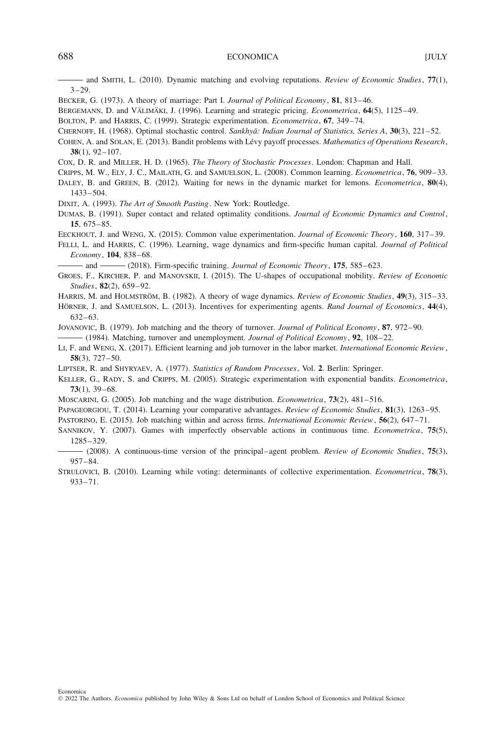——— and SMITH, L. (2010). Dynamic matching and evolving reputations. *Review of Economic Studies*, **77**(1), 3–29.

BECKER, G. (1973). A theory of marriage: Part I. *Journal of Political Economy*, **81**, 813–46.

BERGEMANN, D. and VÄLIMÄKI, J. (1996). Learning and strategic pricing. *Econometrica*, **64**(5), 1125–49.

BOLTON, P. and HARRIS, C. (1999). Strategic experimentation. *Econometrica*, **67**, 349–74.

CHERNOFF, H. (1968). Optimal stochastic control. *Sankhyā: Indian Journal of Statistics, Series A*, **30**(3), 221–52.

COHEN, A. and SOLAN, E. (2013). Bandit problems with Lévy payoff processes. *Mathematics of Operations Research*, **38**(1), 92–107.

COX, D. R. and MILLER, H. D. (1965). *The Theory of Stochastic Processes*. London: Chapman and Hall.

CRIPPS, M. W., ELY, J. C., MAILATH, G. and SAMUELSON, L. (2008). Common learning. *Econometrica*, **76**, 909–33.

DALEY, B. and GREEN, B. (2012). Waiting for news in the dynamic market for lemons. *Econometrica*, **80**(4), 1433–504.

DIXIT, A. (1993). *The Art of Smooth Pasting*. New York: Routledge.

DUMAS, B. (1991). Super contact and related optimality conditions. *Journal of Economic Dynamics and Control*, **15**, 675–85.

EECKHOUT, J. and WENG, X. (2015). Common value experimentation. *Journal of Economic Theory*, **160**, 317–39.

FELLI, L. and HARRIS, C. (1996). Learning, wage dynamics and firm-specific human capital. *Journal of Political Economy*, **104**, 838–68.

——— and ——— (2018). Firm-specific training. *Journal of Economic Theory*, **175**, 585–623.

GROES, F., KIRCHER, P. and MANOVSKII, I. (2015). The U-shapes of occupational mobility. *Review of Economic Studies*, **82**(2), 659–92.

HARRIS, M. and HOLMSTRÖM, B. (1982). A theory of wage dynamics. *Review of Economic Studies*, **49**(3), 315–33.

HÖRNER, J. and SAMUELSON, L. (2013). Incentives for experimenting agents. *Rand Journal of Economics*, **44**(4), 632–63.

JOVANOVIC, B. (1979). Job matching and the theory of turnover. *Journal of Political Economy*, **87**, 972–90.

——— (1984). Matching, turnover and unemployment. *Journal of Political Economy*, **92**, 108–22.

LI, F. and WENG, X. (2017). Efficient learning and job turnover in the labor market. *International Economic Review*, **58**(3), 727–50.

LIPTSER, R. and SHYRYAEV, A. (1977). *Statistics of Random Processes*, Vol. **2**. Berlin: Springer.

KELLER, G., RADY, S. and CRIPPS, M. (2005). Strategic experimentation with exponential bandits. *Econometrica*, **73**(1), 39–68.

MOSCARINI, G. (2005). Job matching and the wage distribution. *Econometrica*, **73**(2), 481–516.

PAPAGEORGIOU, T. (2014). Learning your comparative advantages. *Review of Economic Studies*, **81**(3), 1263–95.

PASTORINO, E. (2015). Job matching within and across firms. *International Economic Review*, **56**(2), 647–71.

SANNIKOV, Y. (2007). Games with imperfectly observable actions in continuous time. *Econometrica*, **75**(5), 1285–329.

——— (2008). A continuous-time version of the principal–agent problem. *Review of Economic Studies*, **75**(3), 957–84.

STRULOVICI, B. (2010). Learning while voting: determinants of collective experimentation. *Econometrica*, **78**(3), 933–71.